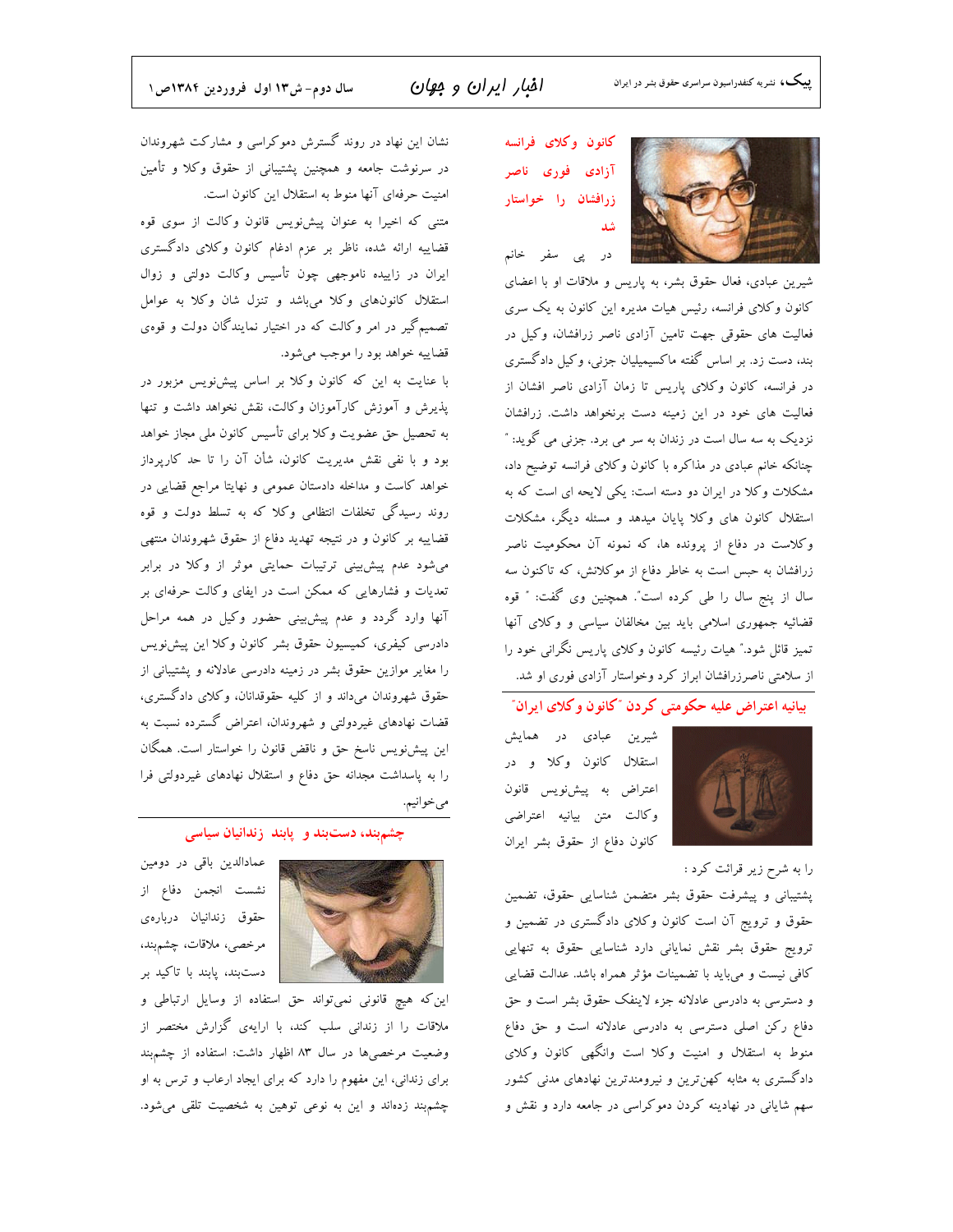## کانون وکلای فرانسه آزادی فوری ناصر زرافشان را خواستار شد

در پی سفر خانم شیرین عبادی، فعال حقوق بشر، به پاریس و ملاقات او با اعضای کانون وکلای فرانسه، رئیس هیات مدیره این کانون به یک سری فعالیت های حقوقی جهت تامین آزادی ناصر زرافشان، وکیل در بند، دست زد. بر اساس گفته ماکسیمیلیان جزنی، وکیل دادگستری در فرانسه، کانون وکلای پاریس تا زمان آزادی ناصر افشان از فعالیت های خود در این زمینه دست برنخواهد داشت. زرافشان نزدیک به سه سال است در زندان به سر می برد. جزنی می گوید: " چنانکه خانم عبادی در مذاکره با کانون وکلای فرانسه توضیح داد، مشکلات وکلا در ایران دو دسته است: یکی لایحه ای است که به استقلال کانون های وکلا پایان میدهد و مسئله دیگر، مشکلات وکلاست در دفاع از پرونده ها، که نمونه آن محکومیت ناصر زرافشان به حبس است به خاطر دفاع از موکلانش، که تاکنون سه سال از پنج سال را طی کرده است". همچنین وی گفت: " قوه قضائیه جمهوری اسلامی باید بین مخالفان سیاسی و وکلای آنها تمیز قائل شود." هیات رئیسه کانون وکلای پاریس نگرانی خود را از سلامتی ناصرزرافشان ابراز کرد وخواستار آزادی فوری او شد.

## بیانیه اعتراض علیه حکومتی کردن "کانون وکلای ایران"

شیرین عبادی در همایش استقلال کانون وکلا و در اعتراض به پیش‌نویس قانون وکالت متن بیانیه اعتراضی کانون دفاع از حقوق بشر ایران را به شرح زیر قرائت کرد :

پشتیبانی و پیشرفت حقوق بشر متضمن شناسایی حقوق، تضمین حقوق و ترویج آن است کانون وکلای دادگستری در تضمین و ترویج حقوق بشر نقش نمایانی دارد شناسایی حقوق به تنهایی کافی نیست و می‌باید با تضمینات مؤثر همراه باشد. عدالت قضایی و دسترسی به دادرسی عادلانه جزء لاینفک حقوق بشر است و حق دفاع رکن اصلی دسترسی به دادرسی عادلانه است و حق دفاع منوط به استقلال و امنیت وکلا است وانگهی کانون وکلای دادگستری به مثابه کهن‌ترین و نیرومندترین نهادهای مدنی کشور سهم شایانی در نهادینه کردن دموکراسی در جامعه دارد و نقش و نشان این نهاد در روند گسترش دموکراسی و مشارکت شهروندان در سرنوشت جامعه و همچنین پشتیبانی از حقوق وکلا و تأمین امنیت حرفه‌ای آنها منوط به استقلال این کانون است.

متنی که اخیرا به عنوان پیش‌نویس قانون وکالت از سوی قوه قضاییه ارائه شده، ناظر بر عزم ادغام کانون وکلای دادگستری ایران در زاییده ناموجهی چون تأسیس وکالت دولتی و زوال استقلال کانون‌های وکلا می‌باشد و تنزل شان وکلا به عوامل تصمیم‌گیر در امر وکالت که در اختیار نمایندگان دولت و قوه‌ی قضاییه خواهد بود را موجب می‌شود.

با عنایت به این که کانون وکلا بر اساس پیش‌نویس مزبور در پذیرش و آموزش کارآموزان وکالت، نقش نخواهد داشت و تنها به تحصیل حق عضویت وکلا برای تأسیس کانون ملی مجاز خواهد بود و با نفی نقش مدیریت کانون، شأن آن را تا حد کارپرداز خواهد کاست و مداخله دادستان عمومی و نهایتا مراجع قضایی در روند رسیدگی تخلفات انتظامی وکلا که به تسلط دولت و قوه قضاییه بر کانون و در نتیجه تهدید دفاع از حقوق شهروندان منتهی می‌شود عدم پیش‌بینی ترتیبات حمایتی موثر از وکلا در برابر تعدیات و فشارهایی که ممکن است در ایفای وکالت حرفه‌ای بر آنها وارد گردد و عدم پیش‌بینی حضور وکیل در همه مراحل دادرسی کیفری، کمیسیون حقوق بشر کانون وکلا این پیش‌نویس را مغایر موازین حقوق بشر در زمینه دادرسی عادلانه و پشتیبانی از حقوق شهروندان می‌داند و از کلیه حقوقدانان، وکلای دادگستری، قضات نهادهای غیردولتی و شهروندان، اعتراض گسترده نسبت به این پیش‌نویس ناسخ حق و ناقض قانون را خواستار است. همگان را به پاسداشت مجدانه حق دفاع و استقلال نهادهای غیردولتی فرا می‌خوانیم.

## چشم‌بند، دست‌بند و پابند زندانیان سیاسی

عمادالدین باقی در دومین نشست انجمن دفاع از حقوق زندانیان درباره‌ی مرخصی، ملاقات، چشم‌بند، دست‌بند، پابند با تاکید بر این‌که هیچ قانونی نمی‌تواند حق استفاده از وسایل ارتباطی و ملاقات را از زندانی سلب کند، با ارایه‌ی گزارش مختصر از وضعیت مرخصی‌ها در سال ۸۳ اظهار داشت: استفاده از چشم‌بند برای زندانی، این مفهوم را دارد که برای ایجاد ارعاب و ترس به او چشم‌بند زده‌اند و این به نوعی توهین به شخصیت تلقی می‌شود.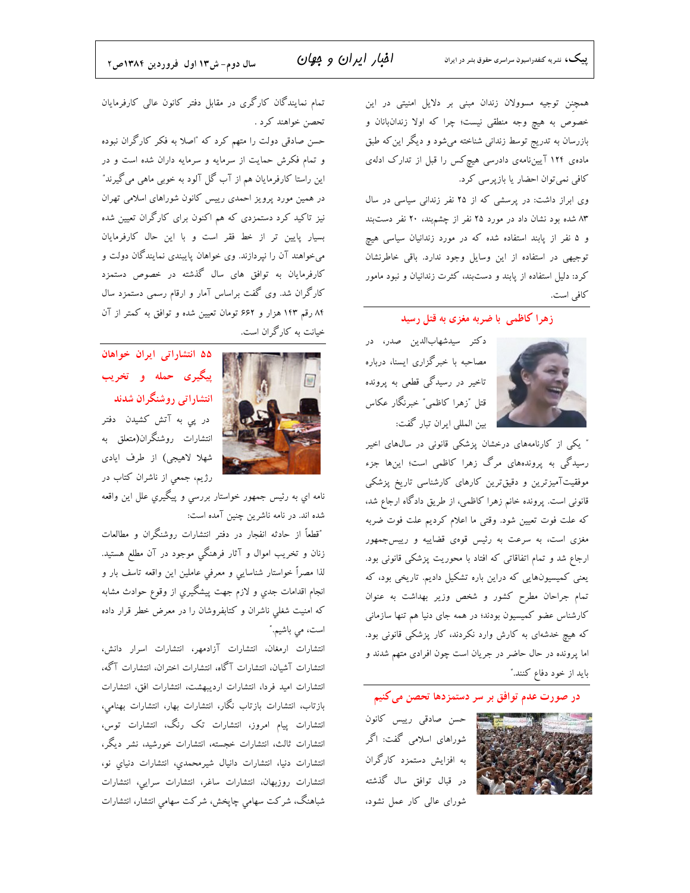همچنین توجیه مسوولان زندان مبنی بر دلایل امنیتی در این خصوص به هیچ وجه منطقی نیست؛ چرا که اولا زندانبانان و بازرسان به تدریج توسط زندانی شناخته می‌شود و دیگر این‌که طبق ماده‌ی ۱۲۴ آیین‌نامه‌ی دادرسی هیچ‌کس را قبل از تدارک ادله‌ی کافی نمی‌توان احضار یا بازپرسی کرد.

وی ابراز داشت: در پرسشی که از ۲۵ نفر زندانی سیاسی در سال ۸۳ شده بود نشان داد در مورد ۲۵ نفر از چشم‌بند، ۲۰ نفر دست‌بند و ۵ نفر از پابند استفاده شده که در مورد زندانیان سیاسی هیچ توجیهی در استفاده از این وسایل وجود ندارد. باقی خاطرنشان کرد: دلیل استفاده از پابند و دست‌بند، کثرت زندانیان و نبود مامور کافی است.

## زهرا کاظمی با ضربه مغزی به قتل رسید

دکتر سیدشهاب‌الدین صدر، در مصاحبه با خبرگزاری ایسنا، درباره تاخیر در رسیدگی قطعی به پرونده قتل "زهرا کاظمی" خبرنگار عکاس بین المللی ایران تبار گفت:

" یکی از کارنامه‌های درخشان پزشکی قانونی در سال‌های اخیر رسیدگی به پرونده‌های مرگ زهرا کاظمی است؛ این‌ها جزء موفقیت‌آمیزترین و دقیق‌ترین کارهای کارشناسی تاریخ پزشکی قانونی است. پرونده خانم زهرا کاظمی، از طریق دادگاه ارجاع شد، که علت فوت تعیین شود. وقتی ما اعلام کردیم علت فوت ضربه مغزی است، به سرعت به رئیس قوه‌ی قضاییه و رییس‌جمهور ارجاع شد و تمام اتفاقاتی که افتاد با محوریت پزشکی قانونی بود. یعنی کمیسیون‌هایی که دراین باره تشکیل دادیم. تاریخی بود، که تمام جراحان مطرح کشور و شخص وزیر بهداشت به عنوان کارشناس عضو کمیسیون بودند؛ در همه جای دنیا هم تنها سازمانی که هیچ خدشه‌ای به کارش وارد نکردند، کار پزشکی قانونی بود. اما پرونده در حال حاضر در جریان است چون افرادی متهم شدند و باید از خود دفاع کنند."

## در صورت عدم توافق بر سر دستمزدها تحصن می‌کنیم

حسن صادقی رییس کانون شوراهای اسلامی گفت: اگر به افزایش دستمزد کارگران در قبال توافق سال گذشته شورای عالی کار عمل نشود، تمام نمایندگان کارگری در مقابل دفتر کانون عالی کارفرمایان تحصن خواهند کرد.

حسن صادقی دولت را متهم کرد که "اصلا به فکر کارگران نبوده و تمام فکرش حمایت از سرمایه و سرمایه داران شده است و در این راستا کارفرمایان هم از آب گل آلود به خوبی ماهی می‌گیرند" در همین مورد پرویز احمدی رییس کانون شوراهای اسلامی تهران نیز تاکید کرد دستمزدی که هم اکنون برای کارگران تعیین شده بسیار پایین تر از خط فقر است و با این حال کارفرمایان می‌خواهند آن را نپردازند. وی خواهان پایبندی نمایندگان دولت و کارفرمایان به توافق های سال گذشته در خصوص دستمزد کارگران شد. وی گفت براساس آمار و ارقام رسمی دستمزد سال ۸۴ رقم ۱۴۳ هزار و ۶۶۲ تومان تعیین شده و توافق به کمتر از آن خیانت به کارگران است.

## ۵۵ انتشاراتی ایران خواهان پیگیری حمله و تخریب انتشاراتی روشنگران شدند

در پي به آتش كشيدن دفتر انتشارات روشنگران(متعلق به شهلا لاهيجي) از طرف ايادي رژيم، جمعي از ناشران كتاب در نامه اي به رئيس جمهور خواستار بررسي و پيگيري علل اين واقعه شده اند. در نامه ناشرين چنين آمده است:

"قطعاً از حادثه انفجار در دفتر انتشارات روشنگران و مطالعات زنان و تخريب اموال و آثار فرهنگي موجود در آن مطلع هستيد. لذا مصراً خواستار شناسايي و معرفي عاملين اين واقعه تاسف بار و انجام اقدامات جدي و لازم جهت پيشگيري از وقوع حوادث مشابه كه امنيت شغلي ناشران و كتابفروشان را در معرض خطر قرار داده است، مي باشيم."

انتشارات ارمغان، انتشارات آزادمهر، انتشارات اسرار دانش، انتشارات آشيان، انتشارات آگاه، انتشارات اختران، انتشارات آگه، انتشارات اميد فردا، انتشارات ارديبهشت، انتشارات افق، انتشارات بازتاب، انتشارات بازتاب نگار، انتشارات بهار، انتشارات بهنامي، انتشارات پيام امروز، انتشارات تک رنگ، انتشارات توس، انتشارات ثالث، انتشارات خجسته، انتشارات خورشيد، نشر ديگر، انتشارات دنيا، انتشارات دانيال شيرمحمدي، انتشارات دنياي نو، انتشارات روزبهان، انتشارات ساغر، انتشارات سرايي، انتشارات شباهنگ، شرکت سهامي چاپخش، شرکت سهامي انتشار، انتشارات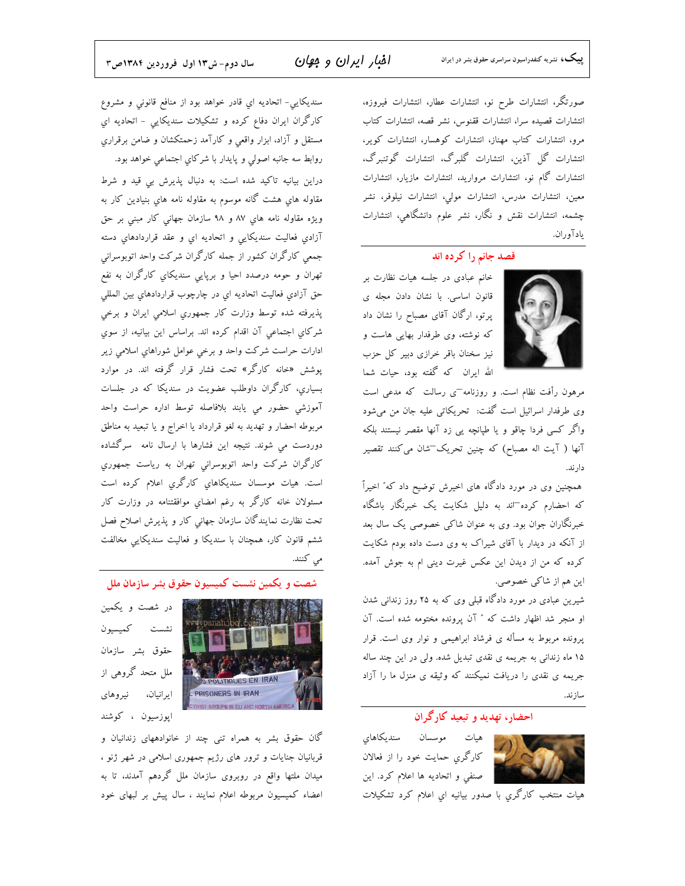صورتگر، انتشارات طرح نو، انتشارات عطار، انتشارات فیروزه، انتشارات قصیده سرا، انتشارات ققنوس، نشر قصه، انتشارات کتاب مرو، انتشارات کتاب مهناز، انتشارات کوهسار، انتشارات کویر، انتشارات گل آذین، انتشارات گلبرگ، انتشارات گوتنبرگ، انتشارات گام نو، انتشارات مروارید، انتشارات مازیار، انتشارات معین، انتشارات مدرس، انتشارات مولي، انتشارات نیلوفر، نشر چشمه، انتشارات نقش و نگار، نشر علوم دانشگاهي، انتشارات یادآوران.

## قصد جانم را کرده اند

خانم عبادی در جلسه هیات نظارت بر قانون اساسی. با نشان دادن مجله ی پرتو، ارگان آقای مصباح را نشان داد که نوشته، وی طرفدار بهایی هاست و نیز سخنان باقر خرازی دبیر کل حزب الله ایران که گفته بود، حیات شما مرهون رأفت نظام است. و روزنامه‌ی رسالت که مدعی است وی طرفدار اسرائیل است گفت: تحریکاتی علیه جان من می‌شود واگر کسی فردا چاقو و یا طپانچه یی زد آنها مقصر نیستند بلکه آنها ( آیت اله مصباح) که چنین تحریک‌شان می‌کنند تقصیر دارند.

همچنین وی در مورد دادگاه های اخیرش توضیح داد که" اخیراً که احضارم کرده‌اند به دلیل شکایت یک خبرنگار باشگاه خبرنگاران جوان بود. وی به عنوان شاکی خصوصی یک سال بعد از آنکه در دیدار با آقای شیراک به وی دست داده بودم شکایت کرده که من از دیدن این عکس غیرت دینی ام به جوش آمده. این هم از شاکی خصوصی.

شیرین عبادی در مورد دادگاه قبلی وی که به ۲۵ روز زندانی شدن او منجر شد اظهار داشت که " آن پرونده مختومه شده است. آن پرونده مربوط به مسأله ی فرشاد ابراهیمی و نوار وی است. قرار ۱۵ ماه زندانی به جریمه ی نقدی تبدیل شده. ولی در این چند ساله جریمه ی نقدی را دریافت نمیکنند که وثیقه ی منزل ما را آزاد سازند.

## احضار، تهدید و تبعید کارگران

هیات موسسان سندیکاهاي کارگري حمایت خود را از فعالان صنفي و اتحادیه ها اعلام کرد. این هیات منتخب کارگري با صدور بیانیه اي اعلام کرد تشکیلات سندیکایي- اتحادیه اي قادر خواهد بود از منافع قانوني و مشروع کارگران ایران دفاع کرده و تشکیلات سندیکایي - اتحادیه اي مستقل و آزاد، ابزار واقعي و کارآمد زحمتکشان و ضامن برقراري روابط سه جانبه اصولي و پایدار با شرکاي اجتماعي خواهد بود.

دراین بیانیه تاکید شده است: به دنبال پذیرش بي قید و شرط مقاوله هاي هشت گانه موسوم به مقاوله نامه هاي بنیادین کار به ویژه مقاوله نامه هاي ۸۷ و ۹۸ سازمان جهاني کار مبني بر حق آزادي فعالیت سندیکایي و اتحادیه اي و عقد قراردادهاي دسته جمعي کارگران کشور از جمله کارگران شرکت واحد اتوبوسراني تهران و حومه درصدد احیا و برپایي سندیکاي کارگران به نفع حق آزادي فعالیت اتحادیه اي در چارچوب قراردادهاي بین المللي پذیرفته شده توسط وزارت کار جمهوري اسلامي ایران و برخي شرکاي اجتماعي آن اقدام کرده اند. براساس این بیانیه، از سوي ادارات حراست شرکت واحد و برخي عوامل شوراهاي اسلامي زیر پوشش «خانه کارگر» تحت فشار قرار گرفته اند. در موارد بسیاري، کارگران داوطلب عضویت در سندیکا که در جلسات آموزشي حضور مي یابند بلافاصله توسط اداره حراست واحد مربوطه احضار و تهدید به لغو قرارداد یا اخراج و یا تبعید به مناطق دوردست مي شوند. نتیجه این فشارها با ارسال نامه سرگشاده کارگران شرکت واحد اتوبوسراني تهران به ریاست جمهوري است. هیات موسسان سندیکاهاي کارگري اعلام کرده است مسئولان خانه کارگر به رغم امضاي موافقتنامه در وزارت کار تحت نظارت نمایندگان سازمان جهاني کار و پذیرش اصلاح فصل ششم قانون کار، همچنان با سندیکا و فعالیت سندیکایي مخالفت مي کنند.

## شصت و یکمین نشست کمیسیون حقوق بشر سازمان ملل

در شصت و یکمین نشست کمیسیون حقوق بشر سازمان ملل متحد گروهی از ایرانیان، نیروهای اپوزسیون ، کوشندگان حقوق بشر به همراه تنی چند از خانوادههای زندانیان و قربانیان جنایات و ترور های رژیم جمهوری اسلامی در شهر ژنو ، میدان ملتها واقع در روبروی سازمان ملل گردهم آمدند، تا به اعضاء کمیسیون مربوطه اعلام نمایند ، سال پیش بر لبهای خود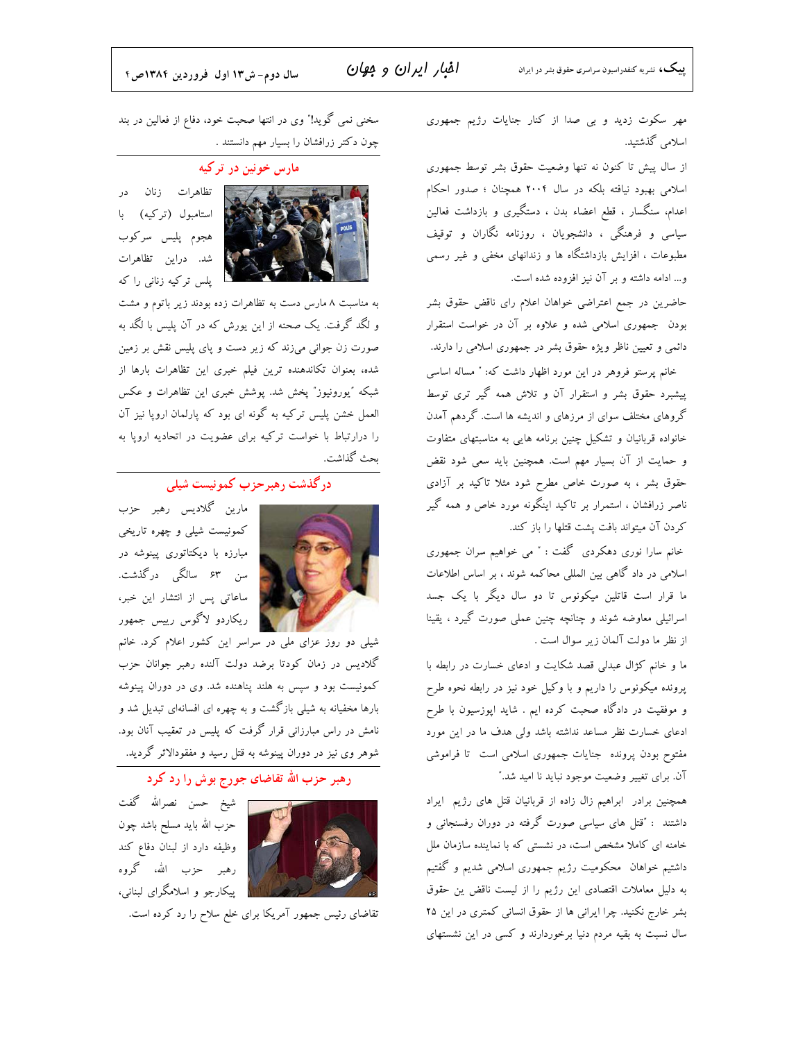مهر سکوت زدید و بی صدا از کنار جنایات رژیم جمهوری اسلامی گذشتید.

از سال پیش تا کنون نه تنها وضعیت حقوق بشر توسط جمهوری اسلامی بهبود نیافته بلکه در سال ۲۰۰۴ همچنان ؛ صدور احکام اعدام، سنگسار ، قطع اعضاء بدن ، دستگیری و بازداشت فعالین سیاسی و فرهنگی ، دانشجویان ، روزنامه نگاران و توقیف مطبوعات ، افزایش بازداشتگاه ها و زندانهای مخفی و غیر رسمی و... ادامه داشته و بر آن نیز افزوده شده است.

حاضرین در جمع اعتراضی خواهان اعلام رای ناقض حقوق بشر بودن جمهوری اسلامی شده و علاوه بر آن در خواست استقرار دائمی و تعیین ناظر ویژه حقوق بشر در جمهوری اسلامی را دارند.

خانم پرستو فروهر در این مورد اظهار داشت که: " مساله اساسی پیشبرد حقوق بشر و استقرار آن و تلاش همه گیر تری توسط گروهای مختلف سوای از مرزهای و اندیشه ها است. گردهم آمدن خانواده قربانیان و تشکیل چنین برنامه هایی به مناسبتهای متفاوت و حمایت از آن بسیار مهم است. همچنین باید سعی شود نقض حقوق بشر ، به صورت خاص مطرح شود مثلا تاکید بر آزادی ناصر زرافشان ، استمرار بر تاکید اینگونه مورد خاص و همه گیر کردن آن میتواند بافت پشت قتلها را باز کند.

خانم سارا نوری دهکردی گفت : " می خواهیم سران جمهوری اسلامی در داد گاهی بین المللی محاکمه شوند ، بر اساس اطلاعات ما قرار است قاتلین میکونوس تا دو سال دیگر با یک جسد اسرائیلی معاوضه شوند و چنانچه چنین عملی صورت گیرد ، یقینا از نظر ما دولت آلمان زیر سوال است .

ما و خانم کژال عبدلی قصد شکایت و ادعای خسارت در رابطه با پرونده میکونوس را داریم و با وکیل خود نیز در رابطه نحوه طرح و موفقیت در دادگاه صحبت کرده ایم . شاید اپوزسیون با طرح ادعای خسارت نظر مساعد نداشته باشد ولی هدف ما در این مورد مفتوح بودن پرونده جنایات جمهوری اسلامی است تا فراموشی آن. برای تغییر وضعیت موجود نباید نا امید شد."

همچنین برادر ابراهیم زال زاده از قربانیان قتل های رژیم ایراد داشتند : "قتل های سیاسی صورت گرفته در دوران رفسنجانی و خامنه ای کاملا مشخص است، در نشستی که با نماینده سازمان ملل داشتیم خواهان محکومیت رژیم جمهوری اسلامی شدیم و گفتیم به دلیل معاملات اقتصادی این رژیم را از لیست ناقض ین حقوق بشر خارج نکنید. چرا ایرانی ها از حقوق انسانی کمتری در این ۲۵ سال نسبت به بقیه مردم دنیا برخوردارند و کسی در این نشستهای سخنی نمی گوید!" وی در انتها صحبت خود، دفاع از فعالین در بند چون دکتر زرافشان را بسیار مهم دانستند .

## مارس خونین در ترکیه

تظاهرات زنان در استامبول (ترکیه) با هجوم پلیس سرکوب شد. دراین تظاهرات پلس ترکیه زنانی را که به مناسبت ۸ مارس دست به تظاهرات زده بودند زیر باتوم و مشت و لگد گرفت. یک صحنه از این یورش که در آن پلیس با لگد به صورت زن جوانی می‌زند که زیر دست و پای پلیس نقش بر زمین شده، بعنوان تکاندهنده ترین فیلم خبری این تظاهرات بارها از شبکه "یورونیوز" پخش شد. پوشش خبری این تظاهرات و عکس العمل خشن پلیس ترکیه به گونه ای بود که پارلمان اروپا نیز آن را درارتباط با خواست ترکیه برای عضویت در اتحادیه اروپا به بحث گذاشت.

## درگذشت رهبرحزب کمونیست شیلی

مارین گلادیس رهبر حزب کمونیست شیلی و چهره تاریخی مبارزه با دیکتاتوری پینوشه در سن ۶۳ سالگی درگذشت. ساعاتی پس از انتشار این خبر، ریکاردو لاگوس رییس جمهور شیلی دو روز عزای ملی در سراسر این کشور اعلام کرد. خانم گلادیس در زمان کودتا برضد دولت آلنده رهبر جوانان حزب کمونیست بود و سپس به هلند پناهنده شد. وی در دوران پینوشه بارها مخفیانه به شیلی بازگشت و به چهره ای افسانه‌ای تبدیل شد و نامش در راس مبارزانی قرار گرفت که پلیس در تعقیب آنان بود. شوهر وی نیز در دوران پینوشه به قتل رسید و مفقودالاثر گردید.

## رهبر حزب الله تقاضای جورج بوش را رد کرد

شیخ حسن نصرالله گفت حزب الله باید مسلح باشد چون وظیفه دارد از لبنان دفاع کند رهبر حزب الله، گروه پیکارجو و اسلامگرای لبنانی، تقاضای رئیس جمهور آمریکا برای خلع سلاح را رد کرده است.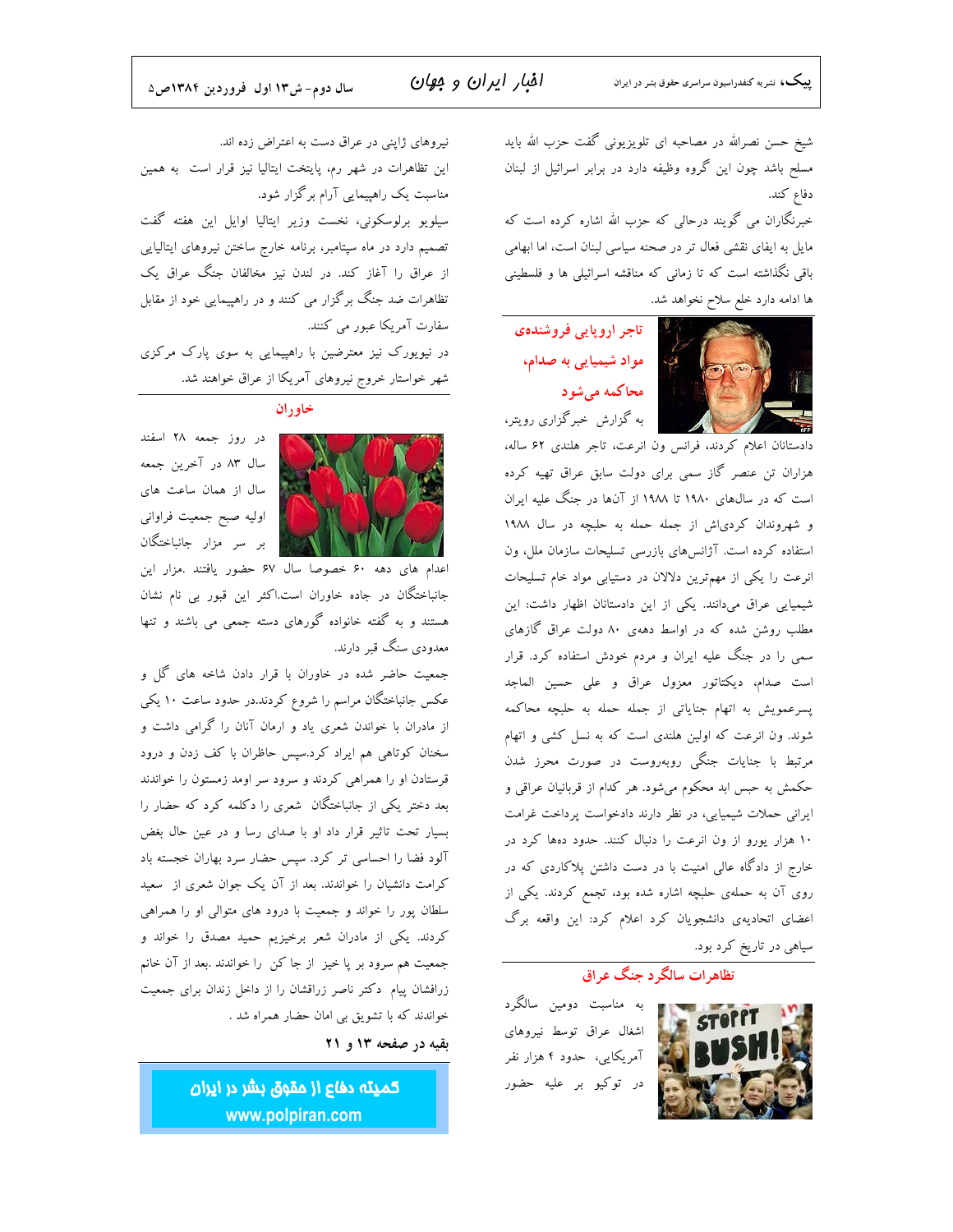شیخ حسن نصرالله در مصاحبه ای تلویزیونی گفت حزب الله باید مسلح باشد چون این گروه وظیفه دارد در برابر اسرائیل از لبنان دفاع کند.

خبرنگاران می گویند درحالی که حزب الله اشاره کرده است که مایل به ایفای نقشی فعال تر در صحنه سیاسی لبنان است، اما ابهامی باقی نگذاشته است که تا زمانی که مناقشه اسرائیلی ها و فلسطینی ها ادامه دارد خلع سلاح نخواهد شد.

## تاجر اروپایی فروشنده‌ی مواد شیمیایی به صدام، محاکمه می‌شود

به گزارش خبرگزاری رویتر، دادستانان اعلام کردند، فرانس ون انرعت، تاجر هلندی ۶۲ ساله، هزاران تن عنصر گاز سمی برای دولت سابق عراق تهیه کرده است که در سال‌های ۱۹۸۰ تا ۱۹۸۸ از آن‌ها در جنگ علیه ایران و شهروندان کردی‌اش از جمله حمله به حلبچه در سال ۱۹۸۸ استفاده کرده است. آژانس‌های بازرسی تسلیحات سازمان ملل، ون انرعت را یکی از مهم‌ترین دلالان در دستیابی مواد خام تسلیحات شیمیایی عراق می‌دانند. یکی از این دادستانان اظهار داشت: این مطلب روشن شده که در اواسط دهه‌ی ۸۰ دولت عراق گازهای سمی را در جنگ علیه ایران و مردم خودش استفاده کرد. قرار است صدام، دیکتاتور معزول عراق و علی حسین الماجد پسرعمویش به اتهام جنایاتی از جمله حمله به حلبچه محاکمه شوند. ون انرعت که اولین هلندی است که به نسل کشی و اتهام مرتبط با جنایات جنگی روبه‌روست در صورت محرز شدن حکمش به حبس ابد محکوم می‌شود. هر کدام از قربانیان عراقی و ایرانی حملات شیمیایی، در نظر دارند دادخواست پرداخت غرامت ۱۰ هزار یورو از ون انرعت را دنبال کنند. حدود ده‌ها کرد در خارج از دادگاه عالی امنیت با در دست داشتن پلاکاردی که در روی آن به حمله‌ی حلبچه اشاره شده بود، تجمع کردند. یکی از اعضای اتحادیه‌ی دانشجویان کرد اعلام کرد: این واقعه برگ سیاهی در تاریخ کرد بود.

## تظاهرات سالگرد جنگ عراق

به مناسبت دومین سالگرد اشغال عراق توسط نیروهای آمریکایی، حدود ۴ هزار نفر در توکیو بر علیه حضور نیروهای ژاپنی در عراق دست به اعتراض زده اند.

این تظاهرات در شهر رم، پایتخت ایتالیا نیز قرار است به همین مناسبت یک راهپیمایی آرام برگزار شود.

سیلویو برلوسکونی، نخست وزیر ایتالیا اوایل این هفته گفت تصمیم دارد در ماه سپتامبر، برنامه خارج ساختن نیروهای ایتالیایی از عراق را آغاز کند. در لندن نیز مخالفان جنگ عراق یک تظاهرات ضد جنگ برگزار می کنند و در راهپیمایی خود از مقابل سفارت آمریکا عبور می کنند.

در نیویورک نیز معترضین با راهپیمایی به سوی پارک مرکزی شهر خواستار خروج نیروهای آمریکا از عراق خواهند شد.

## خاوران

در روز جمعه ۲۸ اسفند سال ۸۳ در آخرین جمعه سال از همان ساعت های اولیه صبح جمعیت فراوانی بر سر مزار جانباختگان اعدام های دهه ۶۰ خصوصا سال ۶۷ حضور یافتند .مزار این جانباختگان در جاده خاوران است.اکثر این قبور بی نام نشان هستند و به گفته خانواده گورهای دسته جمعی می باشند و تنها معدودی سنگ قبر دارند.

جمعیت حاضر شده در خاوران با قرار دادن شاخه های گل و عکس جانباختگان مراسم را شروع کردند.در حدود ساعت ۱۰ یکی از مادران با خواندن شعری یاد و ارمان آنان را گرامی داشت و سخنان کوتاهی هم ایراد کرد.سپس حاظران با کف زدن و درود فرستادن او را همراهی کردند و سرود سر اومد زمستون را خواندند بعد دختر یکی از جانباختگان شعری را دکلمه کرد که حضار را بسیار تحت تاثیر قرار داد و با صدای رسا و در عین حال بغض آلود فضا را احساسی تر کرد. سپس حضار سرد بهاران خجسته باد کرامت دانشیان را خواندند. بعد از آن یک جوان شعری را از سعید سلطان پور را خواند و جمعیت با درود های متوالی او را همراهی کردند. یکی از مادران شعر برخیزیم حمید مصدق را خواند و جمعیت هم سرود بر پا خیز از جا کن را خواندند .بعد از آن خانم زرافشان پیام دکتر ناصر زرافشان را از داخل زندان برای جمعیت خواندند که با تشویق بی امان حضار همراه شد .

**بقیه در صفحه ۱۳ و ۲۱**

**کمیته دفاع از حقوق بشر در ایران**
**www.polpiran.com**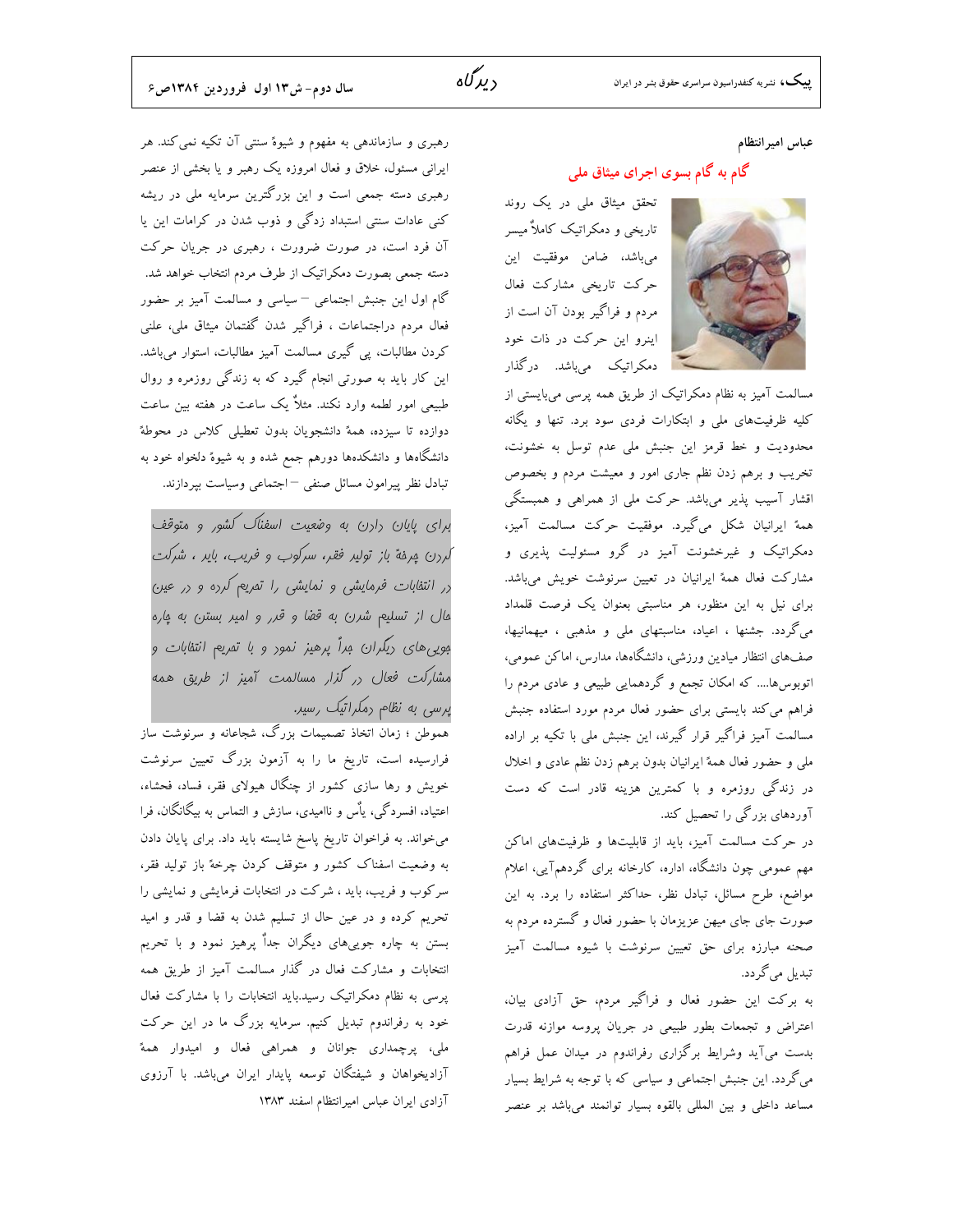**عباس امیرانتظام**

## گام به گام بسوی اجرای میثاق ملی

تحقق میثاق ملی در یک روند تاریخی و دمکراتیک کاملاً میسر می‌باشد، ضامن موفقیت این حرکت تاریخی مشارکت فعال مردم و فراگیر بودن آن است از اینرو این حرکت در ذات خود دمکراتیک می‌باشد. درگذار مسالمت آمیز به نظام دمکراتیک از طریق همه پرسی می‌بایستی از کلیه ظرفیت‌های ملی و ابتکارات فردی سود برد. تنها و یگانه محدودیت و خط قرمز این جنبش ملی عدم توسل به خشونت، تخریب و برهم زدن نظم جاری امور و معیشت مردم و بخصوص اقشار آسیب پذیر می‌باشد. حرکت ملی از همراهی و همبستگی همهٔ ایرانیان شکل می‌گیرد. موفقیت حرکت مسالمت آمیز، دمکراتیک و غیرخشونت آمیز در گرو مسئولیت پذیری و مشارکت فعال همهٔ ایرانیان در تعیین سرنوشت خویش می‌باشد. برای نیل به این منظور، هر مناسبتی بعنوان یک فرصت قلمداد می‌گردد. جشنها ، اعیاد، مناسبتهای ملی و مذهبی ، میهمانیها، صف‌های انتظار میادین ورزشی، دانشگاهها، مدارس، اماکن عمومی، اتوبوس‌ها.... که امکان تجمع و گردهمایی طبیعی و عادی مردم را فراهم می‌کند بایستی برای حضور فعال مردم مورد استفاده جنبش مسالمت آمیز فراگیر قرار گیرند، این جنبش ملی با تکیه بر اراده ملی و حضور فعال همهٔ ایرانیان بدون برهم زدن نظم عادی و اخلال در زندگی روزمره و با کمترین هزینه قادر است که دست آوردهای بزرگی را تحصیل کند.

در حرکت مسالمت آمیز، باید از قابلیت‌ها و ظرفیت‌های اماکن مهم عمومی چون دانشگاه، اداره، کارخانه برای گردهم‌آیی، اعلام مواضع، طرح مسائل، تبادل نظر، حداکثر استفاده را برد. به این صورت جای جای میهن عزیزمان با حضور فعال و گسترده مردم به صحنه مبارزه برای حق تعیین سرنوشت با شیوه مسالمت آمیز تبدیل می‌گردد.

به برکت این حضور فعال و فراگیر مردم، حق آزادی بیان، اعتراض و تجمعات بطور طبیعی در جریان پروسه موازنه قدرت بدست می‌آید وشرایط برگزاری رفراندوم در میدان عمل فراهم می‌گردد. این جنبش اجتماعی و سیاسی که با توجه به شرایط بسیار مساعد داخلی و بین المللی بالقوه بسیار توانمند می‌باشد بر عنصر رهبری و سازماندهی به مفهوم و شیوهٔ سنتی آن تکیه نمی‌کند. هر ایرانی مسئول، خلاق و فعال امروزه یک رهبر و یا بخشی از عنصر رهبری دسته جمعی است و این بزرگترین سرمایه ملی در ریشه کنی عادات سنتی استبداد زدگی و ذوب شدن در کرامات این یا آن فرد است، در صورت ضرورت ، رهبری در جریان حرکت دسته جمعی بصورت دمکراتیک از طرف مردم انتخاب خواهد شد.

گام اول این جنبش اجتماعی – سیاسی و مسالمت آمیز بر حضور فعال مردم دراجتماعات ، فراگیر شدن گفتمان میثاق ملی، علنی کردن مطالبات، پی گیری مسالمت آمیز مطالبات، استوار می‌باشد. این کار باید به صورتی انجام گیرد که به زندگی روزمره و روال طبیعی امور لطمه وارد نکند. مثلاً یک ساعت در هفته بین ساعت دوازده تا سیزده، همهٔ دانشجویان بدون تعطیلی کلاس در محوطهٔ دانشگاهها و دانشکده‌ها دورهم جمع شده و به شیوهٔ دلخواه خود به تبادل نظر پیرامون مسائل صنفی – اجتماعی وسیاست بپردازند.

> *برای پایان دادن به وضعیت اسفناک کشور و متوقف کردن چرخهٔ باز تولید فقر، سرکوب و فریب، باید ، شرکت در انتخابات فرمایشی و نمایشی را تحریم کرده و در عین حال از تسلیم شدن به قضا و قدر و امید بستن به چاره جویی‌های دیگران جداً پرهیز نمود و با تحریم انتخابات و مشارکت فعال در گذار مسالمت آمیز از طریق همه پرسی به نظام دمکراتیک رسید.*

هموطن ؛ زمان اتخاذ تصمیمات بزرگ، شجاعانه و سرنوشت ساز فرارسیده است، تاریخ ما را به آزمون بزرگ تعیین سرنوشت خویش و رها سازی کشور از چنگال هیولای فقر، فساد، فحشاء، اعتیاد، افسردگی، یأس و ناامیدی، سازش و التماس به بیگانگان، فرا می‌خواند. به فراخوان تاریخ پاسخ شایسته باید داد. برای پایان دادن به وضعیت اسفناک کشور و متوقف کردن چرخهٔ باز تولید فقر، سرکوب و فریب، باید ، شرکت در انتخابات فرمایشی و نمایشی را تحریم کرده و در عین حال از تسلیم شدن به قضا و قدر و امید بستن به چاره جویی‌های دیگران جداً پرهیز نمود و با تحریم انتخابات و مشارکت فعال در گذار مسالمت آمیز از طریق همه پرسی به نظام دمکراتیک رسید.باید انتخابات را با مشارکت فعال خود به رفراندوم تبدیل کنیم. سرمایه بزرگ ما در این حرکت ملی، پرچمداری جوانان و همراهی فعال و امیدوار همهٔ آزادیخواهان و شیفتگان توسعه پایدار ایران می‌باشد. با آرزوی آزادی ایران عباس امیرانتظام اسفند ۱۳۸۳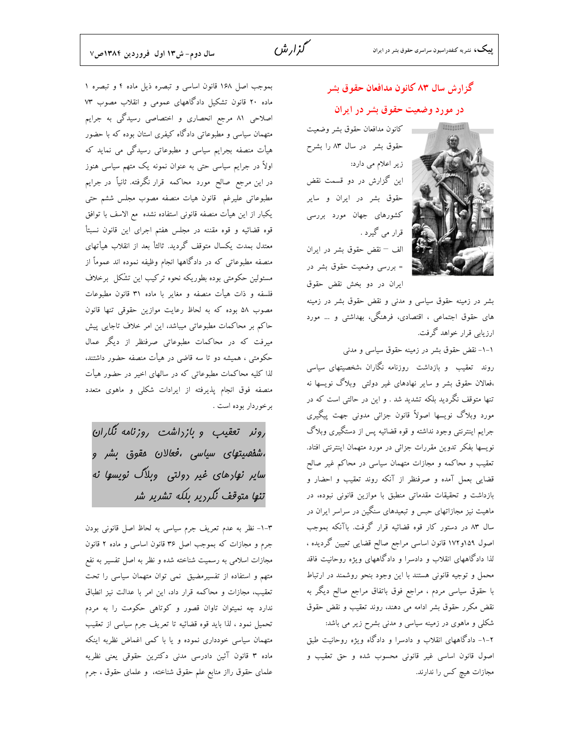## گزارش سال ۸۳ کانون مدافعان حقوق بشر

## در مورد وضعیت حقوق بشر در ایران

کانون مدافعان حقوق بشر وضعیت حقوق بشر در سال ۸۳ را بشرح زیر اعلام می دارد:

این گزارش در دو قسمت نقض حقوق بشر در ایران و سایر کشورهای جهان مورد بررسی قرار می گیرد .

الف – نقض حقوق بشر در ایران = بررسی وضعیت حقوق بشر در ایران در دو بخش نقض حقوق بشر در زمینه حقوق سیاسی و مدنی و نقض حقوق بشر در زمینه های حقوق اجتماعی ، اقتصادی، فرهنگی، بهداشتی و ... مورد ارزیابی قرار خواهد گرفت.

۱-۱- نقض حقوق بشر در زمینه حقوق سیاسی و مدنی

روند تعقیب و بازداشت روزنامه نگاران ،شخصیتهای سیاسی ،فعالان حقوق بشر و سایر نهادهای غیر دولتی وبلاگ نویسها نه تنها متوقف نگردید بلکه تشدید شد . و این در حالتی است که در مورد وبلاگ نویسها اصولاً قانون جزائی مدونی جهت پیگیری جرایم اینترنتی وجود نداشته و قوه قضائیه پس از دستگیری وبلاگ نویسها بفکر تدوین مقررات جزائی در مورد متهمان اینترنتی افتاد. تعقیب و محاکمه و مجازات متهمان سیاسی در محاکم غیر صالح قضایی بعمل آمده و صرفنظر از آنکه روند تعقیب و احضار و بازداشت و تحقیقات مقدماتی منطبق با موازین قانونی نبوده، در ماهیت نیز مجازاتهای حبس و تبعیدهای سنگین در سراسر ایران در سال ۸۳ در دستور کار قوه قضائیه قرار گرفت. باآنکه بموجب اصول ۱۵۹و۱۷۲ قانون اساسی مراجع صالح قضایی تعیین گردیده ، لذا دادگاههای انقلاب و دادسرا و دادگاههای ویژه روحانیت فاقد محمل و توجیه قانونی هستند با این وجود بنحو روشمند در ارتباط با حقوق سیاسی مردم ، مراجع فوق باتفاق مراجع صالح دیگر به نقض مکرر حقوق بشر ادامه می دهند، روند تعقیب و نقض حقوق شکلی و ماهوی در زمینه سیاسی و مدنی بشرح زیر می باشد:

۱-۲- دادگاههای انقلاب و دادسرا و دادگاه ویژه روحانیت طبق اصول قانون اساسی غیر قانونی محسوب شده و حق تعقیب و مجازات هیچ کس را ندارند.

بموجب اصل ۱۶۸ قانون اساسی و تبصره ذیل ماده ۴ و تبصره ۱ ماده ۲۰ قانون تشکیل دادگاههای عمومی و انقلاب مصوب ۷۳ اصلاحی ۸۱ مرجع انحصاری و اختصاصی رسیدگی به جرایم متهمان سیاسی و مطبوعاتی دادگاه کیفری استان بوده که با حضور هیأت منصفه بجرایم سیاسی و مطبوعاتی رسیدگی می نماید که اولاً در جرایم سیاسی حتی به عنوان نمونه یک متهم سیاسی هنوز در این مرجع صالح مورد محاکمه قرار نگرفته. ثانیاً در جرایم مطبوعاتی علیرغم قانون هیات منصفه مصوب مجلس ششم حتی یکبار از این هیأت منصفه قانونی استفاده نشده مع الاسف با توافق قوه قضائیه و قوه مقننه در مجلس هفتم اجرای این قانون نسبتاً معتدل بمدت یکسال متوقف گردید. ثالثاً بعد از انقلاب هیأتهای منصفه مطبوعاتی که در دادگاهها انجام وظیفه نموده اند عموماً از مسئولین حکومتی بوده بطوریکه نحوه ترکیب این تشکل برخلاف فلسفه و ذات هیأت منصفه و مغایر با ماده ۳۱ قانون مطبوعات مصوب ۵۸ بوده که به لحاظ رعایت موازین حقوقی تنها قانون حاکم بر محاکمات مطبوعاتی میباشد، این امر خلاف تاجایی پیش میرفت که در محاکمات مطبوعاتی صرفنظر از دیگر عمال حکومتی ، همیشه دو تا سه قاضی در هیأت منصفه حضور داشتند، لذا کلیه محاکمات مطبوعاتی که در سالهای اخیر در حضور هیأت منصفه فوق انجام پذیرفته از ایرادات شکلی و ماهوی متعدد برخوردار بوده است .

> *روند تعقیب و بازداشت روزنامه نگاران ،شخصیتهای سیاسی ،فعالان حقوق بشر و سایر نهادهای غیر دولتی وبلاگ نویسها نه تنها متوقف نگردید بلکه تشدید شد*

۱-۳- نظر به عدم تعریف جرم سیاسی به لحاظ اصل قانونی بودن جرم و مجازات که بموجب اصل ۳۶ قانون اساسی و ماده ۲ قانون مجازات اسلامی به رسمیت شناخته شده و نظر به اصل تفسیر به نفع متهم و استفاده از تفسیرمضیق نمی توان متهمان سیاسی را تحت تعقیب، مجازات و محاکمه قرار داد، این امر با عدالت نیز انطباق ندارد چه نمیتوان تاوان قصور و کوتاهی حکومت را به مردم تحمیل نمود ، لذا باید قوه قضائیه تا تعریف جرم سیاسی از تعقیب متهمان سیاسی خودداری نموده و یا با کمی اغماض نظربه اینکه ماده ۳ قانون آئین دادرسی مدنی دکترین حقوقی یعنی نظریه علمای حقوق رااز منابع علم حقوق شناخته، و علمای حقوق ، جرم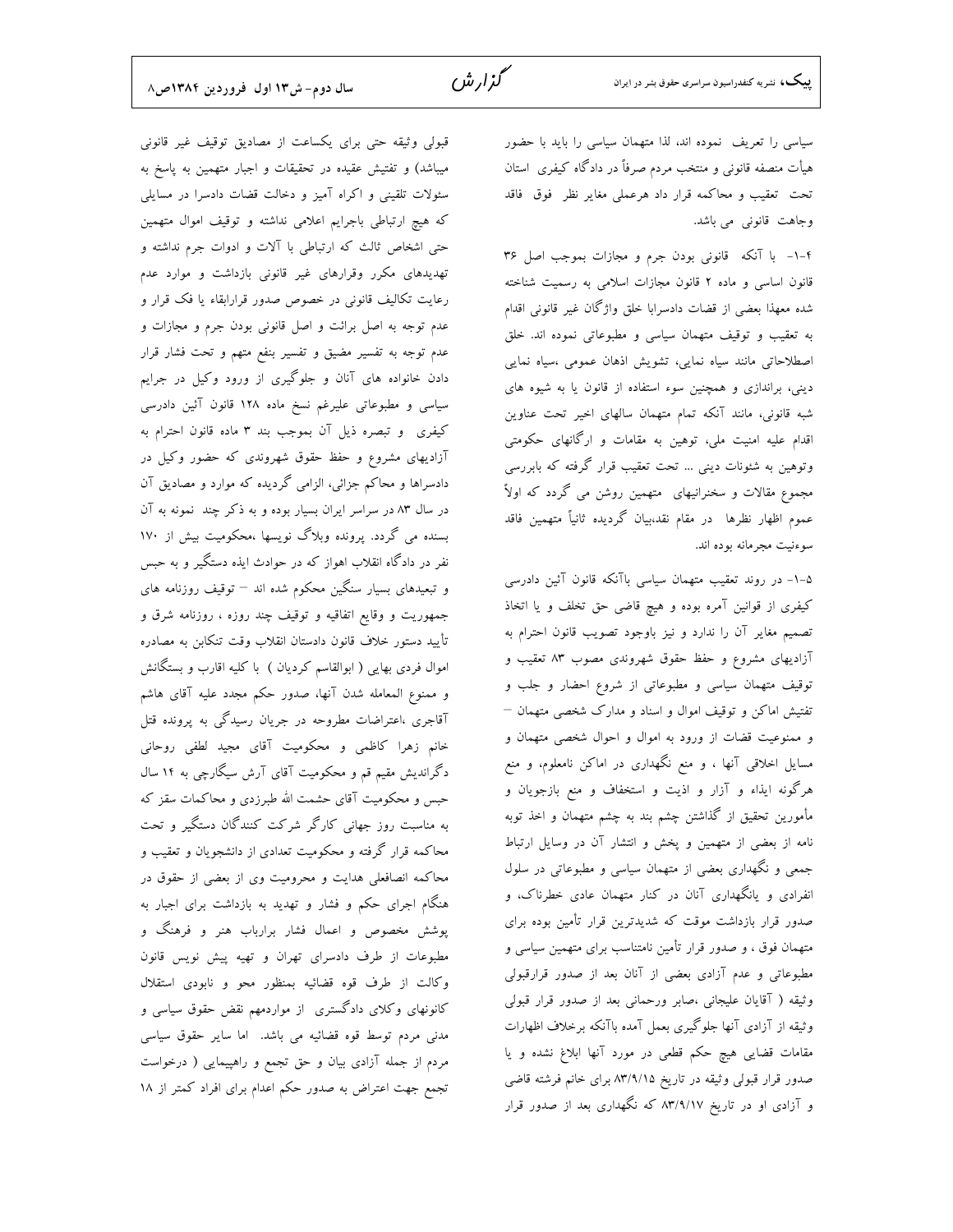سیاسی را تعریف نموده اند، لذا متهمان سیاسی را باید با حضور هیأت منصفه قانونی و منتخب مردم صرفاً در دادگاه کیفری استان تحت تعقیب و محاکمه قرار داد هرعملی مغایر نظر فوق فاقد وجاهت قانونی می باشد.

۴-۱- با آنکه قانونی بودن جرم و مجازات بموجب اصل ۳۶ قانون اساسی و ماده ۲ قانون مجازات اسلامی به رسمیت شناخته شده معهذا بعضی از قضات دادسرابا خلق واژگان غیر قانونی اقدام به تعقیب و توقیف متهمان سیاسی و مطبوعاتی نموده اند. خلق اصطلاحاتی مانند سیاه نمایی، تشویش اذهان عمومی ،سیاه نمایی دینی، براندازی و همچنین سوء استفاده از قانون یا به شیوه های شبه قانونی، مانند آنکه تمام متهمان سالهای اخیر تحت عناوین اقدام علیه امنیت ملی، توهین به مقامات و ارگانهای حکومتی وتوهین به شئونات دینی ... تحت تعقیب قرار گرفته که بابررسی مجموع مقالات و سخنرانیهای متهمین روشن می گردد که اولاً عموم اظهار نظرها در مقام نقد،بیان گردیده ثانیاً متهمین فاقد سوءنیت مجرمانه بوده اند.

۵-۱- در روند تعقیب متهمان سیاسی باآنکه قانون آئین دادرسی کیفری از قوانین آمره بوده و هیچ قاضی حق تخلف و یا اتخاذ تصمیم مغایر آن را ندارد و نیز باوجود تصویب قانون احترام به آزادیهای مشروع و حفظ حقوق شهروندی مصوب ۸۳ تعقیب و توقیف متهمان سیاسی و مطبوعاتی از شروع احضار و جلب و تفتیش اماکن و توقیف اموال و اسناد و مدارک شخصی متهمان – و ممنوعیت قضات از ورود به اموال و احوال شخصی متهمان و مسایل اخلاقی آنها ، و منع نگهداری در اماکن نامعلوم، و منع هرگونه ایذاء و آزار و اذیت و استخفاف و منع بازجویان و مأمورین تحقیق از گذاشتن چشم بند به چشم متهمان و اخذ توبه نامه از بعضی از متهمین و پخش و انتشار آن در وسایل ارتباط جمعی و نگهداری بعضی از متهمان سیاسی و مطبوعاتی در سلول انفرادی و یانگهداری آنان در کنار متهمان عادی خطرناک، و صدور قرار بازداشت موقت که شدیدترین قرار تأمین بوده برای متهمان فوق ، و صدور قرار تأمین نامتناسب برای متهمین سیاسی و مطبوعاتی و عدم آزادی بعضی از آنان بعد از صدور قرارقبولی وثیقه ( آقایان علیجانی ،صابر ورحمانی بعد از صدور قرار قبولی وثیقه از آزادی آنها جلوگیری بعمل آمده باآنکه برخلاف اظهارات مقامات قضایی هیچ حکم قطعی در مورد آنها ابلاغ نشده و یا صدور قرار قبولی وثیقه در تاریخ ۸۳/۹/۱۵ برای خانم فرشته قاضی و آزادی او در تاریخ ۸۳/۹/۱۷ که نگهداری بعد از صدور قرار قبولی وثیقه حتی برای یکساعت از مصادیق توقیف غیر قانونی میباشد) و تفتیش عقیده در تحقیقات و اجبار متهمین به پاسخ به سئولات تلقینی و اکراه آمیز و دخالت قضات دادسرا در مسایلی که هیچ ارتباطی باجرایم اعلامی نداشته و توقیف اموال متهمین حتی اشخاص ثالث که ارتباطی با آلات و ادوات جرم نداشته و تهدیدهای مکرر وقرارهای غیر قانونی بازداشت و موارد عدم رعایت تکالیف قانونی در خصوص صدور قرارابقاء یا فک قرار و عدم توجه به اصل برائت و اصل قانونی بودن جرم و مجازات و عدم توجه به تفسیر مضیق و تفسیر بنفع متهم و تحت فشار قرار دادن خانواده های آنان و جلوگیری از ورود وکیل در جرایم سیاسی و مطبوعاتی علیرغم نسخ ماده ۱۲۸ قانون آئین دادرسی کیفری و تبصره ذیل آن بموجب بند ۳ ماده قانون احترام به آزادیهای مشروع و حفظ حقوق شهروندی که حضور وکیل در دادسراها و محاکم جزائی، الزامی گردیده که موارد و مصادیق آن در سال ۸۳ در سراسر ایران بسیار بوده و به ذکر چند نمونه به آن بسنده می گردد. پرونده وبلاگ نویسها ،محکومیت بیش از ۱۷۰ نفر در دادگاه انقلاب اهواز که در حوادث ایذه دستگیر و به حبس و تبعیدهای بسیار سنگین محکوم شده اند – توقیف روزنامه های جمهوریت و وقایع اتفاقیه و توقیف چند روزه ، روزنامه شرق و تأیید دستور خلاف قانون دادستان انقلاب وقت تنکابن به مصادره اموال فردی بهایی ( ابوالقاسم کردیان ) با کلیه اقارب و بستگانش و ممنوع المعامله شدن آنها، صدور حکم مجدد علیه آقای هاشم آقاجری ،اعتراضات مطروحه در جریان رسیدگی به پرونده قتل خانم زهرا کاظمی و محکومیت آقای مجید لطفی روحانی دگراندیش مقیم قم و محکومیت آقای آرش سیگارچی به ۱۴ سال حبس و محکومیت آقای حشمت الله طبرزدی و محاکمات سقز که به مناسبت روز جهانی کارگر شرکت کنندگان دستگیر و تحت محاکمه قرار گرفته و محکومیت تعدادی از دانشجویان و تعقیب و محاکمه انصافعلی هدایت و محرومیت وی از بعضی از حقوق در هنگام اجرای حکم و فشار و تهدید به بازداشت برای اجبار به پوشش مخصوص و اعمال فشار برارباب هنر و فرهنگ و مطبوعات از طرف دادسرای تهران و تهیه پیش نویس قانون وکالت از طرف قوه قضائیه بمنظور محو و نابودی استقلال کانونهای وکلای دادگستری از موارد مهم نقض حقوق سیاسی و مدنی مردم توسط قوه قضائیه می باشد. اما سایر حقوق سیاسی مردم از جمله آزادی بیان و حق تجمع و راهپیمایی ( درخواست تجمع جهت اعتراض به صدور حکم اعدام برای افراد کمتر از ۱۸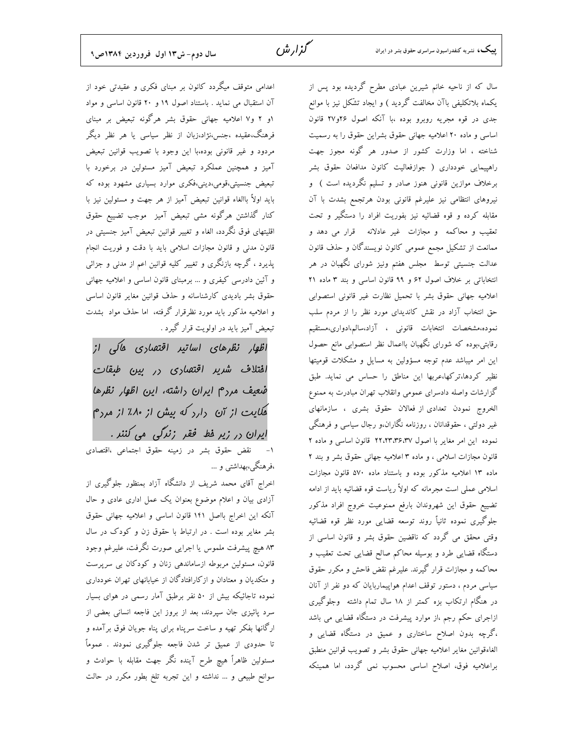سال که از ناحیه خانم شیرین عبادی مطرح گردیده بود پس از یکماه بلاتکلیفی باآن مخالفت گردید ) و ایجاد تشکل نیز با موانع جدی در قوه مجریه روبرو بوده ،با آنکه اصول ۲۶و۲۷ قانون اساسی و ماده ۲۰ اعلامیه جهانی حقوق بشراین حقوق را به رسمیت شناخته ، اما وزارت کشور از صدور هر گونه مجوز جهت راهپیمایی خودداری ( جوازفعالیت کانون مدافعان حقوق بشر برخلاف موازین قانونی هنوز صادر و تسلیم نگردیده است ) و نیروهای انتظامی نیز علیرغم قانونی بودن هرتجمع بشدت با آن مقابله کرده و قوه قضائیه نیز بفوریت افراد را دستگیر و تحت تعقیب و محاکمه و مجازات غیر عادلانه قرار می دهد و ممانعت از تشکیل مجمع عمومی کانون نویسندگان و حذف قانون عدالت جنسیتی توسط مجلس هفتم ونیز شورای نگهبان در هر انتخاباتی بر خلاف اصول ۶۲ و ۹۹ قانون اساسی و بند ۳ ماده ۲۱ اعلامیه جهانی حقوق بشر با تحمیل نظارت غیر قانونی استصوابی حق انتخاب آزاد در نقش کاندیدای مورد نظر را از مردم سلب نموده،مشخصات انتخابات قانونی ، آزاد،سالم،ادواری،مستقیم رقابتی،بوده که شورای نگهبان بااعمال نظر استصوابی مانع حصول این امر میباشد عدم توجه مسؤولین به مسایل و مشکلات قومیتها نظیر کردها،ترکها،عربها این مناطق را حساس می نماید. طبق گزارشات واصله دادسرای عمومی وانقلاب تهران مبادرت به ممنوع الخروج نمودن تعدادی از فعالان حقوق بشری ، سازمانهای غیر دولتی ، حقوقدانان ، روزنامه نگاران،و رجال سیاسی و فرهنگی نموده این امر مغایر با اصول ۲۲،۲۳،۳۶،۳۷ قانون اساسی و ماده ۲ قانون مجازات اسلامی ، و ماده ۳ اعلامیه جهانی حقوق بشر و بند ۲ ماده ۱۳ اعلامیه مذکور بوده و باستناد ماده ۵۷۰ قانون مجازات اسلامی عملی است مجرمانه که اولاً ریاست قوه قضائیه باید از ادامه تضییع حقوق این شهروندان بارفع ممنوعیت خروج افراد مذکور جلوگیری نموده ثانیاً روند توسعه قضایی مورد نظر قوه قضائیه وقتی محقق می گردد که ناقضین حقوق بشر و قانون اساسی از دستگاه قضایی طرد و بوسیله محاکم صالح قضایی تحت تعقیب و محاکمه و مجازات قرار گیرند. علیرغم نقض فاحش و مکرر حقوق سیاسی مردم ، دستور توقف اعدام هواپیماربایان که دو نفر از آنان در هنگام ارتکاب بزه کمتر از ۱۸ سال تمام داشته وجلوگیری ازاجرای حکم رجم ،از موارد پیشرفت در دستگاه قضایی می باشد ،گرچه بدون اصلاح ساختاری و عمیق در دستگاه قضایی و الغاءقوانین مغایر اعلامیه جهانی حقوق بشر و تصویب قوانین منطبق براعلامیه فوق، اصلاح اساسی محسوب نمی گردد، اما همینکه اعدامی متوقف میگردد کانون بر مبنای فکری و عقیدتی خود از آن استقبال می نماید . باستناد اصول ۱۹ و ۲۰ قانون اساسی و مواد ۱و ۲ و۷ اعلامیه جهانی حقوق بشر هرگونه تبعیض بر مبنای فرهنگ،عقیده ،جنس،نژاد،زبان از نظر سیاسی یا هر نظر دیگر مردود و غیر قانونی بوده،با این وجود با تصویب قوانین تبعیض آمیز و همچنین عملکرد تبعیض آمیز مسئولین در برخورد با تبعیض جنسیتی،قومی،دینی،فکری موارد بسیاری مشهود بوده که باید اولاً باالغاء قوانین تبعیض آمیز از هر جهت و مسئولین نیز با کنار گذاشتن هرگونه مشی تبعیض آمیز موجب تضییع حقوق اقلیتهای فوق نگردد، الغاء و تغییر قوانین تبعیض آمیز جنسیتی در قانون مدنی و قانون مجازات اسلامی باید با دقت و فوریت انجام پذیرد ، گرچه بازنگری و تغییر کلیه قوانین اعم از مدنی و جزائی و آئین دادرسی کیفری و ... برمبنای قانون اساسی و اعلامیه جهانی حقوق بشر بادیدی کارشناسانه و حذف قوانین مغایر قانون اساسی و اعلامیه مذکور باید مورد نظرقرار گرفته، اما حذف مواد بشدت تبعیض آمیز باید در اولویت قرار گیرد .

**اظهار نظرهای اساتید اقتصادی حاکی از اختلاف شدید اقتصادی در بین طبقات ضعیف مردم ایران داشته، این اظهار نظرها حکایت از آن دارد که بیش از ۸۰٪ از مردم ایران در زیر خط فقر زندگی می کنند .**

۱- نقض حقوق بشر در زمینه حقوق اجتماعی ،اقتصادی ،فرهنگی،بهداشتی و ...

اخراج آقای محمد شریف از دانشگاه آزاد بمنظور جلوگیری از آزادی بیان و اعلام موضوع بعنوان یک عمل اداری عادی و حال آنکه این اخراج بااصل ۱۴۱ قانون اساسی و اعلامیه جهانی حقوق بشر مغایر بوده است . در ارتباط با حقوق زن و کودک در سال ۸۳ هیچ پیشرفت ملموس یا اجرایی صورت نگرفت، علیرغم وجود قانون، مسئولین مربوطه ازساماندهی زنان و کودکان بی سرپرست و متکدیان و معتادان و ازکارافتادگان از خیابانهای تهران خودداری نموده تاجائیکه بیش از ۵۰ نفر برطبق آمار رسمی در هوای بسیار سرد پائیزی جان سپردند، بعد از بروز این فاجعه انسانی بعضی از ارگانها بفکر تهیه و ساخت سرپناه برای پناه جویان فوق برآمده و تا حدودی از عمیق تر شدن فاجعه جلوگیری نمودند . عموماً مسئولین ظاهراً هیچ طرح آینده نگر جهت مقابله با حوادث و سوانح طبیعی و ... نداشته و این تجربه تلخ بطور مکرر در حالت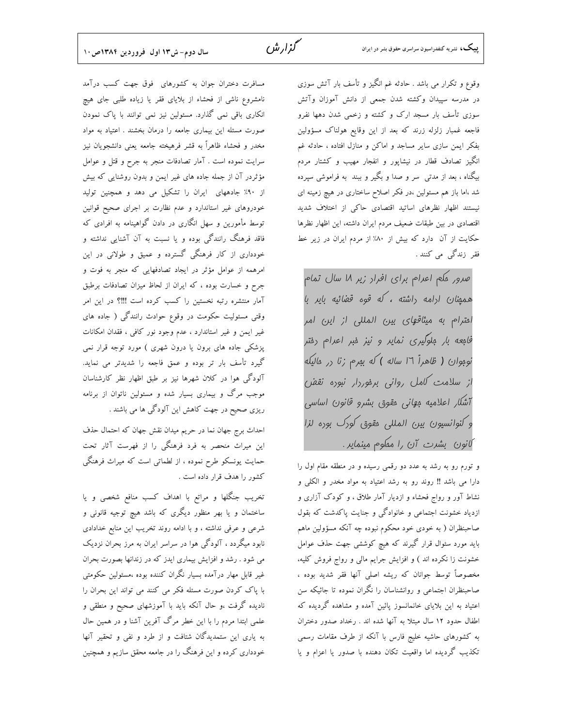وقوع و تکرار می باشد . حادثه غم انگیز و تأسف بار آتش سوزی در مدرسه سپیدان وکشته شدن جمعی از دانش آموزان وآتش سوزی تأسف بار مسجد ارک و کشته و زخمی شدن دهها نفرو فاجعه غمبار زلزله زرند که بعد از این وقایع هولناک مسؤولین بفکر ایمن سازی سایر مساجد و اماکن و منازل افتاده ، حادثه غم انگیز تصادف قطار در نیشاپور و انفجار مهیب و کشتار مردم بیگناه ، بعد از مدتی سر و صدا و بگیر و ببند به فراموشی سپرده شد ،اما باز هم مسئولین ،در فکر اصلاح ساختاری در هیچ زمینه ای نیستند اظهار نظرهای اساتید اقتصادی حاکی از اختلاف شدید اقتصادی در بین طبقات ضعیف مردم ایران داشته، این اظهار نظرها حکایت از آن دارد که بیش از ۸۰٪ از مردم ایران در زیر خط فقر زندگی می کنند .

> صدور حکم اعدام برای افراد زیر ۱۸ سال تمام همچنان ادامه داشته ، که قوه قضائیه باید با احترام به میثاقهای بین المللی از این امر فاجعه بار جلوگیری نماید و نیز خبر اعدام دختر نوجوان ( ظاهراً ۱٦ ساله ) که بجرم زنا در حالیکه از سلامت کامل روانی برخوردار نبوده نقض آشکار اعلامیه جهانی حقوق بشرو قانون اساسی و کنوانسیون بین المللی حقوق کودک بوده لذا کانون بشرت آن را محکوم مینماید.

و تورم رو به رشد به عدد دو رقمی رسیده و در منطقه مقام اول را دارا می باشد !! روند رو به رشد اعتیاد به مواد مخدر و الکلی و نشاط آور و رواج فحشاء و ازدیاد آمار طلاق ، و کودک آزاری و ازدیاد خشونت اجتماعی و خانوادگی و جنایت پاکدشت که بقول صاحبنظران ( به خودی خود محکوم نبوده چه آنکه مسؤولین ماهم باید مورد سئوال قرار گیرند که هیچ کوششی جهت حذف عوامل خشونت زا نکرده اند ) و افزایش جرایم مالی و رواج فروش کلیه، مخصوصاً توسط جوانان که ریشه اصلی آنها فقر شدید بوده ، صاحبنظران اجتماعی و روانشناسان را نگران نموده تا جائیکه سن اعتیاد به این بلایای خانمانسوز پائین آمده و مشاهده گردیده که اطفال حدود ۱۲ سال مبتلا به آنها شده اند . رخداد صدور دختران به کشورهای حاشیه خلیج فارس با آنکه از طرف مقامات رسمی تکذیب گردیده اما واقعیت تکان دهنده با صدور یا اعزام و یا مسافرت دختران جوان به کشورهای فوق جهت کسب درآمد نامشروع ناشی از فحشاء از بلایای فقر یا زیاده طلبی جای هیچ انکاری باقی نمی گذارد. مسئولین نیز نمی توانند با پاک نمودن صورت مسئله این بیماری جامعه را درمان بخشند . اعتیاد به مواد مخدر و فحشاء ظاهراً به قشر فرهیخته جامعه یعنی دانشجویان نیز سرایت نموده است . آمار تصادفات منجر به جرح و قتل و عوامل مؤثردر آن از جمله جاده های غیر ایمن و بدون روشنایی که بیش از ۹۰٪ جادههای ایران را تشکیل می دهد و همچنین تولید خودروهای غیر استاندارد و عدم نظارت بر اجرای صحیح قوانین توسط مأمورین و سهل انگاری در دادن گواهینامه به افرادی که فاقد فرهنگ رانندگی بوده و یا نسبت به آن آشنایی نداشته و خودداری از کار فرهنگی گسترده و عمیق و طولانی در این امرهمه از عوامل مؤثر در ایجاد تصادفهایی که منجر به فوت و جرح و خسارت بوده ، که ایران از لحاظ میزان تصادفات برطبق آمار منتشره رتبه نخستین را کسب کرده است !!!؟ در این امر وقتی مسئولیت حکومت در وقوع حوادث رانندگی ( جاده های غیر ایمن و غیر استاندارد ، عدم وجود نور کافی ، فقدان امکانات پزشکی جاده های برون یا درون شهری ) مورد توجه قرار نمی گیرد تأسف بار تر بوده و عمق فاجعه را شدیدتر می نماید. آلودگی هوا در کلان شهرها نیز بر طبق اظهار نظر کارشناسان موجب مرگ و بیماری بسیار شده و مسئولین ناتوان از برنامه ریزی صحیح در جهت کاهش این آلودگی ها می باشند .

احداث برج جهان نما در حریم میدان نقش جهان که احتمال حذف این میراث منحصر به فرد فرهنگی را از فهرست آثار تحت حمایت یونسکو طرح نموده ، از لطماتی است که میراث فرهنگی کشور را هدف قرار داده است .

تخریب جنگلها و مراتع با اهداف کسب منافع شخصی و یا ساختمان و یا بهر منظور دیگری که باشد هیچ توجیه قانونی و شرعی و عرفی نداشته ، و با ادامه روند تخریب این منابع خدادادی نابود میگردد ، آلودگی هوا در سراسر ایران به مرز بحران نزدیک می شود . رشد و افزایش بیماری ایدز که در زندانها بصورت بحران غیر قابل مهار درآمده بسیار نگران کننده بوده ،مسئولین حکومتی با پاک کردن صورت مسئله فکر می کنند می تواند این بحران را نادیده گرفت ،و حال آنکه باید با آموزشهای صحیح و منطقی و علمی ابتدا مردم را با این خطر مرگ آفرین آشنا و در همین حال به یاری این ستمدیدگان شتافت و از طرد و نفی و تحقیر آنها خودداری کرده و این فرهنگ را در جامعه محقق سازیم و همچنین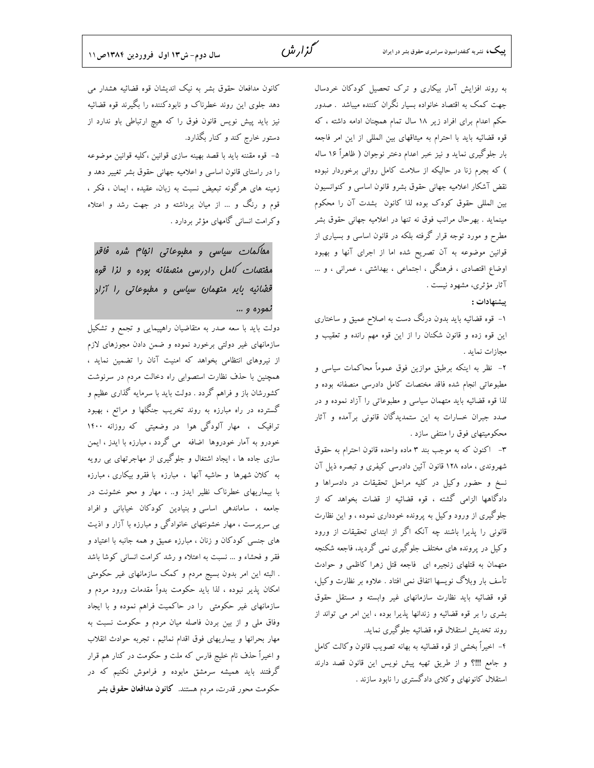به روند افزایش آمار بیکاری و ترک تحصیل کودکان خردسال جهت کمک به اقتصاد خانواده بسیار نگران کننده میباشد . صدور حکم اعدام برای افراد زیر ۱۸ سال تمام همچنان ادامه داشته ، که قوه قضائیه باید با احترام به میثاقهای بین المللی از این امر فاجعه بار جلوگیری نماید و نیز خبر اعدام دختر نوجوان ( ظاهراً ۱۶ ساله ) که بجرم زنا در حالیکه از سلامت کامل روانی برخوردار نبوده نقض آشکار اعلامیه جهانی حقوق بشرو قانون اساسی و کنوانسیون بین المللی حقوق کودک بوده لذا کانون بشدت آن را محکوم مینماید . بهرحال مراتب فوق نه تنها در اعلامیه جهانی حقوق بشر مطرح و مورد توجه قرار گرفته بلکه در قانون اساسی و بسیاری از قوانین موضوعه به آن تصریح شده اما از اجرای آنها و بهبود اوضاع اقتصادی ، فرهنگی ، اجتماعی ، بهداشتی ، عمرانی ، و ... آثار مؤثری، مشهود نیست .

**پیشنهادات :**

۱- قوه قضائیه باید بدون درنگ دست به اصلاح عمیق و ساختاری این قوه زده و قانون شکنان را از این قوه مهم رانده و تعقیب و مجازات نماید .

۲- نظر به اینکه برطبق موازین فوق عموماً محاکمات سیاسی و مطبوعاتی انجام شده فاقد مختصات کامل دادرسی منصفانه بوده و لذا قوه قضائیه باید متهمان سیاسی و مطبوعاتی را آزاد نموده و در صدد جبران خسارات به این ستمدیدگان قانونی برآمده و آثار محکومیتهای فوق را منتفی سازد .

۳- اکنون که به موجب بند ۳ ماده واحده قانون احترام به حقوق شهروندی ، ماده ۱۲۸ قانون آئین دادرسی کیفری و تبصره ذیل آن نسخ و حضور وکیل در کلیه مراحل تحقیقات در دادسراها و دادگاهها الزامی گشته ، قوه قضائیه بخواهد که از قضات از جلوگیری از ورود وکیل به پرونده خودداری نموده ، و این نظارت قانونی را پذیرا باشند چه آنکه اگر از ابتدای تحقیقات از ورود وکیل در پرونده های مختلف جلوگیری نمی گردید، فاجعه شکنجه متهمان به قتلهای زنجیره ای فاجعه قتل زهرا کاظمی و حوادث تأسف بار وبلاگ نویسها اتفاق نمی افتاد . علاوه بر نظارت وکیل، قوه قضائیه باید نظارت سازمانهای غیر وابسته و مستقل حقوق بشری را بر قوه قضائیه و زندانها پذیرا بوده ، این امر می تواند از روند تخدیش استقلال قوه قضائیه جلوگیری نماید.

۴- اخیراً بخشی از قوه قضائیه به بهانه تصویب قانون وکالت کامل و جامع !!!؟ و از طریق تهیه پیش نویس این قانون قصد دارند استقلال کانونهای وکلای دادگستری را نابود سازند .

کانون مدافعان حقوق بشر به نیک اندیشان قوه قضائیه هشدار می دهد جلوی این روند خطرناک و نابودکننده را بگیرند قوه قضائیه نیز باید پیش نویس قانون فوق را که هیچ ارتباطی باو ندارد از دستور خارج کند و کنار بگذارد.

۵- قوه مقننه باید با قصد بهینه سازی قوانین ،کلیه قوانین موضوعه را در راستای قانون اساسی و اعلامیه جهانی حقوق بشر تغییر دهد و زمینه های هرگونه تبعیض نسبت به زبان، عقیده ، ایمان ، فکر ، قوم و رنگ و ... از میان برداشته و در جهت رشد و اعتلاء وکرامت انسانی گامهای مؤثر بردارد .

> *محاکمات سیاسی و مطبوعاتی انجام شده فاقد مختصات کامل دادرسی منصفانه بوده و لذا قوه قضائیه باید متهمان سیاسی و مطبوعاتی را آزاد نموده و ...*

دولت باید با سعه صدر به متقاضیان راهپیمایی و تجمع و تشکیل سازمانهای غیر دولتی برخورد نموده و ضمن دادن مجوزهای لازم از نیروهای انتظامی بخواهد که امنیت آنان را تضمین نماید ، همچنین با حذف نظارت استصوابی راه دخالت مردم در سرنوشت کشورشان باز و فراهم گردد . دولت باید با سرمایه گذاری عظیم و گسترده در راه مبارزه به روند تخریب جنگلها و مراتع ، بهبود ترافیک ، مهار آلودگی هوا در وضعیتی که روزانه ۱۴۰۰ خودرو به آمار خودروها اضافه می گردد ، مبارزه با ایدز ، ایمن سازی جاده ها ، ایجاد اشتغال و جلوگیری از مهاجرتهای بی رویه به کلان شهرها و حاشیه آنها ، مبارزه با فقرو بیکاری ، مبارزه با بیماریهای خطرناک نظیر ایدز و.. ، مهار و محو خشونت در جامعه ، ساماندهی اساسی و بنیادین کودکان خیابانی و افراد بی سرپرست ، مهار خشونتهای خانوادگی و مبارزه با آزار و اذیت های جنسی کودکان و زنان ، مبارزه عمیق و همه جانبه با اعتیاد و فقر و فحشاء و ... نسبت به اعتلاء و رشد کرامت انسانی کوشا باشد . البته این امر بدون بسیج مردم و کمک سازمانهای غیر حکومتی امکان پذیر نبوده ، لذا باید حکومت بدواً مقدمات ورود مردم و سازمانهای غیر حکومتی را در حاکمیت فراهم نموده و با ایجاد وفاق ملی و از بین بردن فاصله میان مردم و حکومت نسبت به مهار بحرانها و بیماریهای فوق اقدام نمائیم ، تجربه حوادث انقلاب و اخیراً حذف نام خلیج فارس که ملت و حکومت در کنار هم قرار گرفتند باید همیشه سرمشق مابوده و فراموش نکنیم که در حکومت محور قدرت، مردم هستند. **کانون مدافعان حقوق بشر**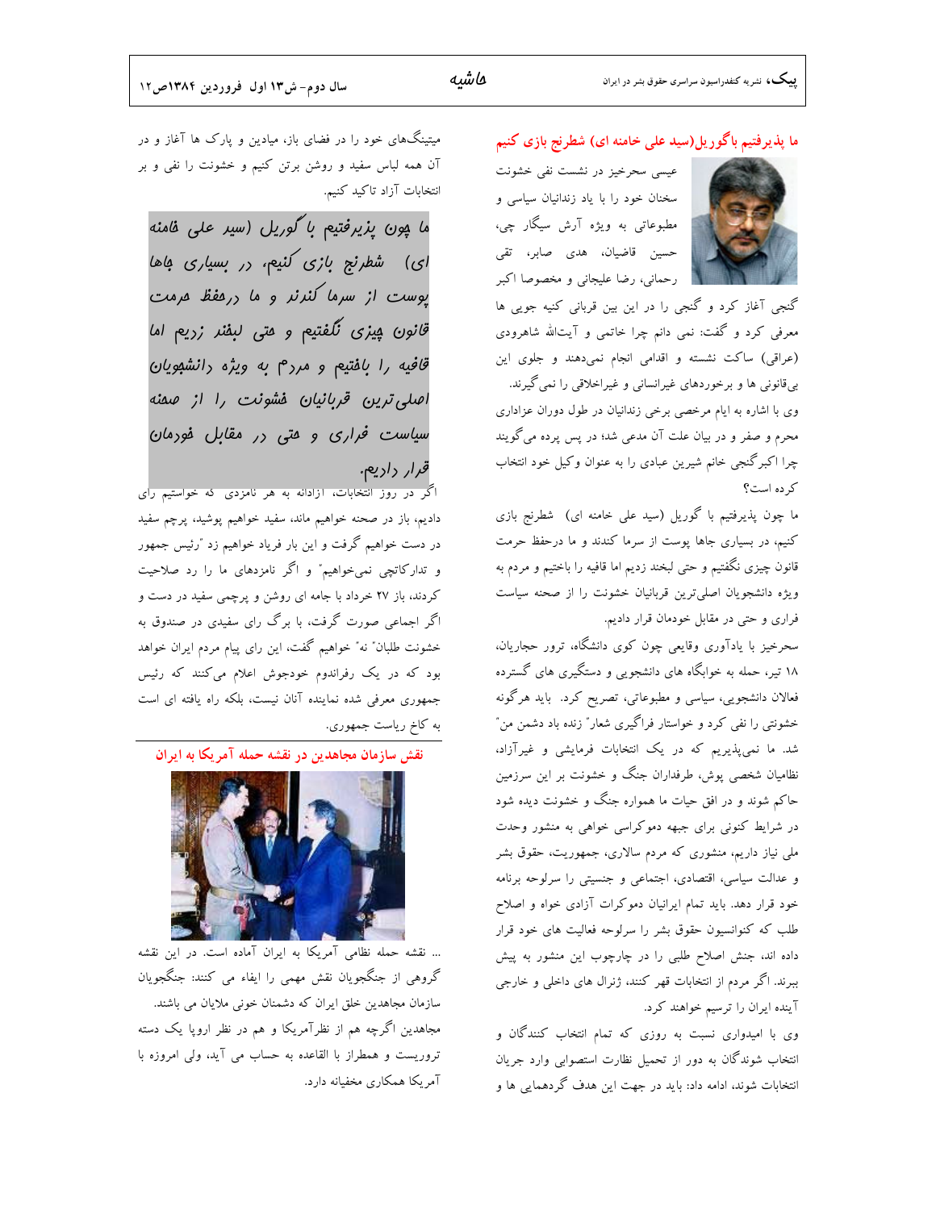## ما پذیرفتیم با گوریل(سید علی خامنه ای) شطرنج بازی کنیم

عیسی سحرخیز در نشست نفی خشونت سخنان خود را با یاد زندانیان سیاسی و مطبوعاتی به ویژه آرش سیگار چی، حسین قاضیان، هدی صابر، تقی رحمانی، رضا علیجانی و مخصوصا اکبر گنجی آغاز کرد و گنجی را در این بین قربانی کنیه جویی ها معرفی کرد و گفت: نمی دانم چرا خاتمی و آیت‌الله شاهرودی (عراقی) ساکت نشسته و اقدامی انجام نمی‌دهند و جلوی این بی‌قانونی ها و برخوردهای غیرانسانی و غیراخلاقی را نمی‌گیرند.

وی با اشاره به ایام مرخصی برخی زندانیان در طول دوران عزاداری محرم و صفر و در بیان علت آن مدعی شد؛ در پس پرده می‌گویند چرا اکبرگنجی خانم شیرین عبادی را به عنوان وکیل خود انتخاب کرده است؟

ما چون پذیرفتیم با گوریل (سید علی خامنه ای) شطرنج بازی کنیم، در بسیاری جاها پوست از سرما کندند و ما درحفظ حرمت قانون چیزی نگفتیم و حتی لبخند زدیم اما قافیه را باختیم و مردم به ویژه دانشجویان اصلی‌ترین قربانیان خشونت را از صحنه سیاست فراری و حتی در مقابل خودمان قرار دادیم.

سحرخیز با یادآوری وقایعی چون کوی دانشگاه، ترور حجاریان، ۱۸ تیر، حمله به خوابگاه های دانشجویی و دستگیری های گسترده فعالان دانشجویی، سیاسی و مطبوعاتی، تصریح کرد. باید هرگونه خشونتی را نفی کرد و خواستار فراگیری شعار" زنده باد دشمن من" شد. ما نمی‌پذیریم که در یک انتخابات فرمایشی و غیرآزاد، نظامیان شخصی پوش، طرفداران جنگ و خشونت بر این سرزمین حاکم شوند و در افق حیات ما همواره جنگ و خشونت دیده شود در شرایط کنونی برای جبهه دموکراسی خواهی به منشور وحدت ملی نیاز داریم، منشوری که مردم سالاری، جمهوریت، حقوق بشر و عدالت سیاسی، اقتصادی، اجتماعی و جنسیتی را سرلوحه برنامه خود قرار دهد. باید تمام ایرانیان دموکرات آزادی خواه و اصلاح طلب که کنوانسیون حقوق بشر را سرلوحه فعالیت های خود قرار داده اند، جنش اصلاح طلبی را در چارچوب این منشور به پیش ببرند. اگر مردم از انتخابات قهر کنند، ژنرال های داخلی و خارجی آینده ایران را ترسیم خواهند کرد.

وی با امیدواری نسبت به روزی که تمام انتخاب کنندگان و انتخاب شوندگان به دور از تحمیل نظارت استصوابی وارد جریان انتخابات شوند، ادامه داد: باید در جهت این هدف گردهمایی ها و میتینگ‌های خود را در فضای باز، میادین و پارک ها آغاز و در آن همه لباس سفید و روشن برتن کنیم و خشونت را نفی و بر انتخابات آزاد تاکید کنیم.

> *ما چون پذیرفتیم با گوریل (سید علی خامنه ای) شطرنج بازی کنیم، در بسیاری جاها پوست از سرما کندند و ما درحفظ حرمت قانون چیزی نگفتیم و حتی لبخند زدیم اما قافیه را باختیم و مردم به ویژه دانشجویان اصلی‌ترین قربانیان خشونت را از صحنه سیاست فراری و حتی در مقابل خودمان قرار داریم.*

اگر در روز انتخابات، آزادانه به هر نامزدی که خواستیم رای دادیم، باز در صحنه خواهیم ماند، سفید خواهیم پوشید، پرچم سفید در دست خواهیم گرفت و این بار فریاد خواهیم زد "رئیس جمهور و تدارکاتچی نمی‌خواهیم" و اگر نامزدهای ما را رد صلاحیت کردند، باز ۲۷ خرداد با جامه ای روشن و پرچمی سفید در دست و اگر اجماعی صورت گرفت، با برگ رای سفیدی در صندوق به خشونت طلبان" نه" خواهیم گفت، این رای پیام مردم ایران خواهد بود که در یک رفراندوم خودجوش اعلام می‌کنند که رئیس جمهوری معرفی شده نماینده آنان نیست، بلکه راه یافته ای است به کاخ ریاست جمهوری.

## نقش سازمان مجاهدین در نقشه حمله آمریکا به ایران

... نقشه حمله نظامی آمریکا به ایران آماده است. در این نقشه گروهی از جنگجویان نقش مهمی را ایفاء می کنند: جنگجویان سازمان مجاهدین خلق ایران که دشمنان خونی ملایان می باشند.

مجاهدین اگرچه هم از نظرآمریکا و هم در نظر اروپا یک دسته تروریست و همطراز با القاعده به حساب می آید، ولی امروزه با آمریکا همکاری مخفیانه دارد.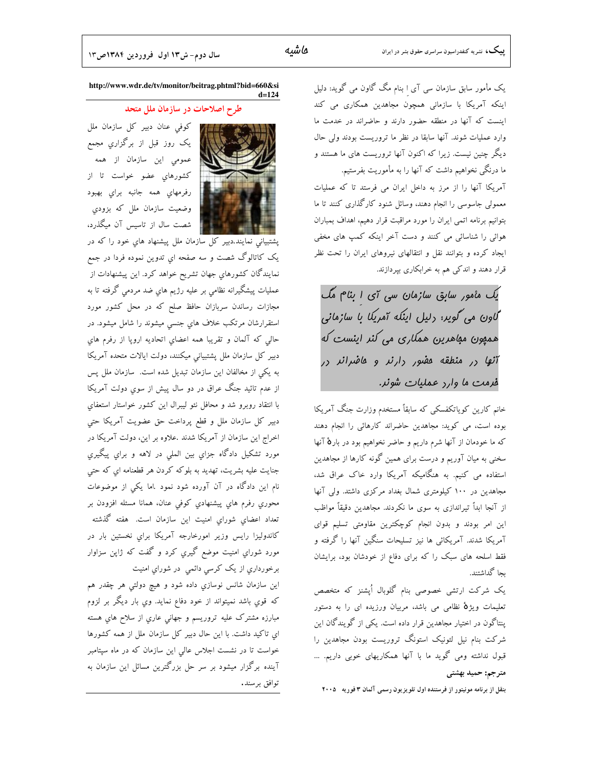یک مأمور سابق سازمان سی آی ا بنام مگ گاون می گوید: دلیل اینکه آمریکا با سازمانی همچون مجاهدین همکاری می کند اینست که آنها در منطقه حضور دارند و حاضراند در خدمت ما وارد عملیات شوند. آنها سابقا در نظر ما تروریست بودند ولی حال دیگر چنین نیست. زیرا که اکنون آنها تروریست های ما هستند و ما درنگی نخواهیم داشت که آنها را به مأموریت بفرستیم.

آمریکا آنها را از مرز به داخل ایران می فرستد تا که عملیات معمولی جاسوسی را انجام دهند، وسائل شنود کارگذاری کنند تا ما بتوانیم برنامه اتمی ایران را مورد مراقبت قرار دهیم، اهداف بمباران هوائی را شناسائی می کنند و دست آخر اینکه کمپ های مخفی ایجاد کرده و بتوانند نقل و انتقالهای نیروهای ایران را تحت نظر قرار دهند و اندکی هم به خرابکاری بپردازند.

*یک مأمور سابق سازمان سی آی ا بنام مگ گاون می گوید: دلیل اینکه آمریکا با سازمانی همچون مجاهدین همکاری می کند اینست که آنها در منطقه حضور دارند و حاضراند در خدمت ما وارد عملیات شوند.*

خانم کارین کویاتکفسکی که سابقاً مستخدم وزارت جنگ آمریکا بوده است، می کوید: مجاهدین حاضراند کارهائی را انجام دهند که ما خودمان از آنها شرم داریم و حاضر نخواهیم بود در بارۀ آنها سخنی به میان آوریم و درست برای همین گونه کارها از مجاهدین استفاده می کنیم. به هنگامیکه آمریکا وارد خاک عراق شد، مجاهدین در ۱۰۰ کیلومتری شمال بغداد مرکزی داشتند. ولی آنها از آنجا ابداً تیراندازی به سوی ما نکردند. مجاهدین دقیقاً مواظب این امر بودند و بدون انجام کوچکترین مقاومتی تسلیم قوای آمریکا شدند. آمریکائی ها نیز تسلیحات سنگین آنها را گرفته و فقط اسلحه های سبک را که برای دفاع از خودشان بود، برایشان بجا گذاشتند.

یک شرکت ارتشی خصوصی بنام گلوبال اُپشنز که متخصص تعلیمات ویژۀ نظامی می باشد، مربیان ورزیده ای را به دستور پنتاگون در اختیار مجاهدین قرار داده است. یکی از گویندگان این شرکت بنام نیل لئونیک استونگ تروریست بودن مجاهدین را قبول نداشته ومی گوید ما با آنها همکاریهای خوبی داریم. ...

**مترجم: حمید بهشتی**

**بنقل از برنامه مونیتور از فرستنده اول تلویزیون رسمی آلمان ۳ فوریه ۲۰۰۵**

**http://www.wdr.de/tv/monitor/beitrag.phtml?bid=660&sid=124**

## طرح اصلاحات در سازمان ملل متحد

كوفي عنان دبير كل سازمان ملل يک روز قبل از برگزاري مجمع عمومي اين سازمان از همه كشورهاي عضو خواست تا از رفرمهاي همه جانبه براي بهبود وضعيت سازمان ملل كه بزودي شصت سال از تاسيس آن ميگذرد، پشتيباني نمايند.دبير كل سازمان ملل پيشنهاد هاي خود را كه در يک كاتالوگ شصت و سه صفحه اي تدوين نموده فردا در جمع نمايندگان كشورهاي جهان تشريح خواهد كرد. اين پيشنهادات از عمليات پيشگيرانه نظامي بر عليه رژيم هاي ضد مردمي گرفته تا به مجازات رساندن سربازان حافظ صلح كه در محل كشور مورد استقرارشان مرتكب خلاف هاي جنسي ميشوند را شامل ميشود. در حالي كه آلمان و تقريبا همه اعضاي اتحاديه اروپا از رفرم هاي دبير كل سازمان ملل پشتيباني ميكنند، دولت ايالات متحده آمريكا به يكي از مخالفان اين سازمان تبديل شده است. سازمان ملل پس از عدم تائيد جنگ عراق در دو سال پيش از سوي دولت آمريكا با انتقاد روبرو شد و محافل نئو ليبرال اين كشور خواستار استعفاي دبير كل سازمان ملل و قطع پرداخت حق عضويت آمريكا حتي اخراج اين سازمان از آمريكا شدند .علاوه بر اين، دولت آمريكا در مورد تشكيل دادگاه جزاي بين المللي در لاهه و براي پيگيري جنايت عليه بشريت، تهديد به بلوكه كردن هر قطعنامه اي كه حتي نام اين دادگاه در آن آورده شود نمود .اما يكي از موضوعات محوري رفرم هاي پيشنهادي كوفي عنان، همانا مسئله افزودن بر تعداد اعضاي شوراي امنيت اين سازمان است. هفته گذشته كاندوليزا رايس وزير امورخارجه آمريكا براي نخستين بار در مورد شوراي امنيت موضع گيري كرد و گفت كه ژاپن سزاوار برخورداري از يک كرسي دائمي در شوراي امنيت

اين سازمان شانس نوسازي داده شود و هيچ دولتي هر چقدر هم كه قوي باشد نميتواند از خود دفاع نمايد. وي بار ديگر بر لزوم مبارزه مشترک عليه تروريسم و جهاني عاري از سلاح هاي هسته اي تاكيد داشت. با اين حال دبير كل سازمان ملل از همه كشورها خواست تا در نشست اجلاس عالي اين سازمان كه در ماه سپتامبر آينده برگزار ميشود بر سر حل بزرگترين مسائل اين سازمان به توافق برسند.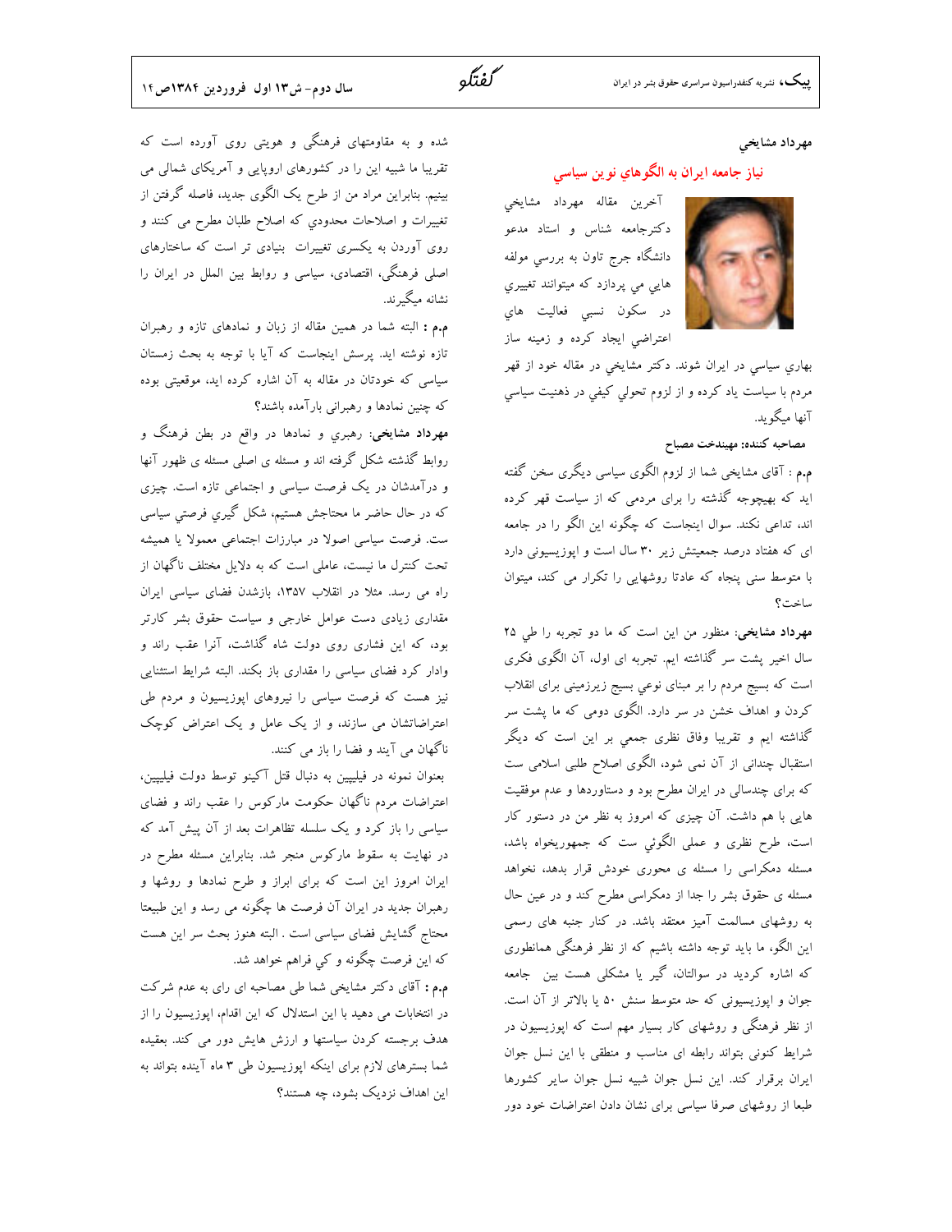گفتگو

مهرداد مشايخي

## نیاز جامعه ایران به الگوهاي نوين سياسي

آخرين مقاله مهرداد مشايخي دکترجامعه شناس و استاد مدعو دانشگاه جرج تاون به بررسي مولفه هايي مي پردازد که ميتوانند تغييري در سکون نسبي فعاليت هاي اعتراضي ايجاد کرده و زمينه ساز بهاري سياسي در ايران شوند. دکتر مشايخي در مقاله خود از قهر مردم با سياست ياد کرده و از لزوم تحولي کيفي در ذهنيت سياسي آنها ميگويد.

**مصاحبه کننده: مهيندخت مصباح**

**م.م :** آقای مشايخي شما از لزوم الگوی سياسی ديگری سخن گفته ايد که بهيچوجه گذشته را برای مردمی که از سياست قهر کرده اند، تداعی نکند. سوال اينجاست که چگونه اين الگو را در جامعه ای که هفتاد درصد جمعيتش زير ۳۰ سال است و اپوزيسيونی دارد با متوسط سنی پنجاه که عادتا روشهايی را تکرار می کند، ميتوان ساخت؟

**مهرداد مشايخي:** منظور من اين است که ما دو تجربه را طي ۲۵ سال اخير پشت سر گذاشته ايم. تجربه ای اول، آن الگوی فکری است که بسيج مردم را بر مبنای نوعي بسيج زيرزميني برای انقلاب کردن و اهداف خشن در سر دارد. الگوی دومی که ما پشت سر گذاشته ايم و تقريبا وفاق نظری جمعي بر اين است که ديگر استقبال چندانی از آن نمی شود، الگوی اصلاح طلبی اسلامی ست که برای چندسالی در ايران مطرح بود و دستاوردها و عدم موفقيت هايی با هم داشت. آن چيزی که امروز به نظر من در دستور کار است، طرح نظری و عملی الگوئي ست که جمهوريخواه باشد، مسئله دمکراسی را مسئله ی محوری خودش قرار بدهد، نخواهد مسئله ی حقوق بشر را جدا از دمکراسی مطرح کند و در عين حال به روشهای مسالمت آميز معتقد باشد. در کنار جنبه های رسمی اين الگو، ما بايد توجه داشته باشيم که از نظر فرهنگی همانطوری که اشاره کرديد در سوالتان، گير يا مشکلی هست بين جامعه جوان و اپوزيسيونی که حد متوسط سنش ۵۰ يا بالاتر از آن است. از نظر فرهنگی و روشهای کار بسيار مهم است که اپوزيسيون در شرايط کنونی بتواند رابطه ای مناسب و منطقی با اين نسل جوان ايران برقرار کند. اين نسل جوان شبيه نسل جوان ساير کشورها طبعا از روشهای صرفا سياسی برای نشان دادن اعتراضات خود دور شده و به مقاومتهای فرهنگی و هويتی روی آورده است که تقريبا ما شبيه اين را در کشورهای اروپايی و آمريکای شمالی می بينيم. بنابراين مراد من از طرح يک الگوی جديد، فاصله گرفتن از تغييرات و اصلاحات محدودي که اصلاح طلبان مطرح می کنند و روی آوردن به يکسری تغييرات بنيادی تر است که ساختارهای اصلی فرهنگی، اقتصادی، سياسی و روابط بين الملل در ايران را نشانه ميگيرند.

**م.م :** البته شما در همين مقاله از زبان و نمادهای تازه و رهبران تازه نوشته ايد. پرسش اينجاست که آيا با توجه به بحث زمستان سياسی که خودتان در مقاله به آن اشاره کرده ايد، موقعيتی بوده که چنين نمادها و رهبرانی بارآمده باشند؟

**مهرداد مشايخي:** رهبري و نمادها در واقع در بطن فرهنگ و روابط گذشته شکل گرفته اند و مسئله ی اصلی مسئله ی ظهور آنها و درآمدشان در يک فرصت سياسی و اجتماعی تازه است. چيزی که در حال حاضر ما محتاجش هستيم، شکل گيري فرصتي سياسي ست. فرصت سياسی اصولا در مبارزات اجتماعی معمولا يا هميشه تحت کنترل ما نيست، عاملی است که به دلايل مختلف ناگهان از راه می رسد. مثلا در انقلاب ۱۳۵۷، بازشدن فضای سياسی ايران مقداری زيادی دست عوامل خارجی و سياست حقوق بشر کارتر بود، که اين فشاری روی دولت شاه گذاشت، آنرا عقب راند و وادار کرد فضای سياسی را مقداری باز بکند. البته شرايط استثنايی نيز هست که فرصت سياسی را نيروهای اپوزيسيون و مردم طی اعتراضاتشان می سازند، و از يک عامل و يک اعتراض کوچک ناگهان می آيند و فضا را باز می کنند.

بعنوان نمونه در فيليپين به دنبال قتل آکينو توسط دولت فيليپين، اعتراضات مردم ناگهان حکومت مارکوس را عقب راند و فضای سياسی را باز کرد و يک سلسله تظاهرات بعد از آن پيش آمد که در نهايت به سقوط مارکوس منجر شد. بنابراين مسئله مطرح در ايران امروز اين است که برای ابراز و طرح نمادها و روشها و رهبران جديد در ايران آن فرصت ها چگونه می رسد و اين طبيعتا محتاج گشايش فضای سياسی است . البته هنوز بحث سر اين هست که اين فرصت چگونه و کي فراهم خواهد شد.

**م.م :** آقای دکتر مشايخي شما طی مصاحبه ای رای به عدم شرکت در انتخابات می دهيد با اين استدلال که اين اقدام، اپوزيسيون را از هدف برجسته کردن سياستها و ارزش هايش دور می کند. بعقيده شما بسترهای لازم برای اينکه اپوزيسيون طی ۳ ماه آينده بتواند به اين اهداف نزديک بشود، چه هستند؟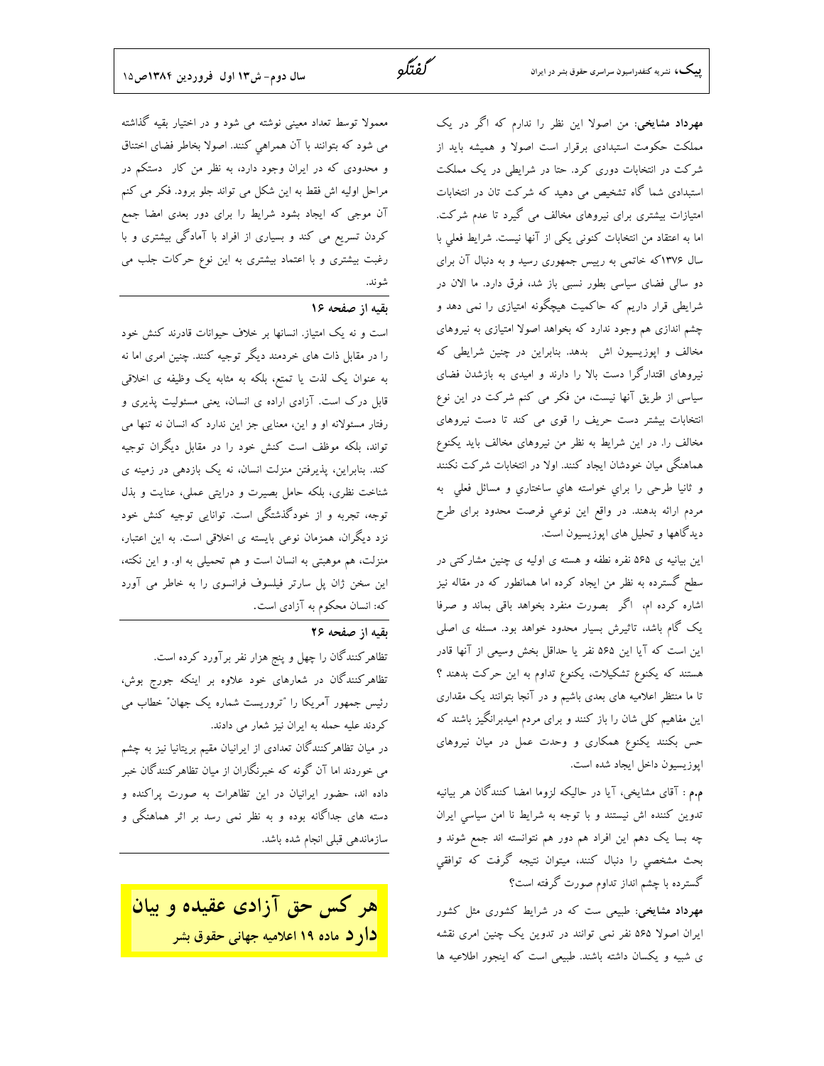**مهرداد مشایخی**: من اصولا این نظر را ندارم که اگر در یک مملکت حکومت استبدادی برقرار است اصولا و همیشه باید از شرکت در انتخابات دوری کرد. حتا در شرایطی در یک مملکت استبدادی شما گاه تشخیص می دهید که شرکت تان در انتخابات امتیازات بیشتری برای نیروهای مخالف می گیرد تا عدم شرکت. اما به اعتقاد من انتخابات کنونی یکی از آنها نیست. شرایط فعلي با سال ۱۳۷۶که خاتمی به رییس جمهوری رسید و به دنبال آن برای دو سالی فضای سیاسی بطور نسبی باز شد، فرق دارد. ما الان در شرایطی قرار داریم که حاکمیت هیچگونه امتیازی را نمی دهد و چشم اندازی هم وجود ندارد که بخواهد اصولا امتیازی به نیروهای مخالف و اپوزیسیون اش بدهد. بنابراین در چنین شرایطی که نیروهای اقتدارگرا دست بالا را دارند و امیدی به بازشدن فضای سیاسی از طریق آنها نیست، من فکر می کنم شرکت در این نوع انتخابات بیشتر دست حریف را قوی می کند تا دست نیروهای مخالف را. در این شرایط به نظر من نیروهای مخالف باید یکنوع هماهنگی میان خودشان ایجاد کنند. اولا در انتخابات شرکت نکنند و ثانیا طرحی را براي خواسته هاي ساختاري و مسائل فعلي به مردم ارائه بدهند. در واقع این نوعي فرصت محدود برای طرح دیدگاهها و تحلیل های اپوزیسیون است.

این بیانیه ی ۵۶۵ نفره نطفه و هسته ی اولیه ی چنین مشارکتی در سطح گسترده به نظر من ایجاد کرده اما همانطور که در مقاله نیز اشاره کرده ام، اگر بصورت منفرد بخواهد باقی بماند و صرفا یک گام باشد، تاثیرش بسیار محدود خواهد بود. مسئله ی اصلی این است که آیا این ۵۶۵ نفر یا حداقل بخش وسیعی از آنها قادر هستند که یکنوع تشکیلات، یکنوع تداوم به این حرکت بدهند ؟ تا ما منتظر اعلامیه های بعدی باشیم و در آنجا بتوانند یک مقداری این مفاهیم کلی شان را باز کنند و برای مردم امیدبرانگیز باشند که حس بکنند یکنوع همکاری و وحدت عمل در میان نیروهای اپوزیسیون داخل ایجاد شده است.

**م.م** : آقای مشایخی، آیا در حالیکه لزوما امضا کنندگان هر بیانیه تدوین کننده اش نیستند و با توجه به شرایط نا امن سیاسي ایران چه بسا یک دهم این افراد هم دور هم نتوانسته اند جمع شوند و بحث مشخصي را دنبال کنند، میتوان نتیجه گرفت که توافقي گسترده با چشم انداز تداوم صورت گرفته است؟

**مهرداد مشایخی**: طبیعی ست که در شرایط کشوری مثل کشور ایران اصولا ۵۶۵ نفر نمی توانند در تدوین یک چنین امری نقشه ی شبیه و یکسان داشته باشند. طبیعی است که اینجور اطلاعیه ها معمولا توسط تعداد معینی نوشته می شود و در اختیار بقیه گذاشته می شود که بتوانند با آن همراهي کنند. اصولا بخاطر فضای اختناق و محدودی که در ایران وجود دارد، به نظر من کار دستکم در مراحل اولیه اش فقط به این شکل می تواند جلو برود. فکر می کنم آن موجی که ایجاد بشود شرایط را برای دور بعدی امضا جمع کردن تسریع می کند و بسیاری از افراد با آمادگی بیشتری و با رغبت بیشتری و با اعتماد بیشتری به این نوع حرکات جلب می شوند.

### بقیه از صفحه ۱۶

است و نه یک امتیاز. انسانها بر خلاف حیوانات قادرند کنش خود را در مقابل ذات های خردمند دیگر توجیه کنند. چنین امری اما نه به عنوان یک لذت یا تمتع، بلکه به مثابه یک وظیفه ی اخلاقی قابل درک است. آزادی اراده ی انسان، یعنی مسئولیت پذیری و رفتار مسئولانه او و این، معنایی جز این ندارد که انسان نه تنها می تواند، بلکه موظف است کنش خود را در مقابل دیگران توجیه کند. بنابراین، پذیرفتن منزلت انسان، نه یک بازدهی در زمینه ی شناخت نظری، بلکه حامل بصیرت و درایتی عملی، عنایت و بذل توجه، تجربه و از خودگذشتگی است. توانایی توجیه کنش خود نزد دیگران، همزمان نوعی بایسته ی اخلاقی است. به این اعتبار، منزلت، هم موهبتی به انسان است و هم تحمیلی به او. و این نکته، این سخن ژان پل سارتر فیلسوف فرانسوی را به خاطر می آورد که: انسان محکوم به آزادی است.

### بقیه از صفحه ۲۶

تظاهرکنندگان را چهل و پنج هزار نفر برآورد کرده است.
تظاهرکنندگان در شعارهای خود علاوه بر اینکه جورج بوش، رئیس جمهور آمریکا را "تروریست شماره یک جهان" خطاب می کردند علیه حمله به ایران نیز شعار می دادند.
در میان تظاهرکنندگان تعدادی از ایرانیان مقیم بریتانیا نیز به چشم می خوردند اما آن گونه که خبرنگاران از میان تظاهرکنندگان خبر داده اند، حضور ایرانیان در این تظاهرات به صورت پراکنده و دسته های جداگانه بوده و به نظر نمی رسد بر اثر هماهنگی و سازماندهی قبلی انجام شده باشد.

**هر کس حق آزادی عقیده و بیان دارد** ماده ۱۹ اعلامیه جهانی حقوق بشر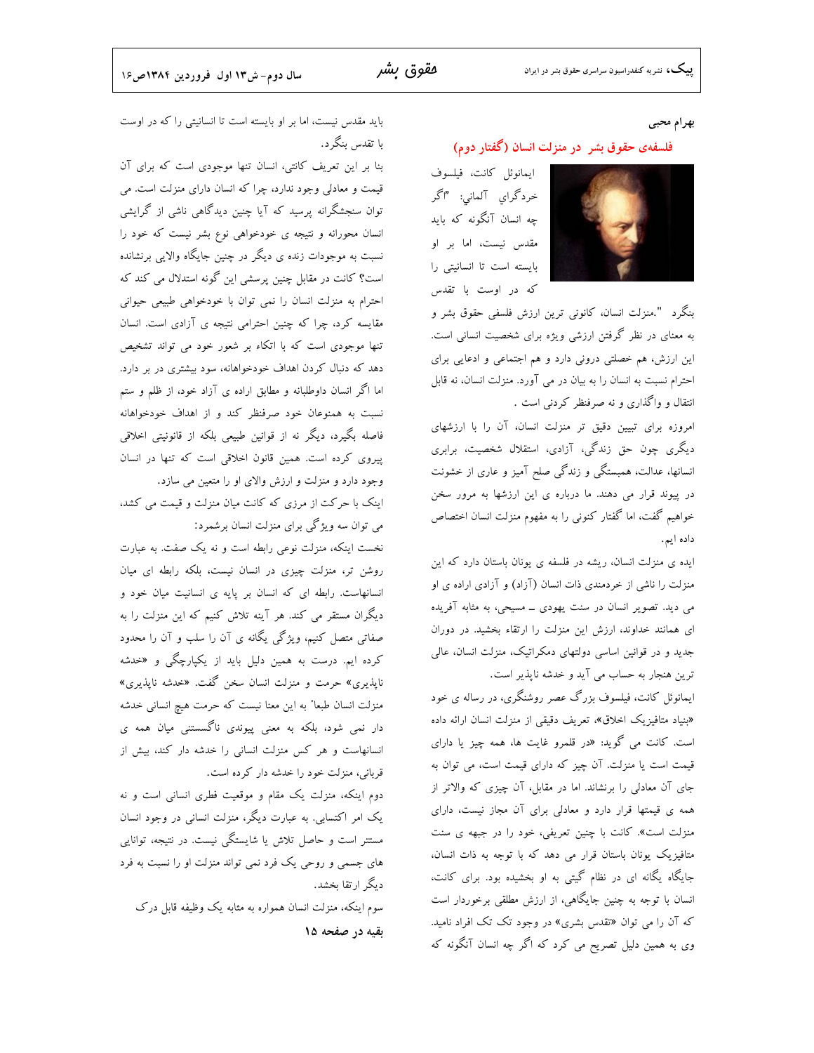بهرام محبی

## فلسفه‌ی حقوق بشر در منزلت انسان (گفتار دوم)

ایمانوئل کانت، فیلسوف خردگرای آلمانی: "اگر چه انسان آنگونه که باید مقدس نیست، اما بر او بایسته است تا انسانیتی را که در اوست با تقدس بنگرد ".منزلت انسان، کانونی ترین ارزش فلسفی حقوق بشر و به معنای در نظر گرفتن ارزشی ویژه برای شخصیت انسانی است. این ارزش، هم خصلتی درونی دارد و هم اجتماعی و ادعایی برای احترام نسبت به انسان را به بیان در می آورد. منزلت انسان، نه قابل انتقال و واگذاری و نه صرفنظر کردنی است .

امروزه برای تبیین دقیق تر منزلت انسان، آن را با ارزشهای دیگری چون حق زندگی، آزادی، استقلال شخصیت، برابری انسانها، عدالت، همبستگی و زندگی صلح آمیز و عاری از خشونت در پیوند قرار می دهند. ما درباره ی این ارزشها به مرور سخن خواهیم گفت، اما گفتار کنونی را به مفهوم منزلت انسان اختصاص داده ایم.

ایده ی منزلت انسان، ریشه در فلسفه ی یونان باستان دارد که این منزلت را ناشی از خردمندی ذات انسان (آزاد) و آزادی اراده ی او می دید. تصویر انسان در سنت یهودی ــ مسیحی، به مثابه آفریده ای همانند خداوند، ارزش این منزلت را ارتقاء بخشید. در دوران جدید و در قوانین اساسی دولتهای دمکراتیک، منزلت انسان، عالی ترین هنجار به حساب می آید و خدشه ناپذیر است.

ایمانوئل کانت، فیلسوف بزرگ عصر روشنگری، در رساله ی خود «بنیاد متافیزیک اخلاق»، تعریف دقیقی از منزلت انسان ارائه داده است. کانت می گوید: «در قلمرو غایت ها، همه چیز یا دارای قیمت است یا منزلت. آن چیز که دارای قیمت است، می توان به جای آن معادلی را برنشاند. اما در مقابل، آن چیزی که والاتر از همه ی قیمتها قرار دارد و معادلی برای آن مجاز نیست، دارای منزلت است». کانت با چنین تعریفی، خود را در جبهه ی سنت متافیزیک یونان باستان قرار می دهد که با توجه به ذات انسان، جایگاه یگانه ای در نظام گیتی به او بخشیده بود. برای کانت، انسان با توجه به چنین جایگاهی، از ارزش مطلقی برخوردار است که آن را می توان «تقدس بشری» در وجود تک تک افراد نامید. وی به همین دلیل تصریح می کرد که اگر چه انسان آنگونه که باید مقدس نیست، اما بر او بایسته است تا انسانیتی را که در اوست با تقدس بنگرد.

بنا بر این تعریف کانتی، انسان تنها موجودی است که برای آن قیمت و معادلی وجود ندارد، چرا که انسان دارای منزلت است. می توان سنجشگرانه پرسید که آیا چنین دیدگاهی ناشی از گرایشی انسان محورانه و نتیجه ی خودخواهی نوع بشر نیست که خود را نسبت به موجودات زنده ی دیگر در چنین جایگاه والایی برنشانده است؟ کانت در مقابل چنین پرسشی این گونه استدلال می کند که احترام به منزلت انسان را نمی توان با خودخواهی طبیعی حیوانی مقایسه کرد، چرا که چنین احترامی نتیجه ی آزادی است. انسان تنها موجودی است که با اتکاء بر شعور خود می تواند تشخیص دهد که دنبال کردن اهداف خودخواهانه، سود بیشتری در بر دارد. اما اگر انسان داوطلبانه و مطابق اراده ی آزاد خود، از ظلم و ستم نسبت به همنوعان خود صرفنظر کند و از اهداف خودخواهانه فاصله بگیرد، دیگر نه از قوانین طبیعی بلکه از قانونیتی اخلاقی پیروی کرده است. همین قانون اخلاقی است که تنها در انسان وجود دارد و منزلت و ارزش والای او را متعین می سازد.

اینک با حرکت از مرزی که کانت میان منزلت و قیمت می کشد، می توان سه ویژگی برای منزلت انسان برشمرد:

نخست اینکه، منزلت نوعی رابطه است و نه یک صفت. به عبارت روشن تر، منزلت چیزی در انسان نیست، بلکه رابطه ای میان انسانهاست. رابطه ای که انسان بر پایه ی انسانیت میان خود و دیگران مستقر می کند. هر آینه تلاش کنیم که این منزلت را به صفاتی متصل کنیم، ویژگی یگانه ی آن را سلب و آن را محدود کرده ایم. درست به همین دلیل باید از یکپارچگی و «خدشه ناپذیری» حرمت و منزلت انسان سخن گفت. «خدشه ناپذیری» منزلت انسان طبعاً به این معنا نیست که حرمت هیچ انسانی خدشه دار نمی شود، بلکه به معنی پیوندی ناگسستنی میان همه ی انسانهاست و هر کس منزلت انسانی را خدشه دار کند، بیش از قربانی، منزلت خود را خدشه دار کرده است.

دوم اینکه، منزلت یک مقام و موقعیت فطری انسانی است و نه یک امر اکتسابی. به عبارت دیگر، منزلت انسانی در وجود انسان مستتر است و حاصل تلاش یا شایستگی نیست. در نتیجه، توانایی های جسمی و روحی یک فرد نمی تواند منزلت او را نسبت به فرد دیگر ارتقا بخشد.

سوم اینکه، منزلت انسان همواره به مثابه یک وظیفه قابل درک

**بقیه در صفحه ۱۵**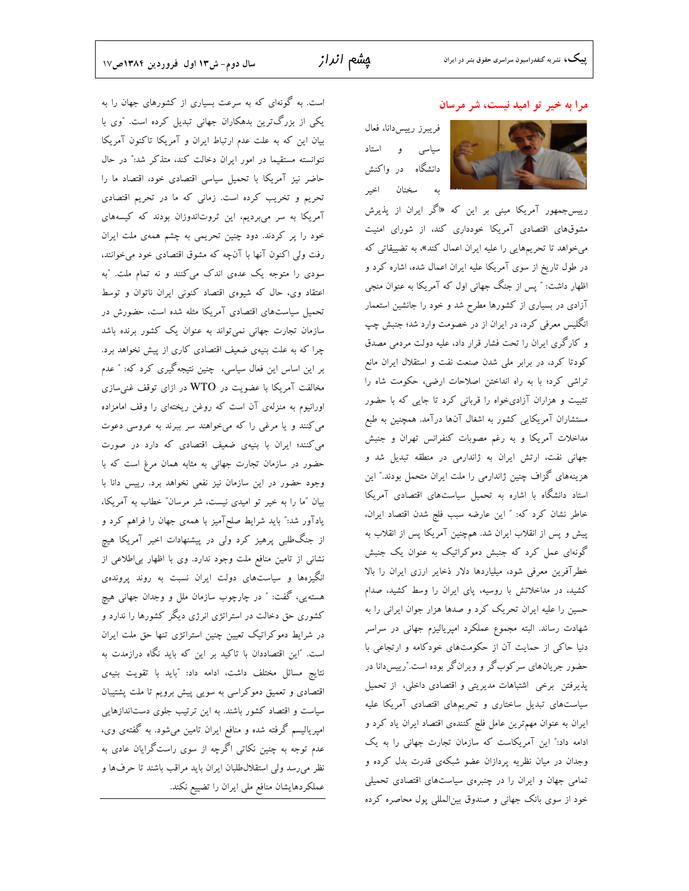## مرا به خیر تو امید نیست، شر مرسان

فریبرز رییس‌دانا، فعال سیاسی و استاد دانشگاه در واکنش به سخنان اخیر رییس‌جمهور آمریکا مبنی بر این که «اگر ایران از پذیرش مشوق‌های اقتصادی آمریکا خودداری کند، از شورای امنیت می‌خواهد تا تحریم‌هایی را علیه ایران اعمال کند»، به تضییقاتی که در طول تاریخ از سوی آمریکا علیه ایران اعمال شده، اشاره کرد و اظهار داشت: " پس از جنگ جهانی اول که آمریکا به عنوان منجی آزادی در بسیاری از کشورها مطرح شد و خود را جانشین استعمار انگلیس معرفی کرد، در ایران از در خصومت وارد شد؛ جنبش چپ و کارگری ایران را تحت فشار قرار داد، علیه دولت مردمی مصدق کودتا کرد، در برابر ملی شدن صنعت نفت و استقلال ایران مانع تراشی کرد؛ با به راه انداختن اصلاحات ارضی، حکومت شاه را تثبیت و هزاران آزادی‌خواه را قربانی کرد تا جایی که با حضور مستشاران آمریکایی کشور به اشغال آن‌ها درآمد. همچنین به طبع مداخلات آمریکا و به رغم مصوبات کنفرانس تهران و جنبش جهانی نفت، ارتش ایران به ژاندارمی در منطقه تبدیل شد و هزینه‌های گزاف چنین ژاندارمی را ملت ایران متحمل بودند." این استاد دانشگاه با اشاره به تحمیل سیاست‌های اقتصادی آمریکا خاطر نشان کرد که: " این عارضه سبب فلج شدن اقتصاد ایران، پیش و پس از انقلاب ایران شد. همچنین آمریکا پس از انقلاب به گونه‌ای عمل کرد که جنبش دموکراتیک به عنوان یک جنبش خطرآفرین معرفی شود، میلیاردها دلار ذخایر ارزی ایران را بالا کشید، در مداخلاتش با روسیه، پای ایران را وسط کشید، صدام حسین را علیه ایران تحریک کرد و صدها هزار جوان ایرانی را به شهادت رساند. البته مجموع عملکرد امپریالیزم جهانی در سراسر دنیا حاکی از حمایت آن از حکومت‌های خودکامه و ارتجاعی با حضور جریان‌های سرکوب‌گر و ویران‌گر بوده است."رییس‌دانا در پذیرفتن برخی اشتباهات مدیریتی و اقتصادی داخلی، از تحمیل سیاست‌های تبدیل ساختاری و تحریم‌های اقتصادی آمریکا علیه ایران به عنوان مهم‌ترین عامل فلج کننده‌ی اقتصاد ایران یاد کرد و ادامه داد:" این آمریکاست که سازمان تجارت جهانی را به یک وجدان در میان نظریه پردازان عضو شبکه‌ی قدرت بدل کرده و تمامی جهان و ایران را در چنبره‌ی سیاست‌های اقتصادی تحمیلی خود از سوی بانک جهانی و صندوق بین‌المللی پول محاصره کرده است. به گونه‌ای که به سرعت بسیاری از کشورهای جهان را به یکی از بزرگ‌ترین بدهکاران جهانی تبدیل کرده است. "وی با بیان این که به علت عدم ارتباط ایران و آمریکا تاکنون آمریکا نتوانسته مستقیما در امور ایران دخالت کند، متذکر شد:" در حال حاضر نیز آمریکا با تحمیل سیاسی اقتصادی خود، اقتصاد ما را تحریم و تخریب کرده است. زمانی که ما در تحریم اقتصادی آمریکا به سر می‌بردیم، این ثروت‌اندوزان بودند که کیسه‌های خود را پر کردند. دود چنین تحریمی به چشم همه‌ی ملت ایران رفت ولی اکنون آنها با آن‌چه که مشوق اقتصادی خود می‌خوانند، سودی را متوجه یک عده‌ی اندک می‌کنند و نه تمام ملت. "به اعتقاد وی، حال که شیوه‌ی اقتصاد کنونی ایران ناتوان و توسط تحمیل سیاست‌های اقتصادی آمریکا مثله شده است، حضورش در سازمان تجارت جهانی نمی‌تواند به عنوان یک کشور برنده باشد چرا که به علت بنیه‌ی ضعیف اقتصادی کاری از پیش نخواهد برد. بر این اساس این فعال سیاسی، چنین نتیجه‌گیری کرد که: " عدم مخالفت آمریکا با عضویت در WTO در ازای توقف غنی‌سازی اورانیوم به منزله‌ی آن است که روغن ریخته‌ای را وقف امامزاده می‌کنند و یا مرغی را که می‌خواهند سر ببرند به عروسی دعوت می‌کنند؛ ایران با بنیه‌ی ضعیف اقتصادی که دارد در صورت حضور در سازمان تجارت جهانی به مثابه همان مرغ است که با وجود حضور در این سازمان نیز نفعی نخواهد برد. رییس دانا با بیان "ما را به خیر تو امیدی نیست، شر مرسان" خطاب به آمریکا، یادآور شد:" باید شرایط صلح‌آمیز با همه‌ی جهان را فراهم کرد و از جنگ‌طلبی پرهیز کرد ولی در پیشنهادات اخیر آمریکا هیچ نشانی از تامین منافع ملت وجود ندارد. وی با اظهار بی‌اطلاعی از انگیزه‌ها و سیاست‌های دولت ایران نسبت به روند پرونده‌ی هسته‌یی، گفت: " در چارچوب سازمان ملل و وجدان جهانی هیچ کشوری حق دخالت در استراتژی انرژی دیگر کشورها را ندارد و در شرایط دموکراتیک تعیین چنین استراتژی تنها حق ملت ایران است. "این اقتصاددان با تاکید بر این که باید نگاه درازمدت به نتایج مسائل مختلف داشت، ادامه داد: "باید با تقویت بنیه‌ی اقتصادی و تعمیق دموکراسی به سوی پیش برویم تا ملت پشتیبان سیاست و اقتصاد کشور باشند. به این ترتیب جلوی دست‌اندازهایی امپریالیسم گرفته شده و منافع ایران تامین می‌شود. به گفته‌ی وی، عدم توجه به چنین نکاتی اگرچه از سوی راست‌گرایان عادی به نظر می‌رسد ولی استقلال‌طلبان ایران باید مراقب باشند تا حرف‌ها و عملکردهایشان منافع ملی ایران را تضییع نکند.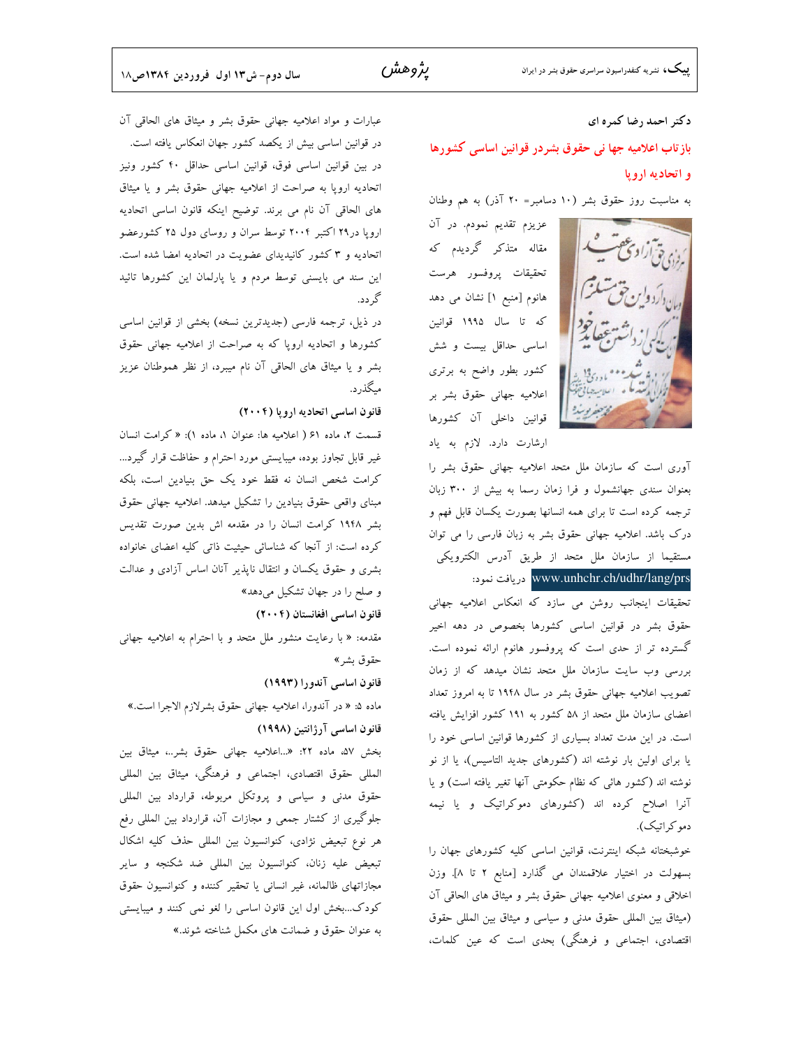**دکتر احمد رضا کمره ای**

## بازتاب اعلامیه جها نی حقوق بشردر قوانین اساسی کشورها و اتحادیه اروپا

به مناسبت روز حقوق بشر (۱۰ دسامبر= ۲۰ آذر) به هم وطنان عزیزم تقدیم نمودم. در آن مقاله متذکر گردیدم که تحقیقات پروفسور هرست هانوم [منبع ۱] نشان می دهد که تا سال ۱۹۹۵ قوانین اساسی حداقل بیست و شش کشور بطور واضح به برتری اعلامیه جهانی حقوق بشر بر قوانین داخلی آن کشورها ارشارت دارد. لازم به یاد آوری است که سازمان ملل متحد اعلامیه جهانی حقوق بشر را بعنوان سندی جهانشمول و فرا زمان رسما به بیش از ۳۰۰ زبان ترجمه کرده است تا برای همه انسانها بصورت یکسان قابل فهم و درک باشد. اعلامیه جهانی حقوق بشر به زبان فارسی را می توان مستقیما از سازمان ملل متحد از طریق آدرس الکترویکی www.unhchr.ch/udhr/lang/prs دریافت نمود:

تحقیقات اینجانب روشن می سازد که انعکاس اعلامیه جهانی حقوق بشر در قوانین اساسی کشورها بخصوص در دهه اخیر گسترده تر از حدی است که پروفسور هانوم ارائه نموده است. بررسی وب سایت سازمان ملل متحد نشان میدهد که از زمان تصویب اعلامیه جهانی حقوق بشر در سال ۱۹۴۸ تا به امروز تعداد اعضای سازمان ملل متحد از ۵۸ کشور به ۱۹۱ کشور افزایش یافته است. در این مدت تعداد بسیاری از کشورها قوانین اساسی خود را یا برای اولین بار نوشته اند (کشورهای جدید التاسیس)، یا از نو نوشته اند (کشور هائی که نظام حکومتی آنها تغیر یافته است) و یا آنرا اصلاح کرده اند (کشورهای دموکراتیک و یا نیمه دموکراتیک).

خوشبختانه شبکه اینترنت، قوانین اساسی کلیه کشورهای جهان را بسهولت در اختیار علاقمندان می گذارد [منابع ۲ تا ۸]. وزن اخلاقی و معنوی اعلامیه جهانی حقوق بشر و میثاق های الحاقی آن (میثاق بین المللی حقوق مدنی و سیاسی و میثاق بین المللی حقوق اقتصادی، اجتماعی و فرهنگی) بحدی است که عین کلمات، عبارات و مواد اعلامیه جهانی حقوق بشر و میثاق های الحاقی آن در قوانین اساسی بیش از یکصد کشور جهان انعکاس یافته است.

در بین قوانین اساسی فوق، قوانین اساسی حداقل ۴۰ کشور ونیز اتحادیه اروپا به صراحت از اعلامیه جهانی حقوق بشر و یا میثاق های الحاقی آن نام می برند. توضیح اینکه قانون اساسی اتحادیه اروپا در۲۹ اکتبر ۲۰۰۴ توسط سران و روسای دول ۲۵ کشورعضو اتحادیه و ۳ کشور کاندیدای عضویت در اتحادیه امضا شده است. این سند می بایستی توسط مردم و یا پارلمان این کشورها تائید گردد.

در ذیل، ترجمه فارسی (جدیدترین نسخه) بخشی از قوانین اساسی کشورها و اتحادیه اروپا که به صراحت از اعلامیه جهانی حقوق بشر و یا میثاق های الحاقی آن نام میبرد، از نظر هموطنان عزیز میگذرد.

**قانون اساسی اتحادیه اروپا (۲۰۰۴)**

قسمت ۲، ماده ۶۱ ( اعلامیه ها: عنوان ۱، ماده ۱): « کرامت انسان غیر قابل تجاوز بوده، میبایستی مورد احترام و حفاظت قرار گیرد... کرامت شخص انسان نه فقط خود یک حق بنیادین است، بلکه مبنای واقعی حقوق بنیادین را تشکیل میدهد. اعلامیه جهانی حقوق بشر ۱۹۴۸ کرامت انسان را در مقدمه اش بدین صورت تقدیس کرده است: از آنجا که شناسائی حیثیت ذاتی کلیه اعضای خانواده بشری و حقوق یکسان و انتقال ناپذیر آنان اساس آزادی و عدالت و صلح را در جهان تشکیل می‌دهد»

**قانون اساسی افغانستان (۲۰۰۴)**

مقدمه: « با رعایت منشور ملل متحد و با احترام به اعلامیه جهانی حقوق بشر»

**قانون اساسی آندورا (۱۹۹۳)**

ماده ۵: « در آندورا، اعلامیه جهانی حقوق بشرلازم الاجرا است.»

**قانون اساسی آرژانتین (۱۹۹۸)**

بخش ۵۷، ماده ۲۲: «...اعلامیه جهانی حقوق بشر،، میثاق بین المللی حقوق اقتصادی، اجتماعی و فرهنگی، میثاق بین المللی حقوق مدنی و سیاسی و پروتکل مربوطه، قرارداد بین المللی جلوگیری از کشتار جمعی و مجازات آن، قرارداد بین المللی رفع هر نوع تبعیض نژادی، کنوانسیون بین المللی حذف کلیه اشکال تبعیض علیه زنان، کنوانسیون بین المللی ضد شکنجه و سایر مجازاتهای ظالمانه، غیر انسانی یا تحقیر کننده و کنوانسیون حقوق کودک...بخش اول این قانون اساسی را لغو نمی کنند و میبایستی به عنوان حقوق و ضمانت های مکمل شناخته شوند.»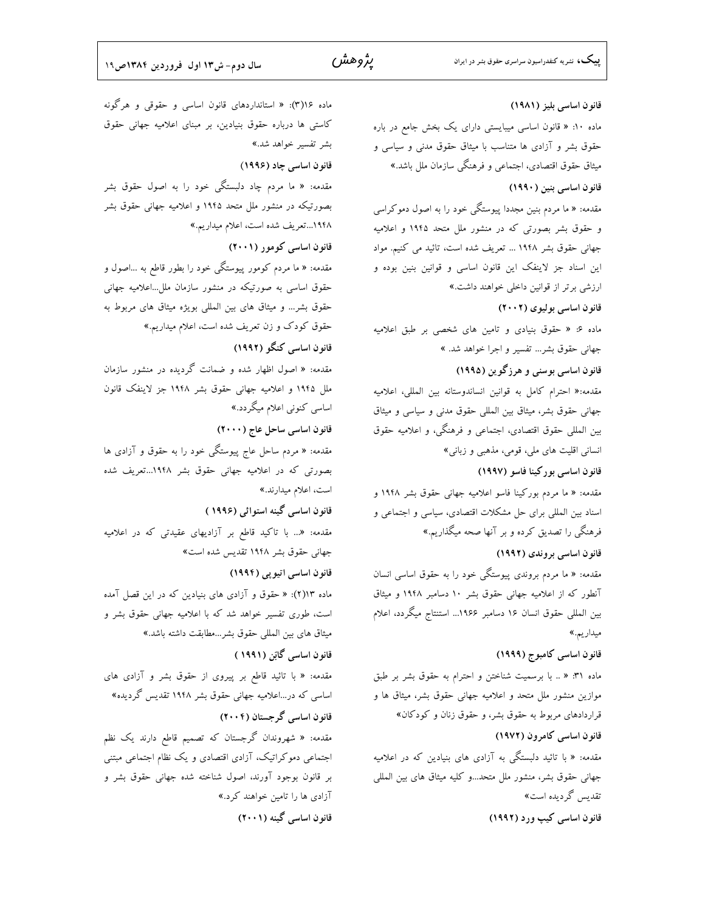### قانون اساسی بلیز (۱۹۸۱)

ماده ۱۰: « قانون اساسی میبایستی دارای یک بخش جامع در باره حقوق بشر و آزادی ها متناسب با میثاق حقوق مدنی و سیاسی و میثاق حقوق اقتصادی، اجتماعی و فرهنگی سازمان ملل باشد.»

### قانون اساسی بنین (۱۹۹۰)

مقدمه: « ما مردم بنین مجددا پیوستگی خود را به اصول دموکراسی و حقوق بشر بصورتی که در منشور ملل متحد ۱۹۴۵ و اعلامیه جهانی حقوق بشر ۱۹۴۸ ... تعریف شده است، تائید می کنیم. مواد این اسناد جز لاینفک این قانون اساسی و قوانین بنین بوده و ارزشی برتر از قوانین داخلی خواهند داشت.»

### قانون اساسی بولیوی (۲۰۰۲)

ماده ۶: « حقوق بنیادی و تامین های شخصی بر طبق اعلامیه جهانی حقوق بشر... تفسیر و اجرا خواهد شد. »

### قانون اساسی بوسنی و هرزگوین (۱۹۹۵)

مقدمه:« احترام کامل به قوانین انساندوستانه بین المللی، اعلامیه جهانی حقوق بشر، میثاق بین المللی حقوق مدنی و سیاسی و میثاق بین المللی حقوق اقتصادی، اجتماعی و فرهنگی، و اعلامیه حقوق انسانی اقلیت های ملی، قومی، مذهبی و زبانی»

### قانون اساسی بورکینا فاسو (۱۹۹۷)

مقدمه: « ما مردم بورکینا فاسو اعلامیه جهانی حقوق بشر ۱۹۴۸ و اسناد بین المللی برای حل مشکلات اقتصادی، سیاسی و اجتماعی و فرهنگی را تصدیق کرده و بر آنها صحه میگذاریم.»

### قانون اساسی بروندی (۱۹۹۲)

مقدمه: « ما مردم بروندی پیوستگی خود را به حقوق اساسی انسان آنطور که از اعلامیه جهانی حقوق بشر ۱۰ دسامبر ۱۹۴۸ و میثاق بین المللی حقوق انسان ۱۶ دسامبر ۱۹۶۶... استنتاج میگردد، اعلام میداریم.»

### قانون اساسی کامبوج (۱۹۹۹)

ماده ۳۱: « .. با برسمیت شناختن و احترام به حقوق بشر بر طبق موازین منشور ملل متحد و اعلامیه جهانی حقوق بشر، میثاق ها و قراردادهای مربوط به حقوق بشر، و حقوق زنان و کودکان»

### قانون اساسی کامرون (۱۹۷۲)

مقدمه: « با تائید دلبستگی به آزادی های بنیادین که در اعلامیه جهانی حقوق بشر، منشور ملل متحد...و کلیه میثاق های بین المللی تقدیس گردیده است»

### قانون اساسی کیپ ورد (۱۹۹۲)

ماده ۱۶(۳): « استانداردهای قانون اساسی و حقوقی و هرگونه کاستی ها درباره حقوق بنیادین، بر مبنای اعلامیه جهانی حقوق بشر تفسیر خواهد شد.»

### قانون اساسی چاد (۱۹۹۶)

مقدمه: « ما مردم چاد دلبستگی خود را به اصول حقوق بشر بصورتیکه در منشور ملل متحد ۱۹۴۵ و اعلامیه جهانی حقوق بشر ۱۹۴۸...تعریف شده است، اعلام میداریم.»

### قانون اساسی کومور (۲۰۰۱)

مقدمه: « ما مردم کومور پیوستگی خود را بطور قاطع به ...اصول و حقوق اساسی به صورتیکه در منشور سازمان ملل...اعلامیه جهانی حقوق بشر... و میثاق های بین المللی بویژه میثاق های مربوط به حقوق کودک و زن تعریف شده است، اعلام میداریم.»

### قانون اساسی کنگو (۱۹۹۲)

مقدمه: « اصول اظهار شده و ضمانت گردیده در منشور سازمان ملل ۱۹۴۵ و اعلامیه جهانی حقوق بشر ۱۹۴۸ جز لاینفک قانون اساسی کنونی اعلام میگردد.»

### قانون اساسی ساحل عاج (۲۰۰۰)

مقدمه: « مردم ساحل عاج پیوستگی خود را به حقوق و آزادی ها بصورتی که در اعلامیه جهانی حقوق بشر ۱۹۴۸...تعریف شده است، اعلام میدارند.»

### قانون اساسی گینه استوائی (۱۹۹۶)

مقدمه: «... با تاکید قاطع بر آزادیهای عقیدتی که در اعلامیه جهانی حقوق بشر ۱۹۴۸ تقدیس شده است»

### قانون اساسی اتیوپی (۱۹۹۴)

ماده ۱۳(۲): « حقوق و آزادی های بنیادین که در این فصل آمده است، طوری تفسیر خواهد شد که با اعلامیه جهانی حقوق بشر و میثاق های بین المللی حقوق بشر...مطابقت داشته باشد.»

### قانون اساسی گابن (۱۹۹۱)

مقدمه: « با تائید قاطع بر پیروی از حقوق بشر و آزادی های اساسی که در...اعلامیه جهانی حقوق بشر ۱۹۴۸ تقدیس گردیده»

### قانون اساسی گرجستان (۲۰۰۴)

مقدمه: « شهروندان گرجستان که تصمیم قاطع دارند یک نظم اجتماعی دموکراتیک، آزادی اقتصادی و یک نظام اجتماعی مبتنی بر قانون بوجود آورند، اصول شناخته شده جهانی حقوق بشر و آزادی ها را تامین خواهند کرد.»

### قانون اساسی گینه (۲۰۰۱)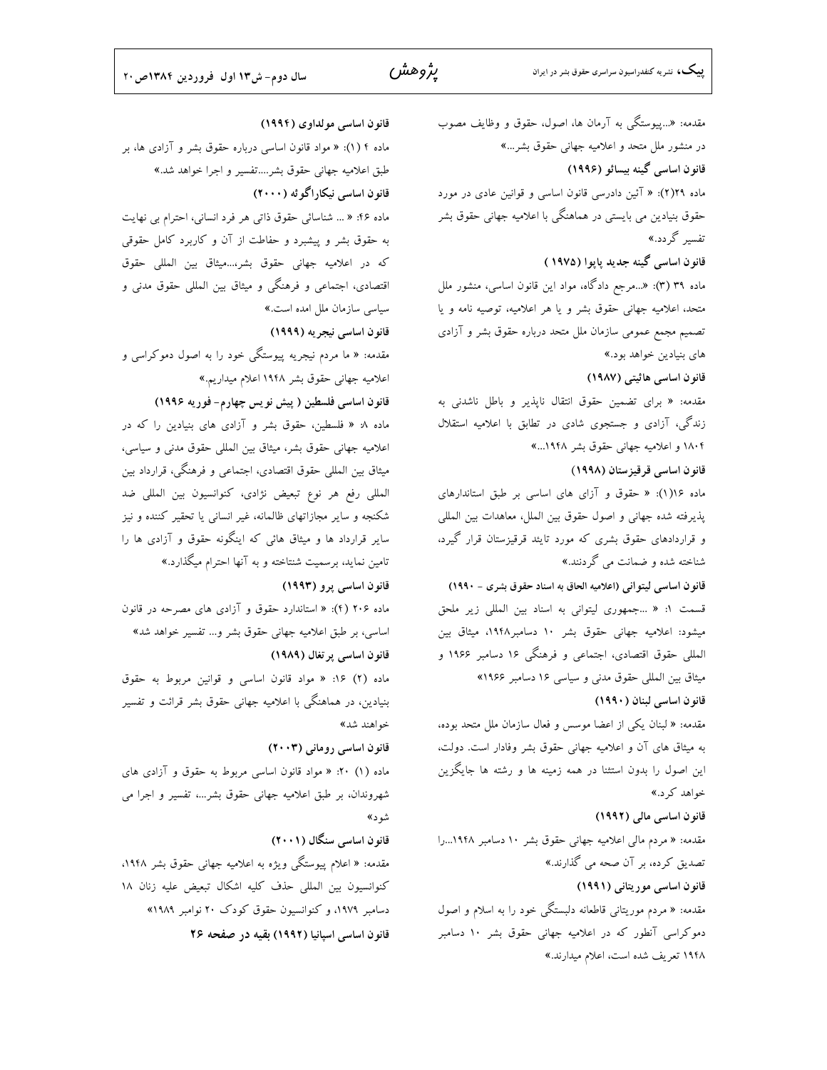مقدمه: «...پیوستگی به آرمان ها، اصول، حقوق و وظایف مصوب در منشور ملل متحد و اعلامیه جهانی حقوق بشر...»

**قانون اساسی گینه بیسائو (۱۹۹۶)**

ماده ۲۹(۲): « آئین دادرسی قانون اساسی و قوانین عادی در مورد حقوق بنیادین می بایستی در هماهنگی با اعلامیه جهانی حقوق بشر تفسیر گردد.»

**قانون اساسی گینه جدید پاپوا (۱۹۷۵ )**

ماده ۳۹ (۳): «...مرجع دادگاه، مواد این قانون اساسی، منشور ملل متحد، اعلامیه جهانی حقوق بشر و یا هر اعلامیه، توصیه نامه و یا تصمیم مجمع عمومی سازمان ملل متحد درباره حقوق بشر و آزادی های بنیادین خواهد بود.»

**قانون اساسی هائیتی (۱۹۸۷)**

مقدمه: « برای تضمین حقوق انتقال ناپذیر و باطل ناشدنی به زندگی، آزادی و جستجوی شادی در تطابق با اعلامیه استقلال ۱۸۰۴ و اعلامیه جهانی حقوق بشر ۱۹۴۸...»

**قانون اساسی قرقیزستان (۱۹۹۸)**

ماده ۱۶(۱): « حقوق و آزای های اساسی بر طبق استاندارهای پذیرفته شده جهانی و اصول حقوق بین الملل، معاهدات بین المللی و قراردادهای حقوق بشری که مورد تایئد قرقیزستان قرار گیرد، شناخته شده و ضمانت می گردند.»

**قانون اساسی لیتوانی (اعلامیه الحاق به اسناد حقوق بشری - ۱۹۹۰)**

قسمت ۱: « ...جمهوری لیتوانی به اسناد بین المللی زیر ملحق میشود: اعلامیه جهانی حقوق بشر ۱۰ دسامبر۱۹۴۸، میثاق بین المللی حقوق اقتصادی، اجتماعی و فرهنگی ۱۶ دسامبر ۱۹۶۶ و میثاق بین المللی حقوق مدنی و سیاسی ۱۶ دسامبر ۱۹۶۶»

**قانون اساسی لبنان (۱۹۹۰)**

مقدمه: « لبنان یکی از اعضا موسس و فعال سازمان ملل متحد بوده، به میثاق های آن و اعلامیه جهانی حقوق بشر وفادار است. دولت، این اصول را بدون استثنا در همه زمینه ها و رشته ها جایگزین خواهد کرد.»

**قانون اساسی مالی (۱۹۹۲)**

مقدمه: « مردم مالی اعلامیه جهانی حقوق بشر ۱۰ دسامبر ۱۹۴۸...را تصدیق کرده، بر آن صحه می گذارند.»

**قانون اساسی موریتانی (۱۹۹۱)**

مقدمه: « مردم موریتانی قاطعانه دلبستگی خود را به اسلام و اصول دموکراسی آنطور که در اعلامیه جهانی حقوق بشر ۱۰ دسامبر ۱۹۴۸ تعریف شده است، اعلام میدارند.»

**قانون اساسی مولداوی (۱۹۹۴)**

ماده ۴ (۱): « مواد قانون اساسی درباره حقوق بشر و آزادی ها، بر طبق اعلامیه جهانی حقوق بشر....تفسیر و اجرا خواهد شد.»

**قانون اساسی نیکاراگوئه (۲۰۰۰)**

ماده ۴۶: « ... شناسائی حقوق ذاتی هر فرد انسانی، احترام بی نهایت به حقوق بشر و پیشبرد و حفاظت از آن و کاربرد کامل حقوقی که در اعلامیه جهانی حقوق بشر،...میثاق بین المللی حقوق اقتصادی، اجتماعی و فرهنگی و میثاق بین المللی حقوق مدنی و سیاسی سازمان ملل امده است.»

**قانون اساسی نیجریه (۱۹۹۹)**

مقدمه: « ما مردم نیجریه پیوستگی خود را به اصول دموکراسی و اعلامیه جهانی حقوق بشر ۱۹۴۸ اعلام میداریم.»

**قانون اساسی فلسطین ( پیش نویس چهارم- فوریه ۱۹۹۶)**

ماده ۸: « فلسطین، حقوق بشر و آزادی های بنیادین را که در اعلامیه جهانی حقوق بشر، میثاق بین المللی حقوق مدنی و سیاسی، میثاق بین المللی حقوق اقتصادی، اجتماعی و فرهنگی، قرارداد بین المللی رفع هر نوع تبعیض نژادی، کنوانسیون بین المللی ضد شکنجه و سایر مجازاتهای ظالمانه، غیر انسانی یا تحقیر کننده و نیز سایر قرارداد ها و میثاق هائی که اینگونه حقوق و آزادی ها را تامین نماید، برسمیت شنتاخته و به آنها احترام میگذارد.»

**قانون اساسی پرو (۱۹۹۳)**

ماده ۲۰۶ (۴): « استاندارد حقوق و آزادی های مصرحه در قانون اساسی، بر طبق اعلامیه جهانی حقوق بشر و... تفسیر خواهد شد»

**قانون اساسی پرتغال (۱۹۸۹)**

ماده (۲) ۱۶: « مواد قانون اساسی و قوانین مربوط به حقوق بنیادین، در هماهنگی با اعلامیه جهانی حقوق بشر قرائت و تفسیر خواهند شد»

**قانون اساسی رومانی (۲۰۰۳)**

ماده (۱) ۲۰: « مواد قانون اساسی مربوط به حقوق و آزادی های شهروندان، بر طبق اعلامیه جهانی حقوق بشر...، تفسیر و اجرا می شود»

**قانون اساسی سنگال (۲۰۰۱)**

مقدمه: « اعلام پیوستگی ویژه به اعلامیه جهانی حقوق بشر ۱۹۴۸، کنوانسیون بین المللی حذف کلیه اشکال تبعیض علیه زنان ۱۸ دسامبر ۱۹۷۹، و کنوانسیون حقوق کودک ۲۰ نوامبر ۱۹۸۹»

**قانون اساسی اسپانیا (۱۹۹۲) بقیه در صفحه ۲۶**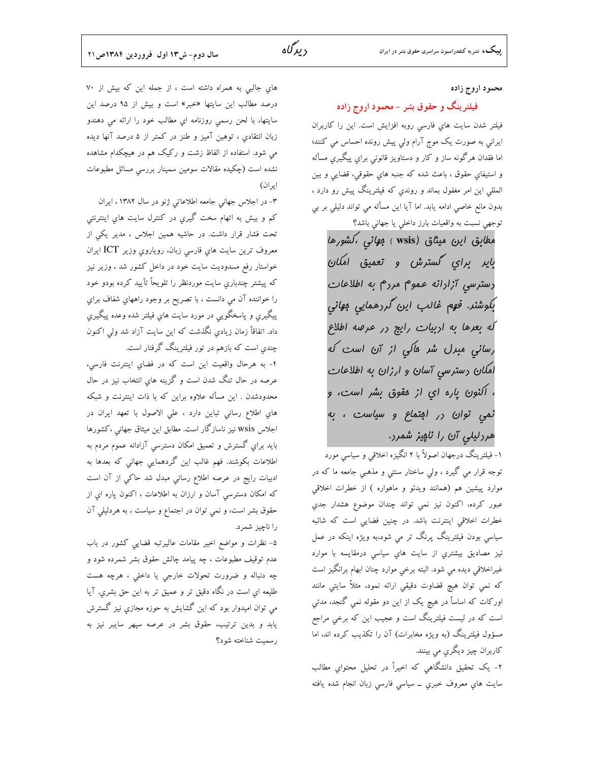محمود اروج زاده

## فیلترینگ و حقوق بشر - محمود اروج زاده

فیلتر شدن سایت هاي فارسي روبه افزايش است. اين را كاربران ايراني به صورت يک موج آرام ولي پيش رونده احساس مي كنند؛ اما فقدان هرگونه ساز و كار و دستاويز قانوني براي پيگيري مسأله و استيفاي حقوق ، باعث شده كه جنبه هاي حقوقي، قضايي و بين المللي اين امر مغفول بماند و روندي كه فيلترينگ پيش رو دارد ، بدون مانع خاصي ادامه يابد. اما آيا اين مسأله مي تواند دليلي بر بي توجهي نسبت به واقعيات بارز داخلي يا جهاني باشد؟

> *مطابق اين ميثاق (wsis ) جهاني ،كشورها بايد براي گسترش و تعميق امكان دسترسي آزادانه عموم مردم به اطلاعات بكوشند. فهم غالب اين گردهمايي جهاني كه بعدها به ادبيات رايج در عرصه اطلاع رساني مبدل شد حاكي از آن است كه امكان دسترسي آسان و ارزان به اطلاعات ، اكنون پاره اي از حقوق بشر است، و نمي توان در اجتماع و سياست ، به هردليلي آن را ناچيز شمرد.*

۱- فيلترينگ درجهان اصولاً با ۲ انگيزه اخلاقي و سياسي مورد توجه قرار مي گيرد ، ولي ساختار سنتي و مذهبي جامعه ما كه در موارد پيشين هم (همانند ويدئو و ماهواره ) از خطرات اخلاقي عبور كرده، اكنون نيز نمي تواند چندان موضوع هشدار جدي خطرات اخلاقي اينترنت باشد. در چنين فضايي است كه شائبه سياسي بودن فيلترينگ پررنگ تر مي شود،به ويژه اينكه در عمل نيز مصاديق بيشتري از سايت هاي سياسي درمقايسه با موارد غيراخلاقي ديده مي شود. البته برخي موارد چنان ابهام برانگيز است كه نمي توان هيچ قضاوت دقيقي ارائه نمود، مثلاً سايتي مانند اوركات كه اساساً در هيچ يک از اين دو مقوله نمي گنجد، مدتي است كه در ليست فيلترينگ است و عجيب اين كه برخي مراجع مسؤول فيلترينگ (به ويژه مخابرات) آن را تكذيب كرده اند، اما كاربران چيز ديگري مي بينند.

۲- يک تحقيق دانشگاهي كه اخيراً در تحليل محتواي مطالب سايت هاي معروف خبري ـ سياسي فارسي زبان انجام شده يافته هاي جالبي به همراه داشته است ، از جمله اين كه بيش از ۷۰ درصد مطالب اين سايتها «خبر» است و بيش از ۹۵ درصد اين سايتها، با لحن رسمي روزنامه اي مطالب خود را ارائه مي دهندو زبان انتقادي ، توهين آميز و طنز در كمتر از ۵ درصد آنها ديده مي شود. استفاده از الفاظ زشت و ركيک هم در هيچكدام مشاهده نشده است (چكيده مقالات سومين سمينار بررسي مسائل مطبوعات ايران)

۳- در اجلاس جهاني جامعه اطلاعاتي ژنو در سال ۱۳۸۲ ، ايران كم و بيش به اتهام سخت گيري در كنترل سايت هاي اينترنتي تحت فشار قرار داشت. در حاشيه همين اجلاس ، مدير يكي از معروف ترين سايت هاي فارسي زبان، رويارويي وزير ICT ايران خواستار رفع مسدوديت سايت خود در داخل كشور شد ، وزير نيز كه پيشتر چندباري سايت موردنظر را تلويحاً تأييد كرده بودو خود را خواننده آن مي دانست ، با تصريح بر وجود راههاي شفاف براي پيگيري و پاسخگويي در مورد سايت هاي فيلتر شده وعده پيگيري داد. اتفاقاً زمان زيادي نگذشت كه اين سايت آزاد شد ولي اكنون چندي است كه بازهم در تور فيلترينگ گرفتار است.

۴- به هرحال واقعيت اين است كه در فضاي اينترنت فارسي، عرصه در حال تنگ شدن است و گزينه هاي انتخاب نيز در حال محدودشدن . اين مسأله علاوه براين كه با ذات اينترنت و شبكه هاي اطلاع رساني تباين دارد ، علي الاصول با تعهد ايران در اجلاس wsis نيز ناسازگار است. مطابق اين ميثاق جهاني ،كشورها بايد براي گسترش و تعميق امكان دسترسي آزادانه عموم مردم به اطلاعات بكوشند. فهم غالب اين گردهمايي جهاني كه بعدها به ادبيات رايج در عرصه اطلاع رساني مبدل شد حاكي از آن است كه امكان دسترسي آسان و ارزان به اطلاعات ، اكنون پاره اي از حقوق بشر است، و نمي توان در اجتماع و سياست ، به هردليلي آن را ناچيز شمرد.

۵- نظرات و مواضع اخير مقامات عاليرتبه قضايي كشور در باب عدم توقيف مطبوعات ، چه پيامد چالش حقوق بشر شمرده شود و چه دنباله و ضرورت تحولات خارجي يا داخلي ، هرچه هست طليعه اي است در نگاه دقيق تر و عميق تر به اين حق بشري. آيا مي توان اميدوار بود كه اين گشايش به حوزه مجازي نيز گسترش يابد و بدين ترتيب، حقوق بشر در عرصه سپهر سايبر نيز به رسميت شناخته شود؟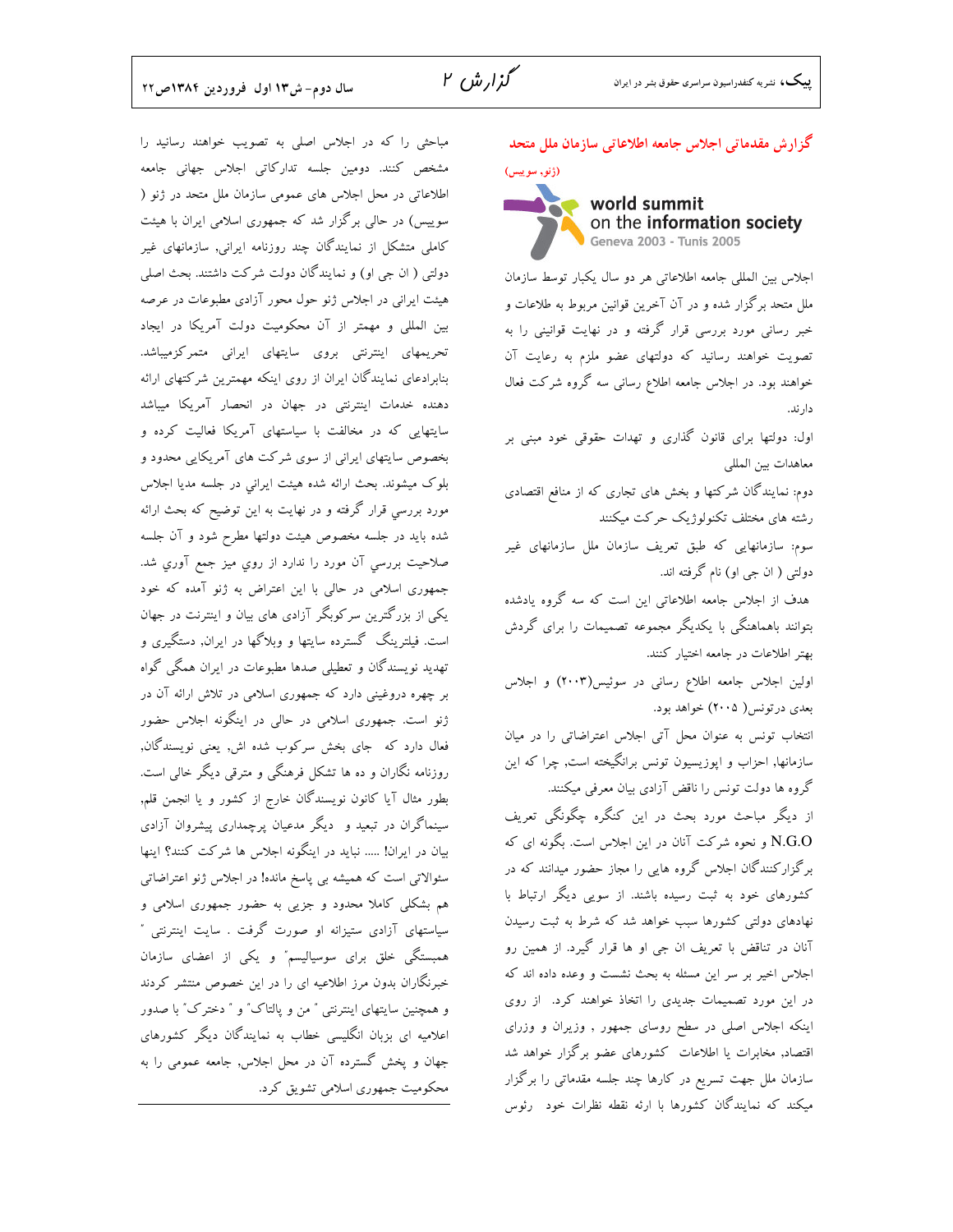## گزارش مقدماتی اجلاس جامعه اطلاعاتی سازمان ملل متحد

(ژنو، سوییس)

world summit on the information society
Geneva 2003 - Tunis 2005

اجلاس بین المللی جامعه اطلاعاتی هر دو سال یکبار توسط سازمان ملل متحد برگزار شده و در آن آخرین قوانین مربوط به طلاعات و خبر رسانی مورد بررسی قرار گرفته و در نهایت قوانینی را به تصویت خواهند رسانید که دولتهای عضو ملزم به رعایت آن خواهند بود. در اجلاس جامعه اطلاع رسانی سه گروه شرکت فعال دارند.

اول: دولتها برای قانون گذاری و تعهدات حقوقی خود مبنی بر معاهدات بین المللی

دوم: نمایندگان شرکتها و بخش های تجاری که از منافع اقتصادی رشته های مختلف تکنولوژیک حرکت میکنند

سوم: سازمانهایی که طبق تعریف سازمان ملل سازمانهای غیر دولتی ( ان جی او) نام گرفته اند.

هدف از اجلاس جامعه اطلاعاتی این است که سه گروه یادشده بتوانند باهماهنگی با یکدیگر مجموعه تصمیمات را برای گردش بهتر اطلاعات در جامعه اختیار کنند.

اولین اجلاس جامعه اطلاع رسانی در سوئیس(۲۰۰۳) و اجلاس بعدی درتونس( ۲۰۰۵) خواهد بود.

انتخاب تونس به عنوان محل آتی اجلاس اعتراضاتی را در میان سازمانها, احزاب و اپوزیسیون تونس برانگیخته است, چرا که این گروه ها دولت تونس را ناقض آزادی بیان معرفی میکنند.

از دیگر مباحث مورد بحث در این کنگره چگونگی تعریف N.G.O و نحوه شرکت آنان در این اجلاس است. بگونه ای که برگزارکنندگان اجلاس گروه هایی را مجاز حضور میدانند که در کشورهای خود به ثبت رسیده باشند. از سویی دیگر ارتباط با نهادهای دولتی کشورها سبب خواهد شد که شرط به ثبت رسیدن آنان در تناقض با تعریف ان جی او ها قرار گیرد. از همین رو اجلاس اخیر بر سر این مسئله به بحث نشست و وعده داده اند که در این مورد تصمیمات جدیدی را اتخاذ خواهند کرد. از روی اینکه اجلاس اصلی در سطح روسای جمهور , وزیران و وزرای اقتصاد, مخابرات یا اطلاعات کشورهای عضو برگزار خواهد شد سازمان ملل جهت تسریع در کارها چند جلسه مقدماتی را برگزار میکند که نمایندگان کشورها با ارئه نقطه نظرات خود رئوس مباحثی را که در اجلاس اصلی به تصویب خواهند رسانید را مشخص کنند. دومین جلسه تدارکاتی اجلاس جهانی جامعه اطلاعاتی در محل اجلاس های عمومی سازمان ملل متحد در ژنو ( سوییس) در حالی برگزار شد که جمهوری اسلامی ایران با هیئت کاملی متشکل از نمایندگان چند روزنامه ایرانی, سازمانهای غیر دولتی ( ان جی او) و نمایندگان دولت شرکت داشتند. بحث اصلی هیئت ایرانی در اجلاس ژنو حول محور آزادی مطبوعات در عرصه بین المللی و مهمتر از آن محکومیت دولت آمریکا در ایجاد تحریمهای اینترنتی بروی سایتهای ایرانی متمرکزمیباشد. بنابرادعای نمایندگان ایران از روی اینکه مهمترین شرکتهای ارائه دهنده خدمات اینترنتی در جهان در انحصار آمریکا میباشد سایتهایی که در مخالفت با سیاستهای آمریکا فعالیت کرده و بخصوص سایتهای ایرانی از سوی شرکت های آمریکایی محدود و بلوک میشوند. بحث ارائه شده هیئت ایراني در جلسه مديا اجلاس مورد بررسي قرار گرفته و در نهایت به این توضیح که بحث ارائه شده باید در جلسه مخصوص هیئت دولتها مطرح شود و آن جلسه صلاحیت بررسي آن مورد را ندارد از روي ميز جمع آوري شد. جمهوری اسلامی در حالی با این اعتراض به ژنو آمده که خود یکی از بزرگترین سرکوبگر آزادی های بیان و اینترنت در جهان است. فیلترینگ گسترده سایتها و وبلاگها در ایران, دستگیری و تهدید نویسندگان و تعطیلی صدها مطبوعات در ایران همگی گواه بر چهره دروغینی دارد که جمهوری اسلامی در تلاش ارائه آن در ژنو است. جمهوری اسلامی در حالی در اینگونه اجلاس حضور فعال دارد که جای بخش سرکوب شده اش, یعنی نویسندگان, روزنامه نگاران و ده ها تشکل فرهنگی و مترقی دیگر خالی است. بطور مثال آیا کانون نویسندگان خارج از کشور و یا انجمن قلم, سینماگران در تبعید و دیگر مدعیان پرچمداری پیشروان آزادی بیان در ایران! ..... نباید در اینگونه اجلاس ها شرکت کنند؟ اینها سئوالاتی است که همیشه بی پاسخ مانده! در اجلاس ژنو اعتراضاتی هم بشکلی کاملا محدود و جزیی به حضور جمهوری اسلامی و سیاستهای آزادی ستیزانه او صورت گرفت . سایت اینترنتی " همبستگی خلق برای سوسیالیسم" و یکی از اعضای سازمان خبرنگاران بدون مرز اطلاعیه ای را در این خصوص منتشر کردند و همچنین سایتهای اینترنتی " من و پالتاک" و " دخترک" با صدور اعلامیه ای بزبان انگلیسی خطاب به نمایندگان دیگر کشورهای جهان و پخش گسترده آن در محل اجلاس, جامعه عمومی را به محکومیت جمهوری اسلامی تشویق کرد.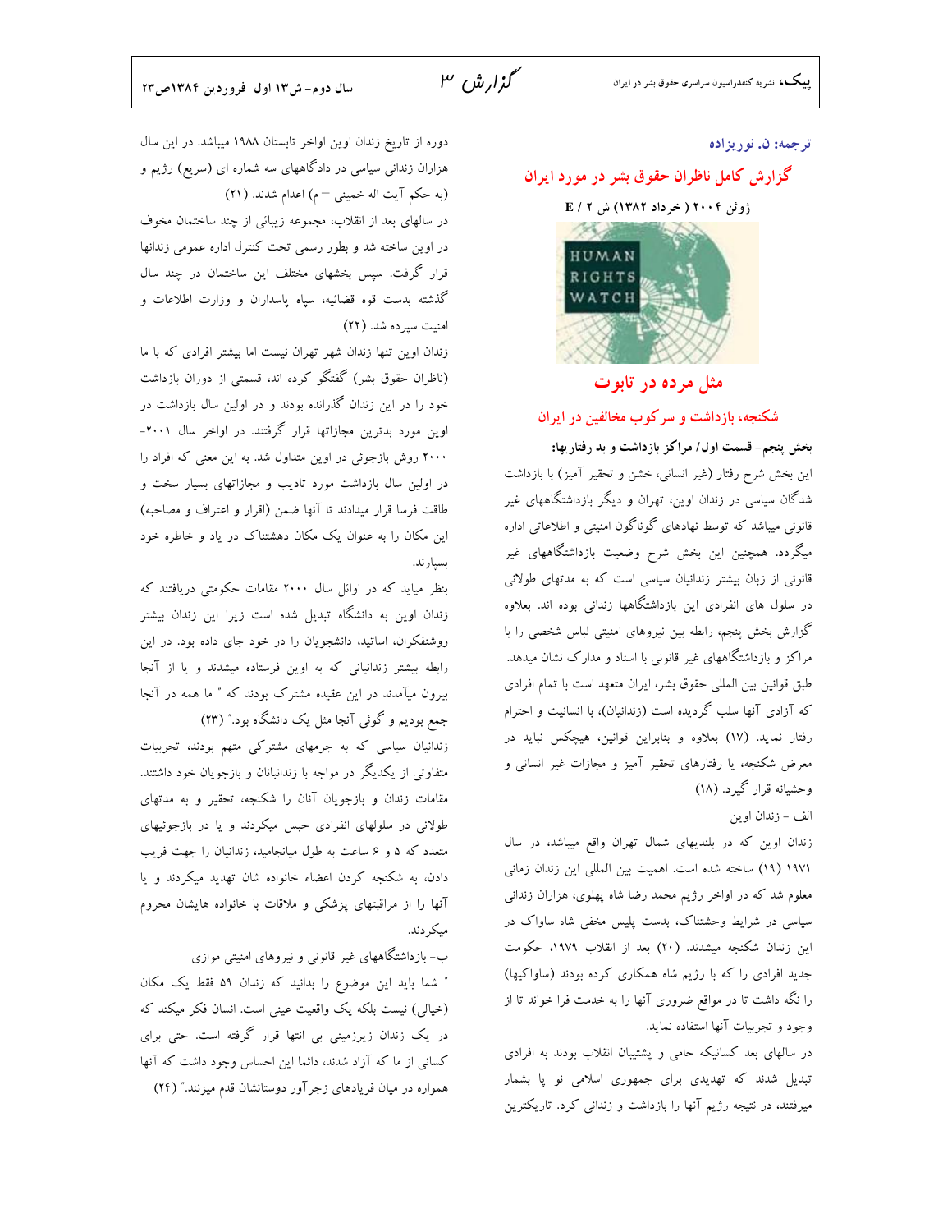ترجمه: ن. نوریزاده

## گزارش کامل ناظران حقوق بشر در مورد ایران

**ژوئن ۲۰۰۴ ( خرداد ۱۳۸۲) ش ۲ / E**

## مثل مرده در تابوت

### شکنجه، بازداشت و سرکوب مخالفین در ایران

**بخش پنجم- قسمت اول/ مراکز بازداشت و بد رفتاریها:**

این بخش شرح رفتار (غیر انسانی، خشن و تحقیر آمیز) با بازداشت شدگان سیاسی در زندان اوین، تهران و دیگر بازداشتگاههای غیر قانونی میباشد که توسط نهادهای گوناگون امنیتی و اطلاعاتی اداره میگردد. همچنین این بخش شرح وضعیت بازداشتگاههای غیر قانونی از زبان بیشتر زندانیان سیاسی است که به مدتهای طولانی در سلول های انفرادی این بازداشتگاهها زندانی بوده اند. بعلاوه گزارش بخش پنجم، رابطه بین نیروهای امنیتی لباس شخصی را با مراکز و بازداشتگاههای غیر قانونی با اسناد و مدارک نشان میدهد. طبق قوانین بین المللی حقوق بشر، ایران متعهد است با تمام افرادی که آزادی آنها سلب گردیده است (زندانیان)، با انسانیت و احترام رفتار نماید. (۱۷) بعلاوه و بنابراین قوانین، هیچکس نباید در معرض شکنجه، یا رفتارهای تحقیر آمیز و مجازات غیر انسانی و وحشیانه قرار گیرد. (۱۸)

الف - زندان اوین

زندان اوین که در بلندیهای شمال تهران واقع میباشد، در سال ۱۹۷۱ (۱۹) ساخته شده است. اهمیت بین المللی این زندان زمانی معلوم شد که در اواخر رژیم محمد رضا شاه پهلوی، هزاران زندانی سیاسی در شرایط وحشتناک، بدست پلیس مخفی شاه ساواک در این زندان شکنجه میشدند. (۲۰) بعد از انقلاب ۱۹۷۹، حکومت جدید افرادی را که با رژیم شاه همکاری کرده بودند (ساواکیها) را نگه داشت تا در مواقع ضروری آنها را به خدمت فرا خواند تا از وجود و تجربیات آنها استفاده نماید.

در سالهای بعد کسانیکه حامی و پشتیبان انقلاب بودند به افرادی تبدیل شدند که تهدیدی برای جمهوری اسلامی نو پا بشمار میرفتند، در نتیجه رژیم آنها را بازداشت و زندانی کرد. تاریکترین دوره از تاریخ زندان اوین اواخر تابستان ۱۹۸۸ میباشد. در این سال هزاران زندانی سیاسی در دادگاههای سه شماره ای (سریع) رژیم و (به حکم آیت اله خمینی –م) اعدام شدند. (۲۱)

در سالهای بعد از انقلاب، مجموعه زیبائی از چند ساختمان مخوف در اوین ساخته شد و بطور رسمی تحت کنترل اداره عمومی زندانها قرار گرفت. سپس بخشهای مختلف این ساختمان در چند سال گذشته بدست قوه قضائیه، سپاه پاسداران و وزارت اطلاعات و امنیت سپرده شد. (۲۲)

زندان اوین تنها زندان شهر تهران نیست اما بیشتر افرادی که با ما (ناظران حقوق بشر) گفتگو کرده اند، قسمتی از دوران بازداشت خود را در این زندان گذرانده بودند و در اولین سال بازداشت در اوین مورد بدترین مجازاتها قرار گرفتند. در اواخر سال ۲۰۰۱-۲۰۰۰ روش بازجوئی در اوین متداول شد. به این معنی که افراد را در اولین سال بازداشت مورد تادیب و مجازاتهای بسیار سخت و طاقت فرسا قرار میدادند تا آنها ضمن (اقرار و اعتراف و مصاحبه) این مکان را به عنوان یک مکان دهشتناک در یاد و خاطره خود بسپارند.

بنظر میاید که در اوائل سال ۲۰۰۰ مقامات حکومتی دریافتند که زندان اوین به دانشگاه تبدیل شده است زیرا این زندان بیشتر روشنفکران، اساتید، دانشجویان را در خود جای داده بود. در این رابطه بیشتر زندانیانی که به اوین فرستاده میشدند و یا از آنجا بیرون میآمدند در این عقیده مشترک بودند که " ما همه در آنجا جمع بودیم و گوئی آنجا مثل یک دانشگاه بود." (۲۳)

زندانیان سیاسی که به جرمهای مشترکی متهم بودند، تجربیات متفاوتی از یکدیگر در مواجه با زندانبانان و بازجویان خود داشتند. مقامات زندان و بازجویان آنان را شکنجه، تحقیر و به مدتهای طولانی در سلولهای انفرادی حبس میکردند و یا در بازجوئیهای متعدد که ۵ و ۶ ساعت به طول میانجامید، زندانیان را جهت فریب دادن، به شکنجه کردن اعضاء خانواده شان تهدید میکردند و یا آنها را از مراقبتهای پزشکی و ملاقات با خانواده هایشان محروم میکردند.

ب- بازداشتگاههای غیر قانونی و نیروهای امنیتی موازی

" شما باید این موضوع را بدانید که زندان ۵۹ فقط یک مکان (خیالی) نیست بلکه یک واقعیت عینی است. انسان فکر میکند که در یک زندان زیرزمینی بی انتها قرار گرفته است. حتی برای کسانی از ما که آزاد شدند، دائما این احساس وجود داشت که آنها همواره در میان فریادهای زجرآور دوستانشان قدم میزنند." (۲۴)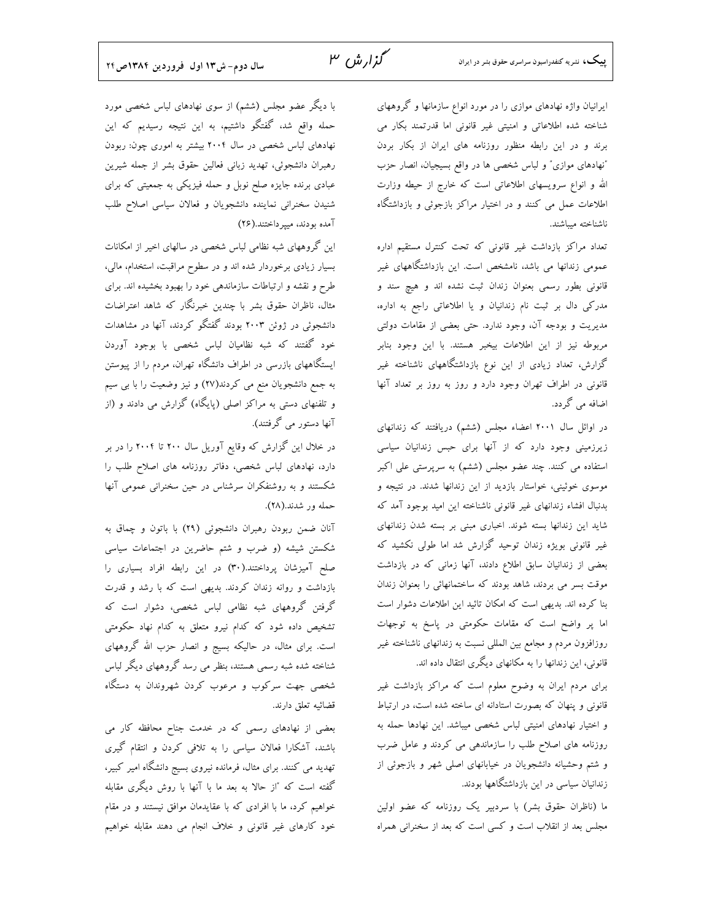ایرانیان واژه نهادهای موازی را در مورد انواع سازمانها و گروههای شناخته شده اطلاعاتی و امنیتی غیر قانونی اما قدرتمند بکار می برند و در این رابطه منظور روزنامه های ایران از بکار بردن "نهادهای موازی" و لباس شخصی ها در واقع بسیجیان، انصار حزب الله و انواع سرویسهای اطلاعاتی است که خارج از حیطه وزارت اطلاعات عمل می کنند و در اختیار مراکز بازجوئی و بازداشتگاه ناشناخته میباشند.

تعداد مراکز بازداشت غیر قانونی که تحت کنترل مستقیم اداره عمومی زندانها می باشد، نامشخص است. این بازداشتگاههای غیر قانونی بطور رسمی بعنوان زندان ثبت نشده اند و هیچ سند و مدرکی دال بر ثبت نام زندانیان و یا اطلاعاتی راجع به اداره، مدیریت و بودجه آن، وجود ندارد. حتی بعضی از مقامات دولتی مربوطه نیز از این اطلاعات بیخبر هستند. با این وجود بنابر گزارش، تعداد زیادی از این نوع بازداشتگاههای ناشناخته غیر قانونی در اطراف تهران وجود دارد و روز به روز بر تعداد آنها اضافه می گردد.

در اوائل سال ۲۰۰۱ اعضاء مجلس (ششم) دریافتند که زندانهای زیرزمینی وجود دارد که از آنها برای حبس زندانیان سیاسی استفاده می کنند. چند عضو مجلس (ششم) به سرپرستی علی اکبر موسوی خوئینی، خواستار بازدید از این زندانها شدند. در نتیجه و بدنبال افشاء زندانهای غیر قانونی ناشناخته این امید بوجود آمد که شاید این زندانها بسته شوند. اخباری مبنی بر بسته شدن زندانهای غیر قانونی بویژه زندان توحید گزارش شد اما طولی نکشید که بعضی از زندانیان سابق اطلاع دادند، آنها زمانی که در بازداشت موقت بسر می بردند، شاهد بودند که ساختمانهائی را بعنوان زندان بنا کرده اند. بدیهی است که امکان تائید این اطلاعات دشوار است اما پر واضح است که مقامات حکومتی در پاسخ به توجهات روزافزون مردم و مجامع بین المللی نسبت به زندانهای ناشناخته غیر قانونی، این زندانها را به مکانهای دیگری انتقال داده اند.

برای مردم ایران به وضوح معلوم است که مراکز بازداشت غیر قانونی و پنهان که بصورت استادانه ای ساخته شده است، در ارتباط و اختیار نهادهای امنیتی لباس شخصی میباشد. این نهادها حمله به روزنامه های اصلاح طلب را سازماندهی می کردند و عامل ضرب و شتم وحشیانه دانشجویان در خیابانهای اصلی شهر و بازجوئی از زندانیان سیاسی در این بازداشتگاهها بودند.

ما (ناظران حقوق بشر) با سردبیر یک روزنامه که عضو اولین مجلس بعد از انقلاب است و کسی است که بعد از سخنرانی همراه با دیگر عضو مجلس (ششم) از سوی نهادهای لباس شخصی مورد حمله واقع شد، گفتگو داشتیم، به این نتیجه رسیدیم که این نهادهای لباس شخصی در سال ۲۰۰۴ بیشتر به اموری چون: ربودن رهبران دانشجوئی، تهدید زبانی فعالین حقوق بشر از جمله شیرین عبادی برنده جایزه صلح نوبل و حمله فیزیکی به جمعیتی که برای شنیدن سخنرانی نماینده دانشجویان و فعالان سیاسی اصلاح طلب آمده بودند، میپرداختند.(۲۶)

این گروههای شبه نظامی لباس شخصی در سالهای اخیر از امکانات بسیار زیادی برخوردار شده اند و در سطوح مراقبت، استخدام، مالی، طرح و نقشه و ارتباطات سازماندهی خود را بهبود بخشیده اند. برای مثال، ناظران حقوق بشر با چندین خبرنگار که شاهد اعتراضات دانشجوئی در ژوئن ۲۰۰۳ بودند گفتگو کردند، آنها در مشاهدات خود گفتند که شبه نظامیان لباس شخصی با بوجود آوردن ایستگاههای بازرسی در اطراف دانشگاه تهران، مردم را از پیوستن به جمع دانشجویان منع می کردند(۲۷) و نیز وضعیت را با بی سیم و تلفنهای دستی به مراکز اصلی (پایگاه) گزارش می دادند و (از آنها دستور می گرفتند).

در خلال این گزارش که وقایع آوریل سال ۲۰۰ تا ۲۰۰۴ را در بر دارد، نهادهای لباس شخصی، دفاتر روزنامه های اصلاح طلب را شکستند و به روشنفکران سرشناس در حین سخنرانی عمومی آنها حمله ور شدند.(۲۸).

آنان ضمن ربودن رهبران دانشجوئی (۲۹) با باتون و چماق به شکستن شیشه (و ضرب و شتم حاضرین در اجتماعات سیاسی صلح آمیزشان پرداختند.(۳۰) در این رابطه افراد بسیاری را بازداشت و روانه زندان کردند. بدیهی است که با رشد و قدرت گرفتن گروههای شبه نظامی لباس شخصی، دشوار است که تشخیص داده شود که کدام نیرو متعلق به کدام نهاد حکومتی است. برای مثال، در حالیکه بسیج و انصار حزب الله گروههای شناخته شده شبه رسمی هستند، بنظر می رسد گروههای دیگر لباس شخصی جهت سرکوب و مرعوب کردن شهروندان به دستگاه قضائیه تعلق دارند.

بعضی از نهادهای رسمی که در خدمت جناح محافظه کار می باشند، آشکارا فعالان سیاسی را به تلافی کردن و انتقام گیری تهدید می کنند. برای مثال، فرمانده نیروی بسیج دانشگاه امیر کبیر، گفته است که "از حالا به بعد ما با آنها با روش دیگری مقابله خواهیم کرد، ما با افرادی که با عقایدمان موافق نیستند و در مقام خود کارهای غیر قانونی و خلاف انجام می دهند مقابله خواهیم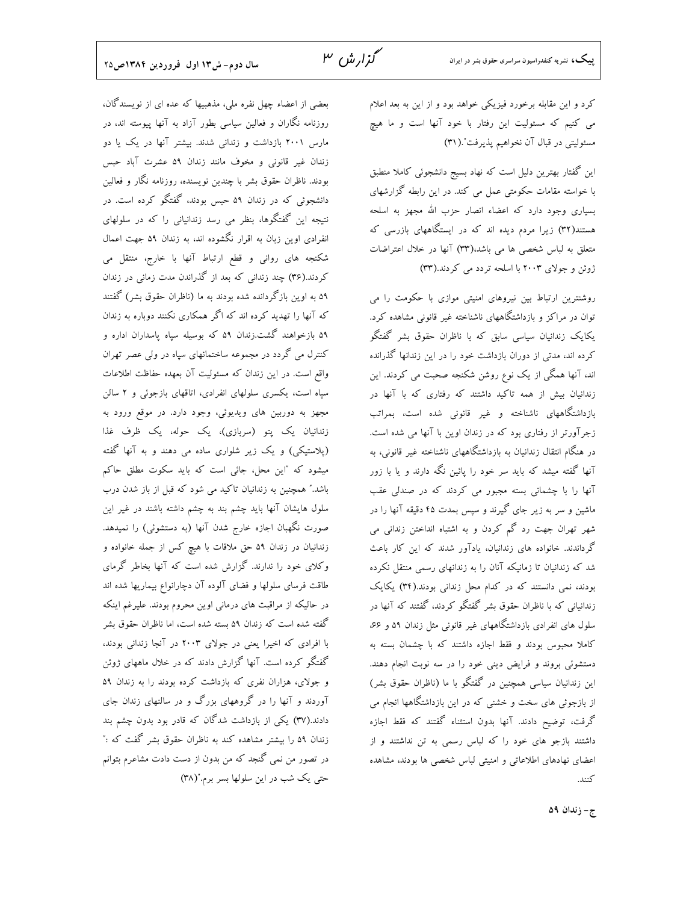کرد و این مقابله برخورد فیزیکی خواهد بود و از این به بعد اعلام می کنیم که مسئولیت این رفتار با خود آنها است و ما هیچ مسئولیتی در قبال آن نخواهیم پذیرفت".(۳۱)

این گفتار بهترین دلیل است که نهاد بسیج دانشجوئی کاملا منطبق با خواسته مقامات حکومتی عمل می کند. در این رابطه گزارشهای بسیاری وجود دارد که اعضاء انصار حزب الله مجهز به اسلحه هستند(۳۲) زیرا مردم دیده اند که در ایستگاههای بازرسی که متعلق به لباس شخصی ها می باشد،(۳۳) آنها در خلال اعتراضات ژوئن و جولای ۲۰۰۳ با اسلحه تردد می کردند.(۳۳)

روشنترین ارتباط بین نیروهای امنیتی موازی با حکومت را می توان در مراکز و بازداشتگاههای ناشناخته غیر قانونی مشاهده کرد. یکایک زندانیان سیاسی سابق که با ناظران حقوق بشر گفتگو کرده اند، مدتی از دوران بازداشت خود را در این زندانها گذرانده اند، آنها همگی از یک نوع روشن شکنجه صحبت می کردند. این زندانیان بیش از همه تاکید داشتند که رفتاری که با آنها در بازداشتگاههای ناشناخته و غیر قانونی شده است، بمراتب زجرآورتر از رفتاری بود که در زندان اوین با آنها می شده است. در هنگام انتقال زندانیان به بازداشتگاههای ناشناخته غیر قانونی، به آنها گفته میشد که باید سر خود را پائین نگه دارند و یا با زور آنها را با چشمانی بسته مجبور می کردند که در صندلی عقب ماشین و سر به زیر جای گیرند و سپس بمدت ۴۵ دقیقه آنها را در شهر تهران جهت رد گم کردن و به اشتباه انداختن زندانی می گرداندند. خانواده های زندانیان، یادآور شدند که این کار باعث شد که زندانیان تا زمانیکه آنان را به زندانهای رسمی منتقل نکرده بودند، نمی دانستند که در کدام محل زندانی بودند.(۳۴) یکایک زندانیانی که با ناظران حقوق بشر گفتگو کردند، گفتند که آنها در سلول های انفرادی بازداشتگاههای غیر قانونی مثل زندان ۵۹ و ۶۶، کاملا محبوس بودند و فقط اجازه داشتند که با چشمان بسته به دستشوئی بروند و فرایض دینی خود را در سه نوبت انجام دهند. این زندانیان سیاسی همچنین در گفتگو با ما (ناظران حقوق بشر) از بازجوئی های سخت و خشنی که در این بازداشتگاهها انجام می گرفت، توضیح دادند. آنها بدون استثناء گفتند که فقط اجازه داشتند بازجو های خود را که لباس رسمی به تن نداشتند و از اعضای نهادهای اطلاعاتی و امنیتی لباس شخصی ها بودند، مشاهده کنند.

### ج- زندان ۵۹

بعضی از اعضاء چهل نفره ملی، مذهبیها که عده ای از نویسندگان، روزنامه نگاران و فعالین سیاسی بطور آزاد به آنها پیوسته اند، در مارس ۲۰۰۱ بازداشت و زندانی شدند. بیشتر آنها در یک یا دو زندان غیر قانونی و مخوف مانند زندان ۵۹ عشرت آباد حبس بودند. ناظران حقوق بشر با چندین نویسنده، روزنامه نگار و فعالین دانشجوئی که در زندان ۵۹ حبس بودند، گفتگو کرده است. در نتیجه این گفتگوها، بنظر می رسد زندانیانی را که در سلولهای انفرادی اوین زبان به اقرار نگشوده اند، به زندان ۵۹ جهت اعمال شکنجه های روانی و قطع ارتباط آنها با خارج، منتقل می کردند.(۳۶) چند زندانی که بعد از گذراندن مدت زمانی در زندان ۵۹ به اوین بازگردانده شده بودند به ما (ناظران حقوق بشر) گفتند که آنها را تهدید کرده اند که اگر همکاری نکنند دوباره به زندان ۵۹ بازخواهند گشت.زندان ۵۹ که بوسیله سپاه پاسداران اداره و کنترل می گردد در مجموعه ساختمانهای سپاه در ولی عصر تهران واقع است. در این زندان که مسئولیت آن بعهده حفاظت اطلاعات سپاه است، یکسری سلولهای انفرادی، اتاقهای بازجوئی و ۲ سالن مجهز به دوربین های ویدیوئی، وجود دارد. در موقع ورود به زندانیان یک پتو (سربازی)، یک حوله، یک ظرف غذا (پلاستیکی) و یک زیر شلواری ساده می دهند و به آنها گفته میشود که "این محل، جائی است که باید سکوت مطلق حاکم باشد." همچنین به زندانیان تاکید می شود که قبل از باز شدن درب سلول هایشان آنها باید چشم بند به چشم داشته باشند در غیر این صورت نگهبان اجازه خارج شدن آنها (به دستشوئی) را نمیدهد. زندانیان در زندان ۵۹ حق ملاقات با هیچ کس از جمله خانواده و وکلای خود را ندارند. گزارش شده است که آنها بخاطر گرمای طاقت فرسای سلولها و فضای آلوده آن دچارانواع بیماریها شده اند در حالیکه از مراقبت های درمانی اوین محروم بودند. علیرغم اینکه گفته شده است که زندان ۵۹ بسته شده است، اما ناظران حقوق بشر با افرادی که اخیرا یعنی در جولای ۲۰۰۳ در آنجا زندانی بودند، گفتگو کرده است. آنها گزارش دادند که در خلال ماههای ژوئن و جولای، هزاران نفری که بازداشت کرده بودند را به زندان ۵۹ آوردند و آنها را در گروههای بزرگ و در سالنهای زندان جای دادند.(۳۷) یکی از بازداشت شدگان که قادر بود بدون چشم بند زندان ۵۹ را بیشتر مشاهده کند به ناظران حقوق بشر گفت که : "در تصور من نمی گنجد که من بدون از دست دادت مشاعرم بتوانم حتی یک شب در این سلولها بسر برم."(۳۸)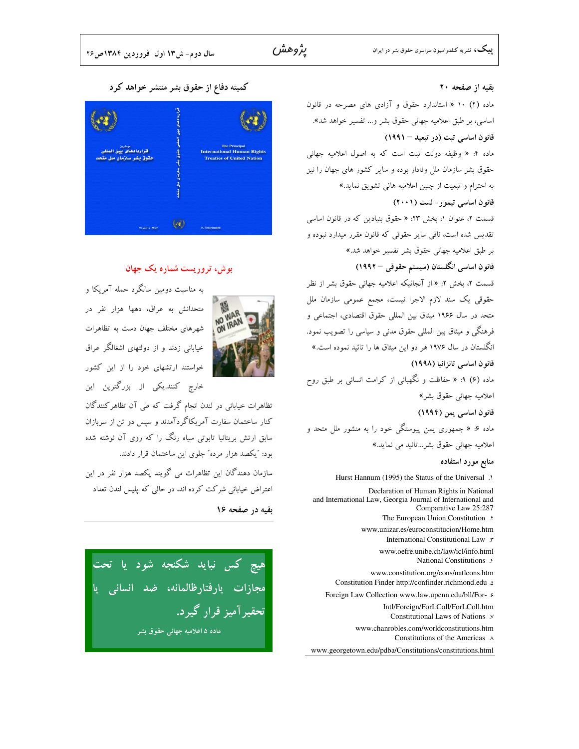بقیه از صفحه ۲۰

ماده (۲) ۱۰ « استاندارد حقوق و آزادی های مصرحه در قانون اساسی، بر طبق اعلامیه جهانی حقوق بشر و... تفسیر خواهد شد».

**قانون اساسی تبت (در تبعید – ۱۹۹۱)**

ماده ۴: « وظیفه دولت تبت است که به اصول اعلامیه جهانی حقوق بشر سازمان ملل وفادار بوده و سایر کشور های جهان را نیز به احترام و تبعیت از چنین اعلامیه هائی تشویق نماید.»

**قانون اساسی تیمور- لست (۲۰۰۱)**

قسمت ۲، عنوان ۱، بخش ۲۳: « حقوق بنیادین که در قانون اساسی تقدیس شده است، نافی سایر حقوقی که قانون مقرر میدارد نبوده و بر طبق اعلامیه جهانی حقوق بشر تفسیر خواهد شد.»

**قانون اساسی انگلستان (سیستم حقوقی – ۱۹۹۲)**

قسمت ۲، بخش ۲: « از آنجائیکه اعلامیه جهانی حقوق بشر از نظر حقوقی یک سند لازم الاجرا نیست، مجمع عمومی سازمان ملل متحد در سال ۱۹۶۶ میثاق بین المللی حقوق اقتصادی، اجتماعی و فرهنگی و میثاق بین المللی حقوق مدنی و سیاسی را تصویب نمود. انگلستان در سال ۱۹۷۶ هر دو این میثاق ها را تائید نموده است.»

**قانون اساسی تانزانیا (۱۹۹۸)**

ماده (۶) ۹: « حفاظت و نگهبانی از کرامت انسانی بر طبق روح اعلامیه جهانی حقوق بشر»

**قانون اساسی یمن (۱۹۹۴)**

ماده ۶: « جمهوری یمن پیوستگی خود را به منشور ملل متحد و اعلامیه جهانی حقوق بشر...تائید می نماید.»

**منابع مورد استفاده**

۱. Hurst Hannum (1995) the Status of the Universal Declaration of Human Rights in National and International Law, Georgia Journal of International and Comparative Law 25:287

۲. The European Union Constitution
www.unizar.es/euroconstitucion/Home.htm

۳. International Constitutional Law
www.oefre.unibe.ch/law/icl/info.html

۴. National Constitutions
www.constitution.org/cons/natlcons.htm

۵. Constitution Finder http://confinder.richmond.edu

۶. Foreign Law Collection www.law.upenn.edu/bll/For-Intl/Foreign/ForLColl/ForLColl.htm

۷. Constitutional Laws of Nations
www.chanrobles.com/worldconstitutions.htm

۸. Constitutions of the Americas
www.georgetown.edu/pdba/Constitutions/constitutions.html

---

## کمیته دفاع از حقوق بشر منتشر خواهد کرد

قراردادهای بین المللی حقوق بشر سازمان ملل متحد

The Principal International Human Rights Treaties of United Nation

N. Nourizadeh

---

## بوش، تروریست شماره یک جهان

به مناسبت دومین سالگرد حمله آمریکا و متحدانش به عراق، دهها هزار نفر در شهرهای مختلف جهان دست به تظاهرات خیابانی زدند و از دولتهای اشغالگر عراق خواستند ارتشهای خود را از این کشور خارج کنند.یکی از بزرگترین این تظاهرات خیابانی در لندن انجام گرفت که طی آن تظاهرکنندگان کنار ساختمان سفارت آمریکاگردآمدند و سپس دو تن از سربازان سابق ارتش بریتانیا تابوتی سیاه رنگ را که روی آن نوشته شده بود: "یکصد هزار مرده" جلوی این ساختمان قرار دادند.

سازمان دهندگان این تظاهرات می گویند یکصد هزار نفر در این اعتراض خیابانی شرکت کرده اند، در حالی که پلیس لندن تعداد

بقیه در صفحه ۱۶

---

**هیچ کس نباید شکنجه شود یا تحت مجازات یارفتارظالمانه، ضد انسانی یا تحقیرآمیز قرار گیرد.**

ماده ۵ اعلامیه جهانی حقوق بشر